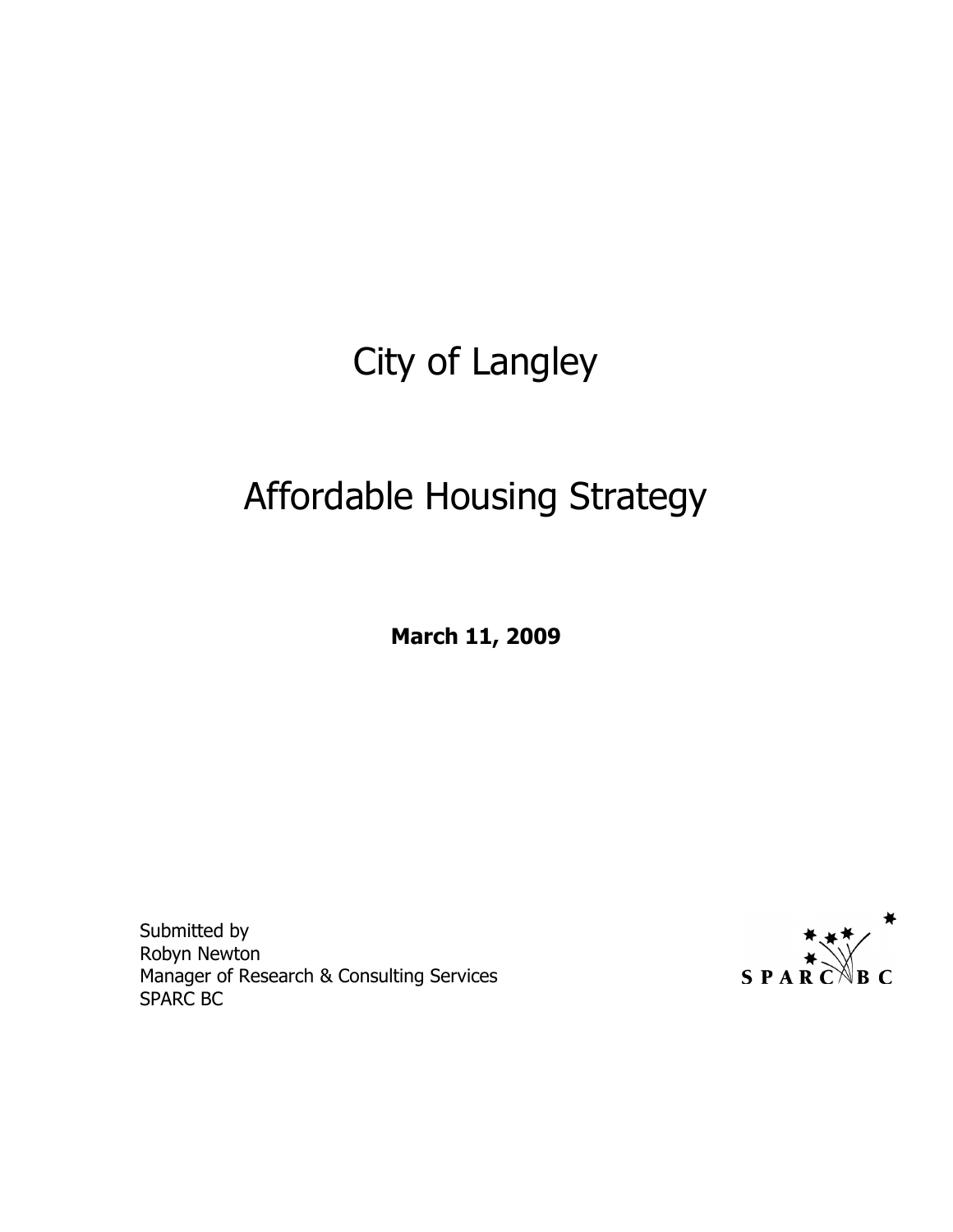# City of Langley

# Affordable Housing Strategy

**March 11, 2009**

Submitted by
Robyn Newton
Manager of Research & Consulting Services
SPARC BC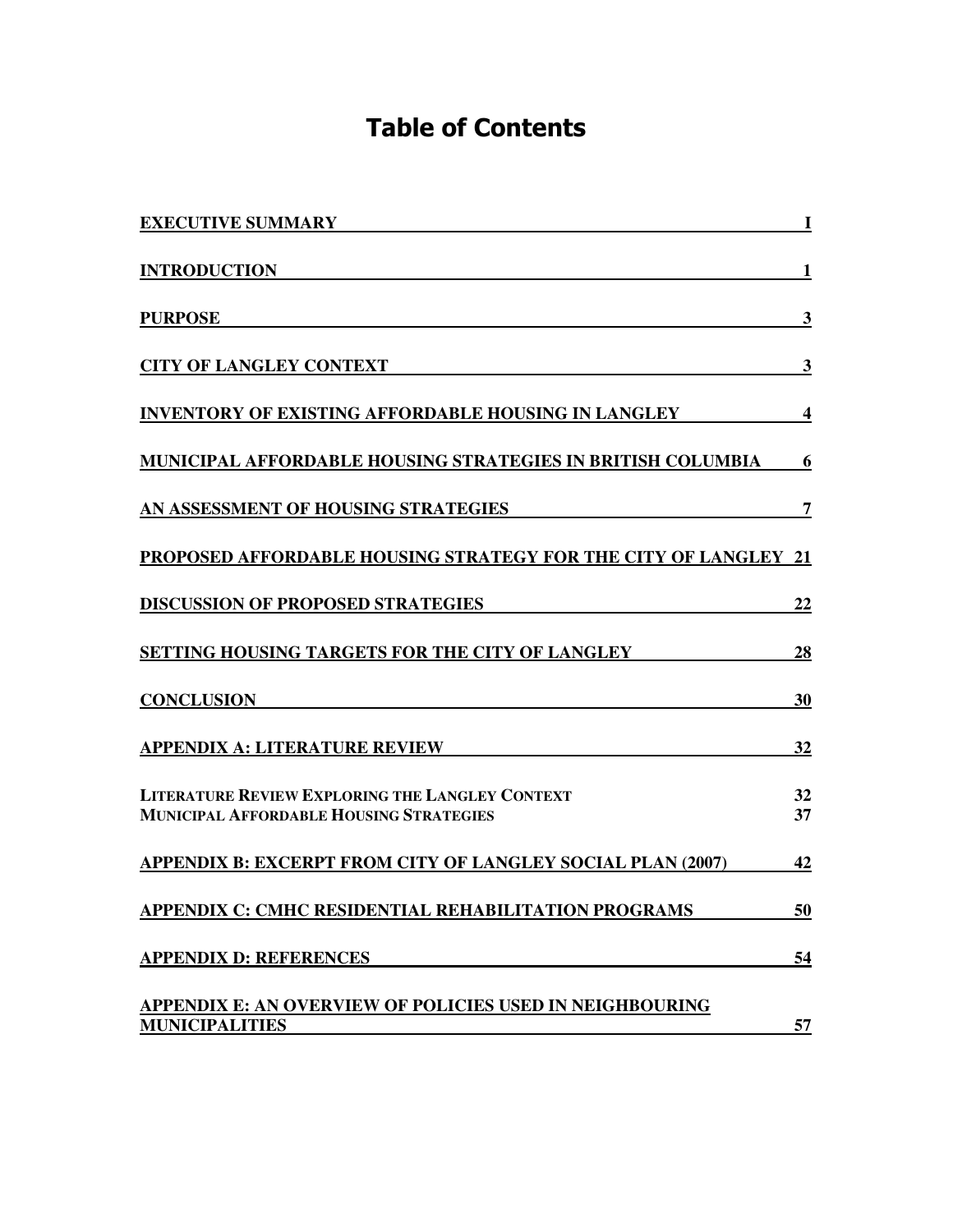# Table of Contents

| | |
|---|---|
| EXECUTIVE SUMMARY | I |
| INTRODUCTION | 1 |
| PURPOSE | 3 |
| CITY OF LANGLEY CONTEXT | 3 |
| INVENTORY OF EXISTING AFFORDABLE HOUSING IN LANGLEY | 4 |
| MUNICIPAL AFFORDABLE HOUSING STRATEGIES IN BRITISH COLUMBIA | 6 |
| AN ASSESSMENT OF HOUSING STRATEGIES | 7 |
| PROPOSED AFFORDABLE HOUSING STRATEGY FOR THE CITY OF LANGLEY | 21 |
| DISCUSSION OF PROPOSED STRATEGIES | 22 |
| SETTING HOUSING TARGETS FOR THE CITY OF LANGLEY | 28 |
| CONCLUSION | 30 |
| APPENDIX A: LITERATURE REVIEW | 32 |
| LITERATURE REVIEW EXPLORING THE LANGLEY CONTEXT | 32 |
| MUNICIPAL AFFORDABLE HOUSING STRATEGIES | 37 |
| APPENDIX B: EXCERPT FROM CITY OF LANGLEY SOCIAL PLAN (2007) | 42 |
| APPENDIX C: CMHC RESIDENTIAL REHABILITATION PROGRAMS | 50 |
| APPENDIX D: REFERENCES | 54 |
| APPENDIX E: AN OVERVIEW OF POLICIES USED IN NEIGHBOURING MUNICIPALITIES | 57 |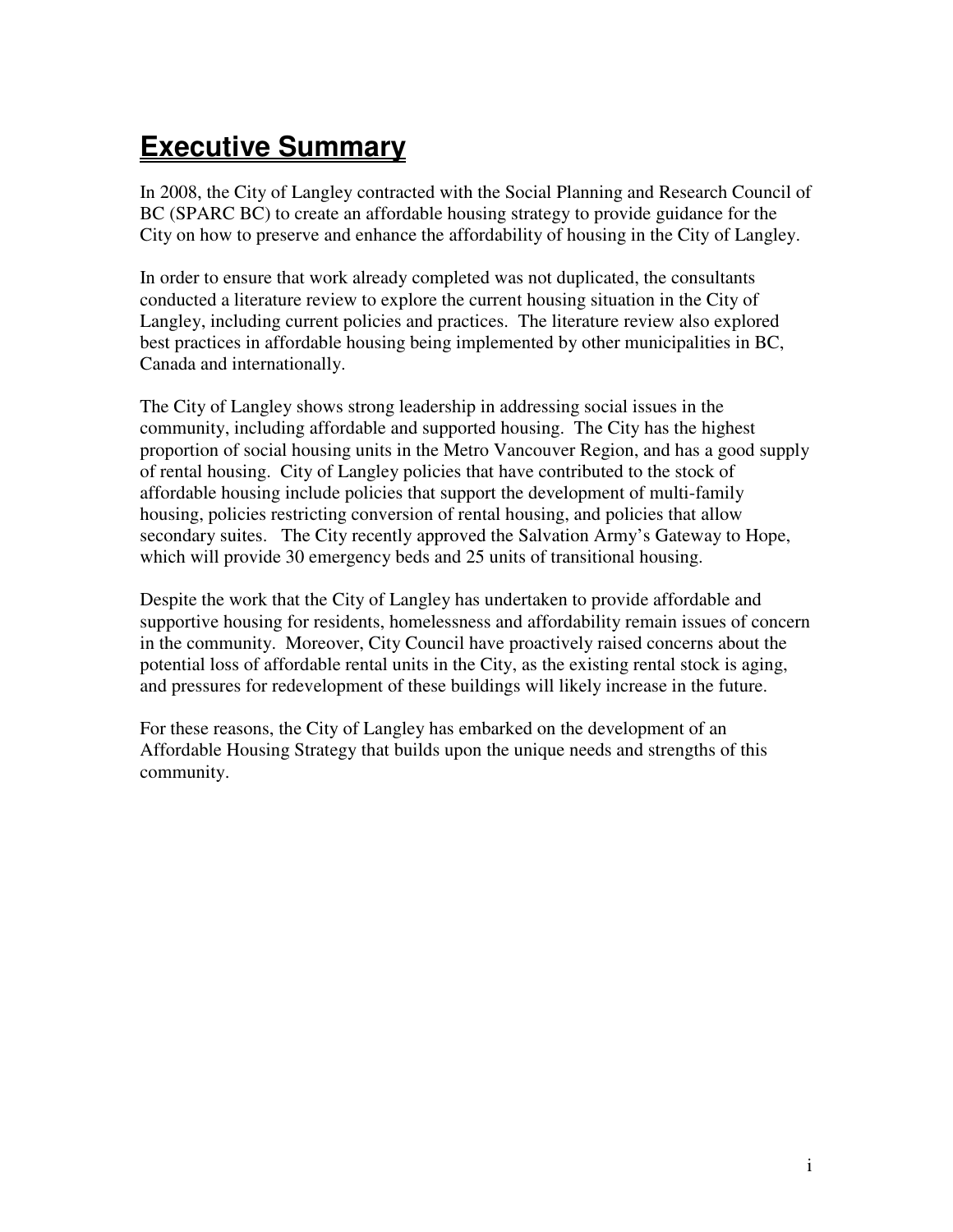# Executive Summary

In 2008, the City of Langley contracted with the Social Planning and Research Council of BC (SPARC BC) to create an affordable housing strategy to provide guidance for the City on how to preserve and enhance the affordability of housing in the City of Langley.

In order to ensure that work already completed was not duplicated, the consultants conducted a literature review to explore the current housing situation in the City of Langley, including current policies and practices. The literature review also explored best practices in affordable housing being implemented by other municipalities in BC, Canada and internationally.

The City of Langley shows strong leadership in addressing social issues in the community, including affordable and supported housing. The City has the highest proportion of social housing units in the Metro Vancouver Region, and has a good supply of rental housing. City of Langley policies that have contributed to the stock of affordable housing include policies that support the development of multi-family housing, policies restricting conversion of rental housing, and policies that allow secondary suites. The City recently approved the Salvation Army's Gateway to Hope, which will provide 30 emergency beds and 25 units of transitional housing.

Despite the work that the City of Langley has undertaken to provide affordable and supportive housing for residents, homelessness and affordability remain issues of concern in the community. Moreover, City Council have proactively raised concerns about the potential loss of affordable rental units in the City, as the existing rental stock is aging, and pressures for redevelopment of these buildings will likely increase in the future.

For these reasons, the City of Langley has embarked on the development of an Affordable Housing Strategy that builds upon the unique needs and strengths of this community.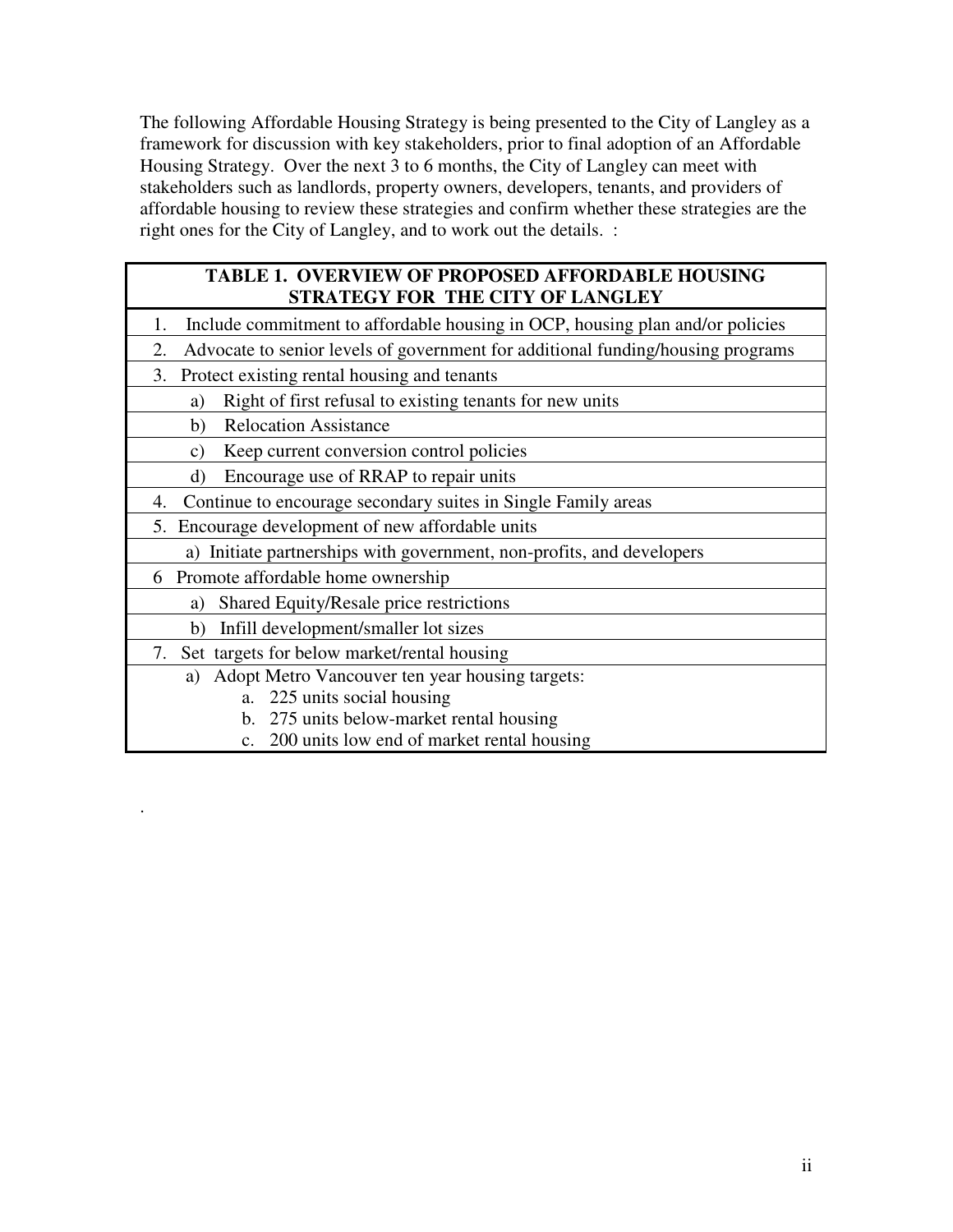The following Affordable Housing Strategy is being presented to the City of Langley as a framework for discussion with key stakeholders, prior to final adoption of an Affordable Housing Strategy. Over the next 3 to 6 months, the City of Langley can meet with stakeholders such as landlords, property owners, developers, tenants, and providers of affordable housing to review these strategies and confirm whether these strategies are the right ones for the City of Langley, and to work out the details. :

| TABLE 1. OVERVIEW OF PROPOSED AFFORDABLE HOUSING STRATEGY FOR THE CITY OF LANGLEY |
|---|
| 1. Include commitment to affordable housing in OCP, housing plan and/or policies |
| 2. Advocate to senior levels of government for additional funding/housing programs |
| 3. Protect existing rental housing and tenants |
| a) Right of first refusal to existing tenants for new units |
| b) Relocation Assistance |
| c) Keep current conversion control policies |
| d) Encourage use of RRAP to repair units |
| 4. Continue to encourage secondary suites in Single Family areas |
| 5. Encourage development of new affordable units |
| a) Initiate partnerships with government, non-profits, and developers |
| 6 Promote affordable home ownership |
| a) Shared Equity/Resale price restrictions |
| b) Infill development/smaller lot sizes |
| 7. Set targets for below market/rental housing |
| a) Adopt Metro Vancouver ten year housing targets:<br>a. 225 units social housing<br>b. 275 units below-market rental housing<br>c. 200 units low end of market rental housing |

.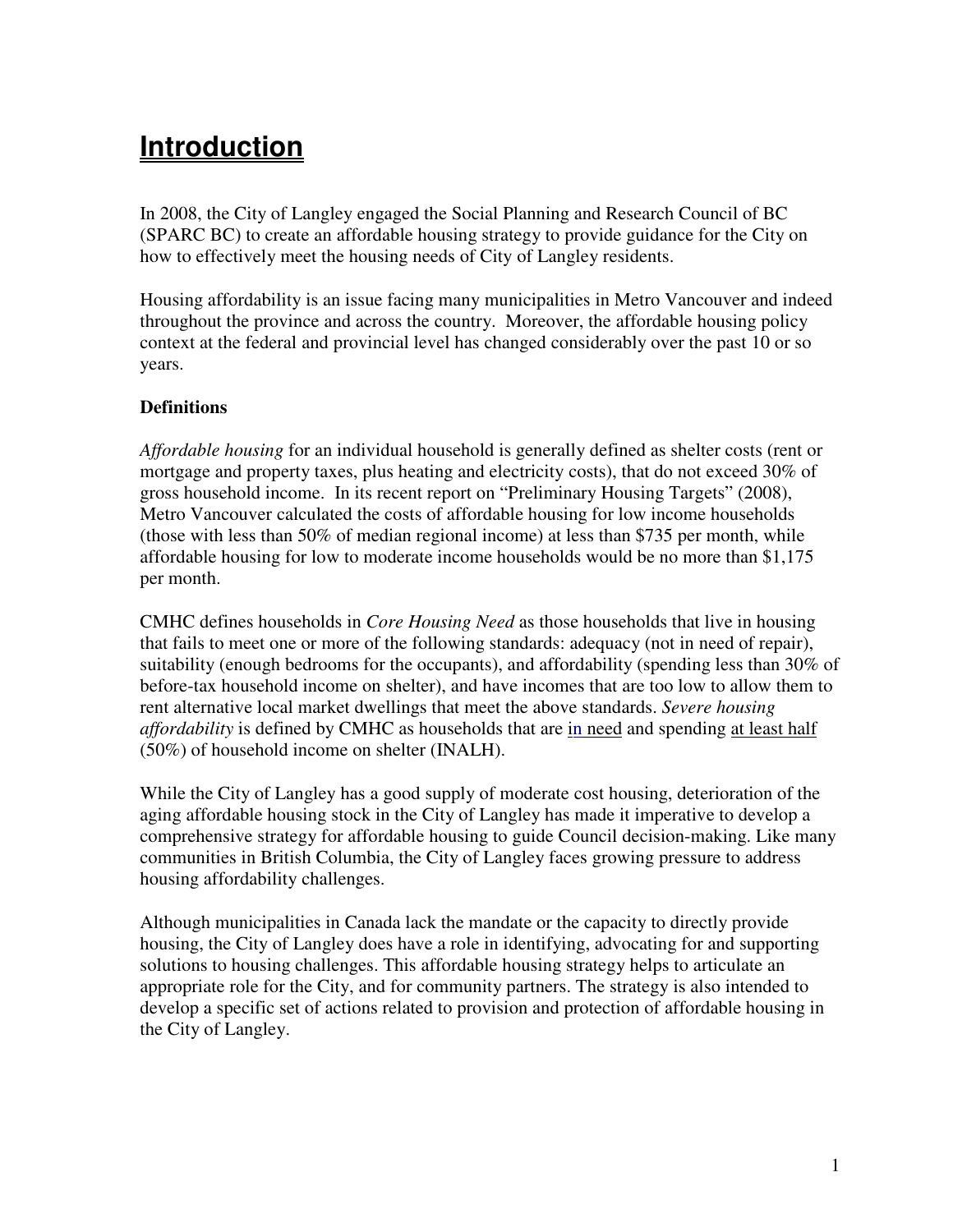# Introduction

In 2008, the City of Langley engaged the Social Planning and Research Council of BC (SPARC BC) to create an affordable housing strategy to provide guidance for the City on how to effectively meet the housing needs of City of Langley residents.

Housing affordability is an issue facing many municipalities in Metro Vancouver and indeed throughout the province and across the country. Moreover, the affordable housing policy context at the federal and provincial level has changed considerably over the past 10 or so years.

**Definitions**

*Affordable housing* for an individual household is generally defined as shelter costs (rent or mortgage and property taxes, plus heating and electricity costs), that do not exceed 30% of gross household income. In its recent report on "Preliminary Housing Targets" (2008), Metro Vancouver calculated the costs of affordable housing for low income households (those with less than 50% of median regional income) at less than $735 per month, while affordable housing for low to moderate income households would be no more than $1,175 per month.

CMHC defines households in *Core Housing Need* as those households that live in housing that fails to meet one or more of the following standards: adequacy (not in need of repair), suitability (enough bedrooms for the occupants), and affordability (spending less than 30% of before-tax household income on shelter), and have incomes that are too low to allow them to rent alternative local market dwellings that meet the above standards. *Severe housing affordability* is defined by CMHC as households that are in need and spending at least half (50%) of household income on shelter (INALH).

While the City of Langley has a good supply of moderate cost housing, deterioration of the aging affordable housing stock in the City of Langley has made it imperative to develop a comprehensive strategy for affordable housing to guide Council decision-making. Like many communities in British Columbia, the City of Langley faces growing pressure to address housing affordability challenges.

Although municipalities in Canada lack the mandate or the capacity to directly provide housing, the City of Langley does have a role in identifying, advocating for and supporting solutions to housing challenges. This affordable housing strategy helps to articulate an appropriate role for the City, and for community partners. The strategy is also intended to develop a specific set of actions related to provision and protection of affordable housing in the City of Langley.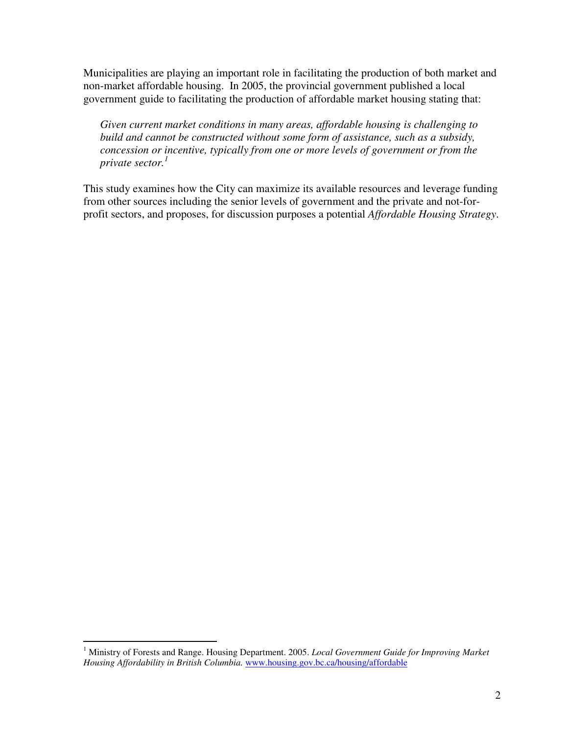Municipalities are playing an important role in facilitating the production of both market and non-market affordable housing. In 2005, the provincial government published a local government guide to facilitating the production of affordable market housing stating that:

> *Given current market conditions in many areas, affordable housing is challenging to build and cannot be constructed without some form of assistance, such as a subsidy, concession or incentive, typically from one or more levels of government or from the private sector.*[1]

This study examines how the City can maximize its available resources and leverage funding from other sources including the senior levels of government and the private and not-for-profit sectors, and proposes, for discussion purposes a potential *Affordable Housing Strategy*.

---

[1] Ministry of Forests and Range. Housing Department. 2005. *Local Government Guide for Improving Market Housing Affordability in British Columbia.* www.housing.gov.bc.ca/housing/affordable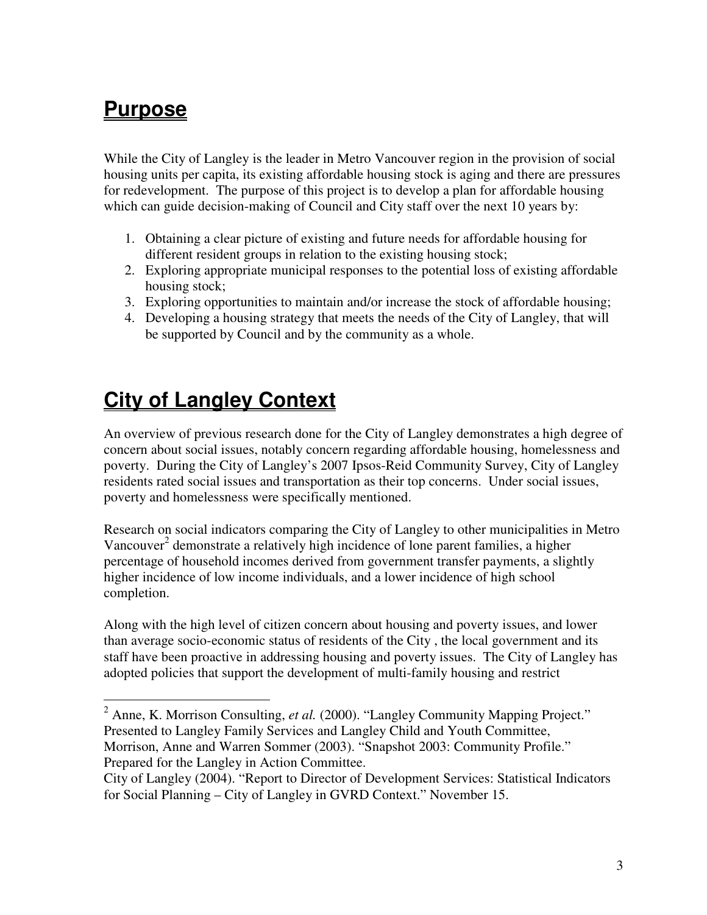# Purpose

While the City of Langley is the leader in Metro Vancouver region in the provision of social housing units per capita, its existing affordable housing stock is aging and there are pressures for redevelopment. The purpose of this project is to develop a plan for affordable housing which can guide decision-making of Council and City staff over the next 10 years by:

1. Obtaining a clear picture of existing and future needs for affordable housing for different resident groups in relation to the existing housing stock;
2. Exploring appropriate municipal responses to the potential loss of existing affordable housing stock;
3. Exploring opportunities to maintain and/or increase the stock of affordable housing;
4. Developing a housing strategy that meets the needs of the City of Langley, that will be supported by Council and by the community as a whole.

# City of Langley Context

An overview of previous research done for the City of Langley demonstrates a high degree of concern about social issues, notably concern regarding affordable housing, homelessness and poverty. During the City of Langley's 2007 Ipsos-Reid Community Survey, City of Langley residents rated social issues and transportation as their top concerns. Under social issues, poverty and homelessness were specifically mentioned.

Research on social indicators comparing the City of Langley to other municipalities in Metro Vancouver[2] demonstrate a relatively high incidence of lone parent families, a higher percentage of household incomes derived from government transfer payments, a slightly higher incidence of low income individuals, and a lower incidence of high school completion.

Along with the high level of citizen concern about housing and poverty issues, and lower than average socio-economic status of residents of the City , the local government and its staff have been proactive in addressing housing and poverty issues. The City of Langley has adopted policies that support the development of multi-family housing and restrict

---

[2] Anne, K. Morrison Consulting, *et al.* (2000). "Langley Community Mapping Project." Presented to Langley Family Services and Langley Child and Youth Committee, Morrison, Anne and Warren Sommer (2003). "Snapshot 2003: Community Profile." Prepared for the Langley in Action Committee.
City of Langley (2004). "Report to Director of Development Services: Statistical Indicators for Social Planning – City of Langley in GVRD Context." November 15.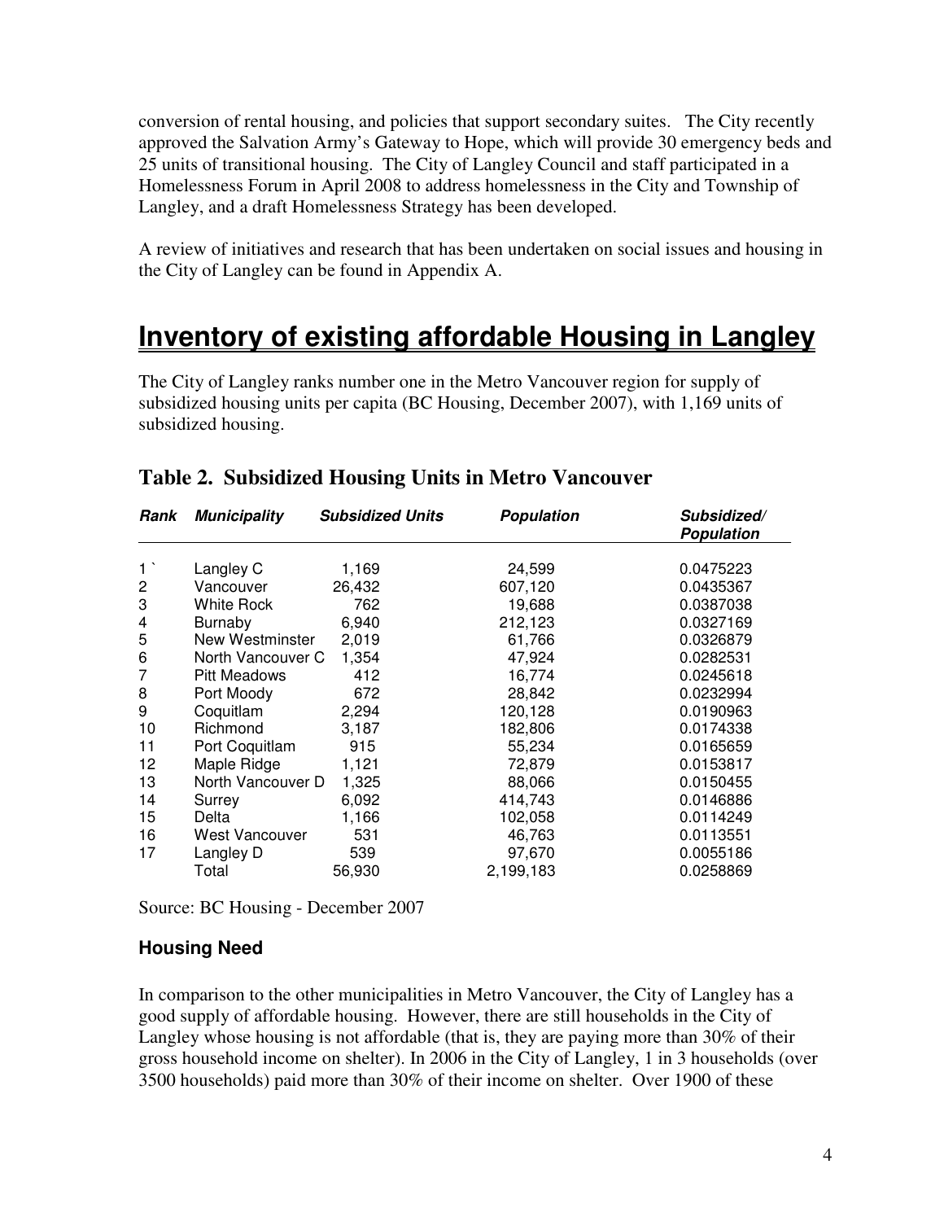conversion of rental housing, and policies that support secondary suites. The City recently approved the Salvation Army's Gateway to Hope, which will provide 30 emergency beds and 25 units of transitional housing. The City of Langley Council and staff participated in a Homelessness Forum in April 2008 to address homelessness in the City and Township of Langley, and a draft Homelessness Strategy has been developed.

A review of initiatives and research that has been undertaken on social issues and housing in the City of Langley can be found in Appendix A.

# Inventory of existing affordable Housing in Langley

The City of Langley ranks number one in the Metro Vancouver region for supply of subsidized housing units per capita (BC Housing, December 2007), with 1,169 units of subsidized housing.

## Table 2. Subsidized Housing Units in Metro Vancouver

| *Rank* | *Municipality* | *Subsidized Units* | *Population* | *Subsidized/ Population* |
|---|---|---|---|---|
| 1 ` | Langley C | 1,169 | 24,599 | 0.0475223 |
| 2 | Vancouver | 26,432 | 607,120 | 0.0435367 |
| 3 | White Rock | 762 | 19,688 | 0.0387038 |
| 4 | Burnaby | 6,940 | 212,123 | 0.0327169 |
| 5 | New Westminster | 2,019 | 61,766 | 0.0326879 |
| 6 | North Vancouver C | 1,354 | 47,924 | 0.0282531 |
| 7 | Pitt Meadows | 412 | 16,774 | 0.0245618 |
| 8 | Port Moody | 672 | 28,842 | 0.0232994 |
| 9 | Coquitlam | 2,294 | 120,128 | 0.0190963 |
| 10 | Richmond | 3,187 | 182,806 | 0.0174338 |
| 11 | Port Coquitlam | 915 | 55,234 | 0.0165659 |
| 12 | Maple Ridge | 1,121 | 72,879 | 0.0153817 |
| 13 | North Vancouver D | 1,325 | 88,066 | 0.0150455 |
| 14 | Surrey | 6,092 | 414,743 | 0.0146886 |
| 15 | Delta | 1,166 | 102,058 | 0.0114249 |
| 16 | West Vancouver | 531 | 46,763 | 0.0113551 |
| 17 | Langley D | 539 | 97,670 | 0.0055186 |
| | Total | 56,930 | 2,199,183 | 0.0258869 |

Source: BC Housing - December 2007

### Housing Need

In comparison to the other municipalities in Metro Vancouver, the City of Langley has a good supply of affordable housing. However, there are still households in the City of Langley whose housing is not affordable (that is, they are paying more than 30% of their gross household income on shelter). In 2006 in the City of Langley, 1 in 3 households (over 3500 households) paid more than 30% of their income on shelter. Over 1900 of these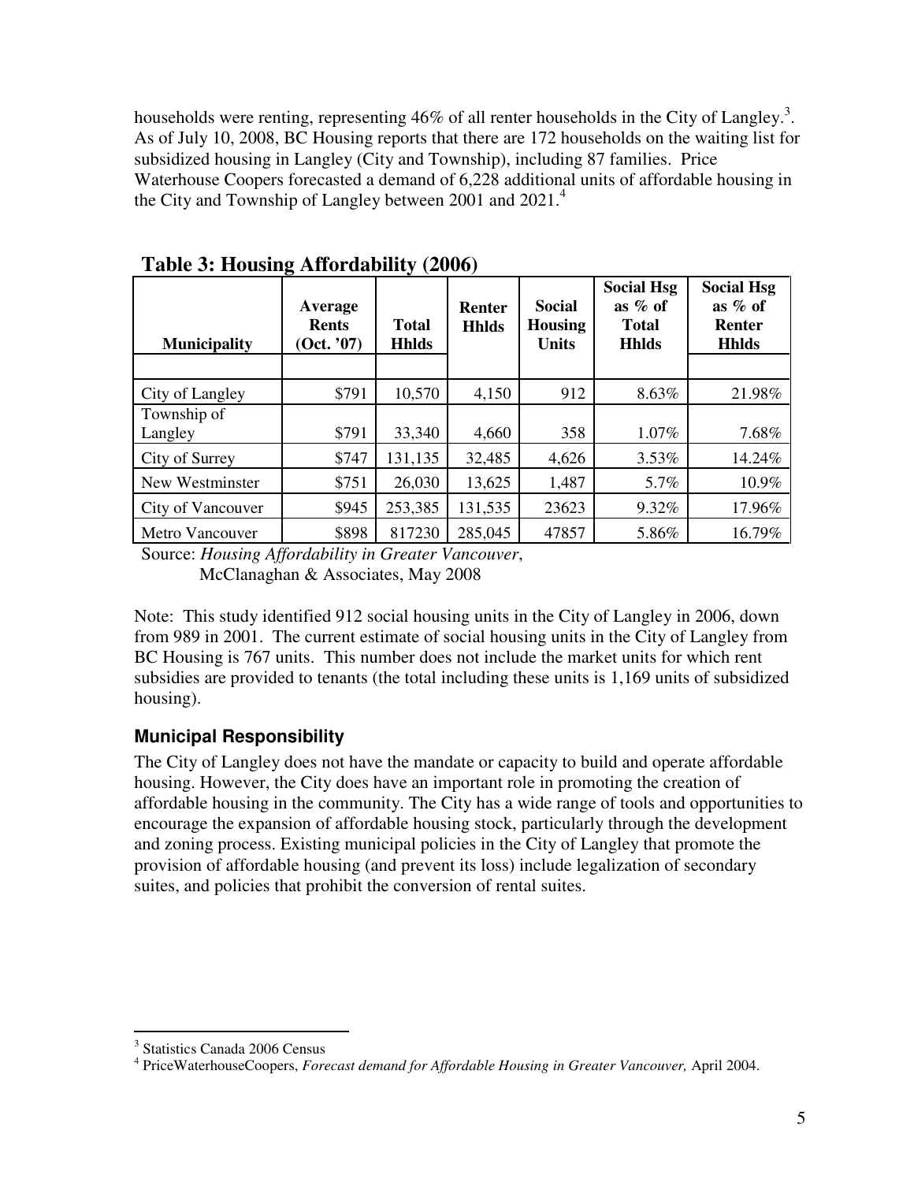households were renting, representing 46% of all renter households in the City of Langley.[3]. As of July 10, 2008, BC Housing reports that there are 172 households on the waiting list for subsidized housing in Langley (City and Township), including 87 families. Price Waterhouse Coopers forecasted a demand of 6,228 additional units of affordable housing in the City and Township of Langley between 2001 and 2021.[4]

**Table 3: Housing Affordability (2006)**

| Municipality | Average Rents (Oct. '07) | Total Hhlds | Renter Hhlds | Social Housing Units | Social Hsg as % of Total Hhlds | Social Hsg as % of Renter Hhlds |
|---|---|---|---|---|---|---|
| City of Langley | $791 | 10,570 | 4,150 | 912 | 8.63% | 21.98% |
| Township of Langley | $791 | 33,340 | 4,660 | 358 | 1.07% | 7.68% |
| City of Surrey | $747 | 131,135 | 32,485 | 4,626 | 3.53% | 14.24% |
| New Westminster | $751 | 26,030 | 13,625 | 1,487 | 5.7% | 10.9% |
| City of Vancouver | $945 | 253,385 | 131,535 | 23623 | 9.32% | 17.96% |
| Metro Vancouver | $898 | 817230 | 285,045 | 47857 | 5.86% | 16.79% |

Source: *Housing Affordability in Greater Vancouver*, McClanaghan & Associates, May 2008

Note: This study identified 912 social housing units in the City of Langley in 2006, down from 989 in 2001. The current estimate of social housing units in the City of Langley from BC Housing is 767 units. This number does not include the market units for which rent subsidies are provided to tenants (the total including these units is 1,169 units of subsidized housing).

### Municipal Responsibility

The City of Langley does not have the mandate or capacity to build and operate affordable housing. However, the City does have an important role in promoting the creation of affordable housing in the community. The City has a wide range of tools and opportunities to encourage the expansion of affordable housing stock, particularly through the development and zoning process. Existing municipal policies in the City of Langley that promote the provision of affordable housing (and prevent its loss) include legalization of secondary suites, and policies that prohibit the conversion of rental suites.

[3] Statistics Canada 2006 Census

[4] PriceWaterhouseCoopers, *Forecast demand for Affordable Housing in Greater Vancouver,* April 2004.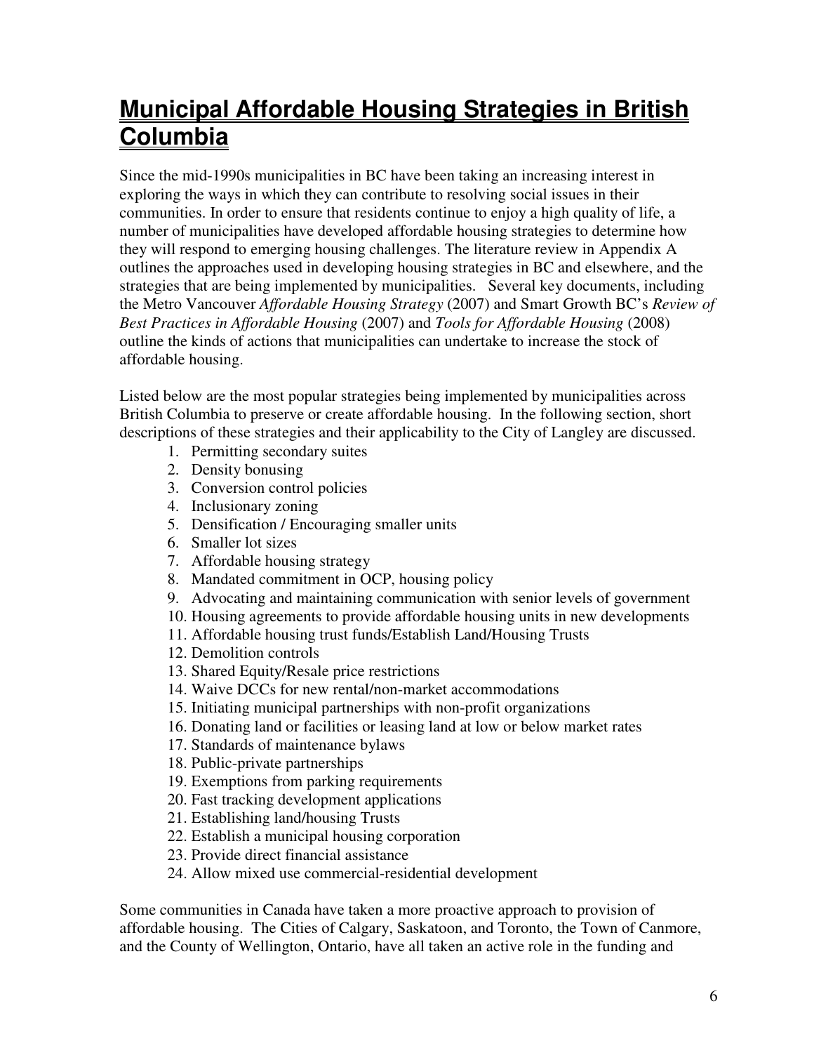# Municipal Affordable Housing Strategies in British Columbia

Since the mid-1990s municipalities in BC have been taking an increasing interest in exploring the ways in which they can contribute to resolving social issues in their communities. In order to ensure that residents continue to enjoy a high quality of life, a number of municipalities have developed affordable housing strategies to determine how they will respond to emerging housing challenges. The literature review in Appendix A outlines the approaches used in developing housing strategies in BC and elsewhere, and the strategies that are being implemented by municipalities. Several key documents, including the Metro Vancouver *Affordable Housing Strategy* (2007) and Smart Growth BC's *Review of Best Practices in Affordable Housing* (2007) and *Tools for Affordable Housing* (2008) outline the kinds of actions that municipalities can undertake to increase the stock of affordable housing.

Listed below are the most popular strategies being implemented by municipalities across British Columbia to preserve or create affordable housing. In the following section, short descriptions of these strategies and their applicability to the City of Langley are discussed.

1. Permitting secondary suites
2. Density bonusing
3. Conversion control policies
4. Inclusionary zoning
5. Densification / Encouraging smaller units
6. Smaller lot sizes
7. Affordable housing strategy
8. Mandated commitment in OCP, housing policy
9. Advocating and maintaining communication with senior levels of government
10. Housing agreements to provide affordable housing units in new developments
11. Affordable housing trust funds/Establish Land/Housing Trusts
12. Demolition controls
13. Shared Equity/Resale price restrictions
14. Waive DCCs for new rental/non-market accommodations
15. Initiating municipal partnerships with non-profit organizations
16. Donating land or facilities or leasing land at low or below market rates
17. Standards of maintenance bylaws
18. Public-private partnerships
19. Exemptions from parking requirements
20. Fast tracking development applications
21. Establishing land/housing Trusts
22. Establish a municipal housing corporation
23. Provide direct financial assistance
24. Allow mixed use commercial-residential development

Some communities in Canada have taken a more proactive approach to provision of affordable housing. The Cities of Calgary, Saskatoon, and Toronto, the Town of Canmore, and the County of Wellington, Ontario, have all taken an active role in the funding and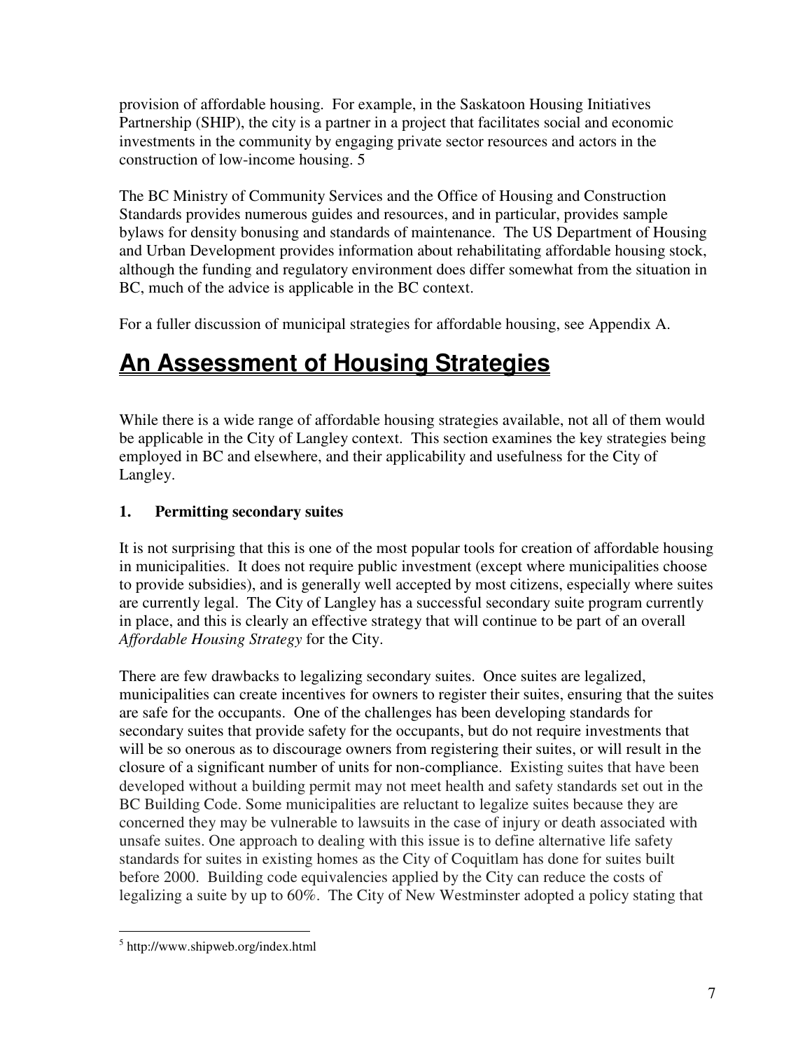provision of affordable housing. For example, in the Saskatoon Housing Initiatives Partnership (SHIP), the city is a partner in a project that facilitates social and economic investments in the community by engaging private sector resources and actors in the construction of low-income housing. 5

The BC Ministry of Community Services and the Office of Housing and Construction Standards provides numerous guides and resources, and in particular, provides sample bylaws for density bonusing and standards of maintenance. The US Department of Housing and Urban Development provides information about rehabilitating affordable housing stock, although the funding and regulatory environment does differ somewhat from the situation in BC, much of the advice is applicable in the BC context.

For a fuller discussion of municipal strategies for affordable housing, see Appendix A.

# An Assessment of Housing Strategies

While there is a wide range of affordable housing strategies available, not all of them would be applicable in the City of Langley context. This section examines the key strategies being employed in BC and elsewhere, and their applicability and usefulness for the City of Langley.

### 1. Permitting secondary suites

It is not surprising that this is one of the most popular tools for creation of affordable housing in municipalities. It does not require public investment (except where municipalities choose to provide subsidies), and is generally well accepted by most citizens, especially where suites are currently legal. The City of Langley has a successful secondary suite program currently in place, and this is clearly an effective strategy that will continue to be part of an overall *Affordable Housing Strategy* for the City.

There are few drawbacks to legalizing secondary suites. Once suites are legalized, municipalities can create incentives for owners to register their suites, ensuring that the suites are safe for the occupants. One of the challenges has been developing standards for secondary suites that provide safety for the occupants, but do not require investments that will be so onerous as to discourage owners from registering their suites, or will result in the closure of a significant number of units for non-compliance. Existing suites that have been developed without a building permit may not meet health and safety standards set out in the BC Building Code. Some municipalities are reluctant to legalize suites because they are concerned they may be vulnerable to lawsuits in the case of injury or death associated with unsafe suites. One approach to dealing with this issue is to define alternative life safety standards for suites in existing homes as the City of Coquitlam has done for suites built before 2000. Building code equivalencies applied by the City can reduce the costs of legalizing a suite by up to 60%. The City of New Westminster adopted a policy stating that

[5] http://www.shipweb.org/index.html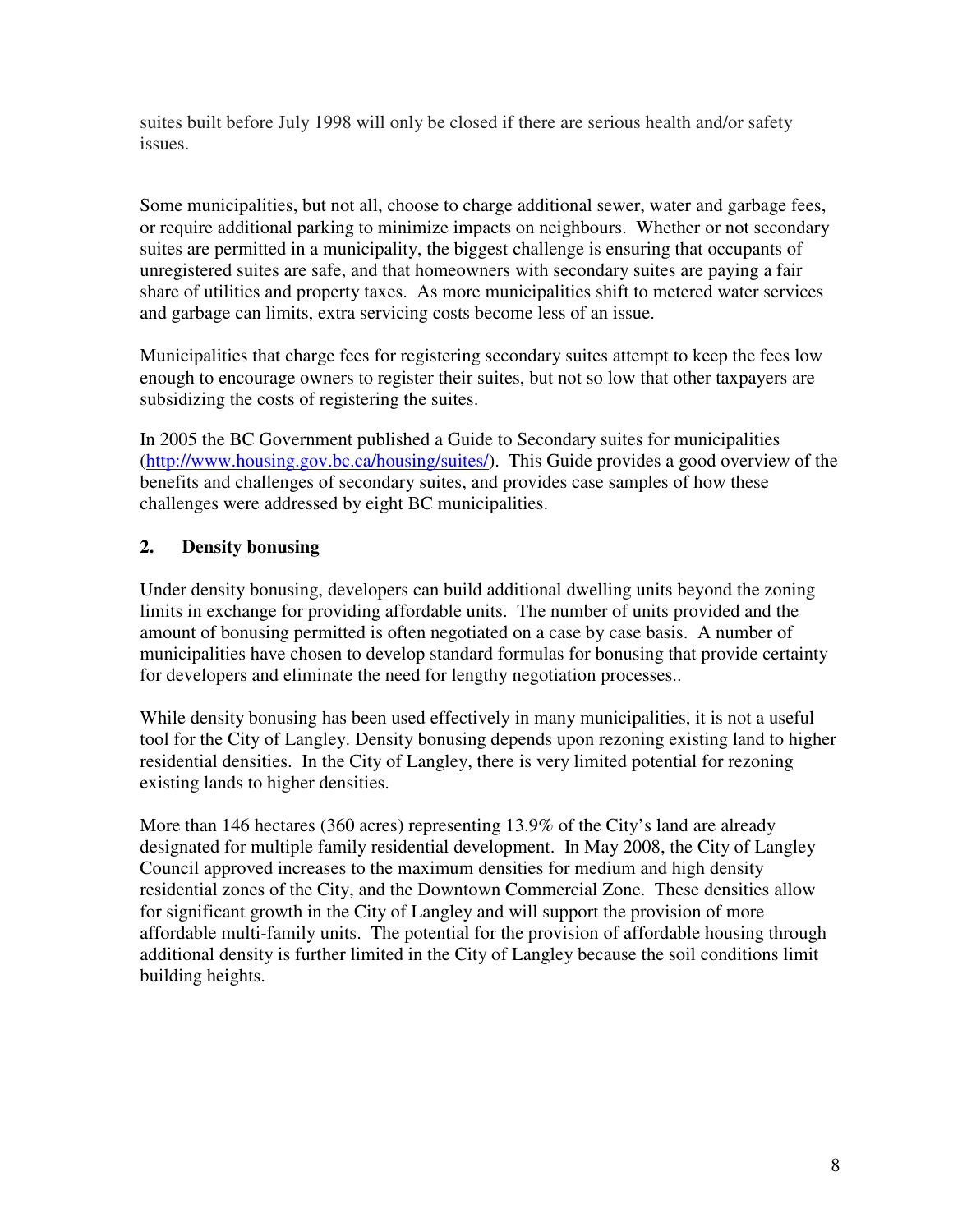suites built before July 1998 will only be closed if there are serious health and/or safety issues.

Some municipalities, but not all, choose to charge additional sewer, water and garbage fees, or require additional parking to minimize impacts on neighbours. Whether or not secondary suites are permitted in a municipality, the biggest challenge is ensuring that occupants of unregistered suites are safe, and that homeowners with secondary suites are paying a fair share of utilities and property taxes. As more municipalities shift to metered water services and garbage can limits, extra servicing costs become less of an issue.

Municipalities that charge fees for registering secondary suites attempt to keep the fees low enough to encourage owners to register their suites, but not so low that other taxpayers are subsidizing the costs of registering the suites.

In 2005 the BC Government published a Guide to Secondary suites for municipalities (http://www.housing.gov.bc.ca/housing/suites/). This Guide provides a good overview of the benefits and challenges of secondary suites, and provides case samples of how these challenges were addressed by eight BC municipalities.

### 2. Density bonusing

Under density bonusing, developers can build additional dwelling units beyond the zoning limits in exchange for providing affordable units. The number of units provided and the amount of bonusing permitted is often negotiated on a case by case basis. A number of municipalities have chosen to develop standard formulas for bonusing that provide certainty for developers and eliminate the need for lengthy negotiation processes..

While density bonusing has been used effectively in many municipalities, it is not a useful tool for the City of Langley. Density bonusing depends upon rezoning existing land to higher residential densities. In the City of Langley, there is very limited potential for rezoning existing lands to higher densities.

More than 146 hectares (360 acres) representing 13.9% of the City's land are already designated for multiple family residential development. In May 2008, the City of Langley Council approved increases to the maximum densities for medium and high density residential zones of the City, and the Downtown Commercial Zone. These densities allow for significant growth in the City of Langley and will support the provision of more affordable multi-family units. The potential for the provision of affordable housing through additional density is further limited in the City of Langley because the soil conditions limit building heights.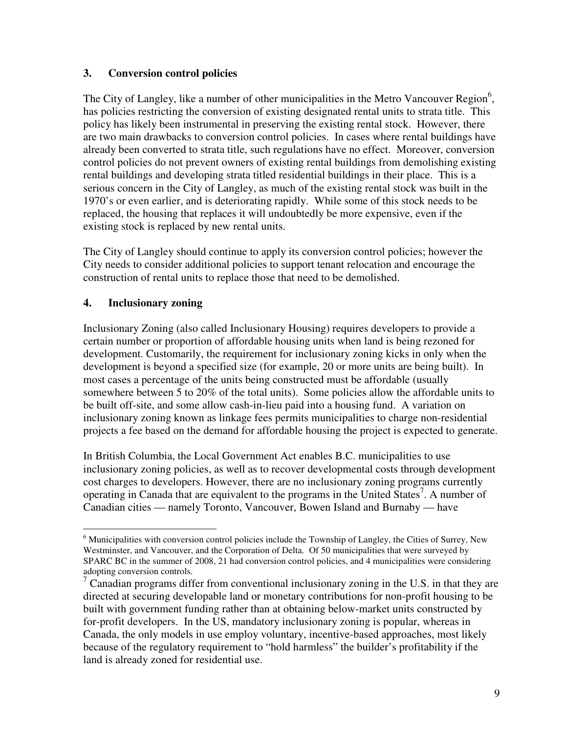### 3. Conversion control policies

The City of Langley, like a number of other municipalities in the Metro Vancouver Region[6], has policies restricting the conversion of existing designated rental units to strata title. This policy has likely been instrumental in preserving the existing rental stock. However, there are two main drawbacks to conversion control policies. In cases where rental buildings have already been converted to strata title, such regulations have no effect. Moreover, conversion control policies do not prevent owners of existing rental buildings from demolishing existing rental buildings and developing strata titled residential buildings in their place. This is a serious concern in the City of Langley, as much of the existing rental stock was built in the 1970's or even earlier, and is deteriorating rapidly. While some of this stock needs to be replaced, the housing that replaces it will undoubtedly be more expensive, even if the existing stock is replaced by new rental units.

The City of Langley should continue to apply its conversion control policies; however the City needs to consider additional policies to support tenant relocation and encourage the construction of rental units to replace those that need to be demolished.

### 4. Inclusionary zoning

Inclusionary Zoning (also called Inclusionary Housing) requires developers to provide a certain number or proportion of affordable housing units when land is being rezoned for development. Customarily, the requirement for inclusionary zoning kicks in only when the development is beyond a specified size (for example, 20 or more units are being built). In most cases a percentage of the units being constructed must be affordable (usually somewhere between 5 to 20% of the total units). Some policies allow the affordable units to be built off-site, and some allow cash-in-lieu paid into a housing fund. A variation on inclusionary zoning known as linkage fees permits municipalities to charge non-residential projects a fee based on the demand for affordable housing the project is expected to generate.

In British Columbia, the Local Government Act enables B.C. municipalities to use inclusionary zoning policies, as well as to recover developmental costs through development cost charges to developers. However, there are no inclusionary zoning programs currently operating in Canada that are equivalent to the programs in the United States[7]. A number of Canadian cities — namely Toronto, Vancouver, Bowen Island and Burnaby — have

---

[6] Municipalities with conversion control policies include the Township of Langley, the Cities of Surrey, New Westminster, and Vancouver, and the Corporation of Delta. Of 50 municipalities that were surveyed by SPARC BC in the summer of 2008, 21 had conversion control policies, and 4 municipalities were considering adopting conversion controls.

[7] Canadian programs differ from conventional inclusionary zoning in the U.S. in that they are directed at securing developable land or monetary contributions for non-profit housing to be built with government funding rather than at obtaining below-market units constructed by for-profit developers. In the US, mandatory inclusionary zoning is popular, whereas in Canada, the only models in use employ voluntary, incentive-based approaches, most likely because of the regulatory requirement to "hold harmless" the builder's profitability if the land is already zoned for residential use.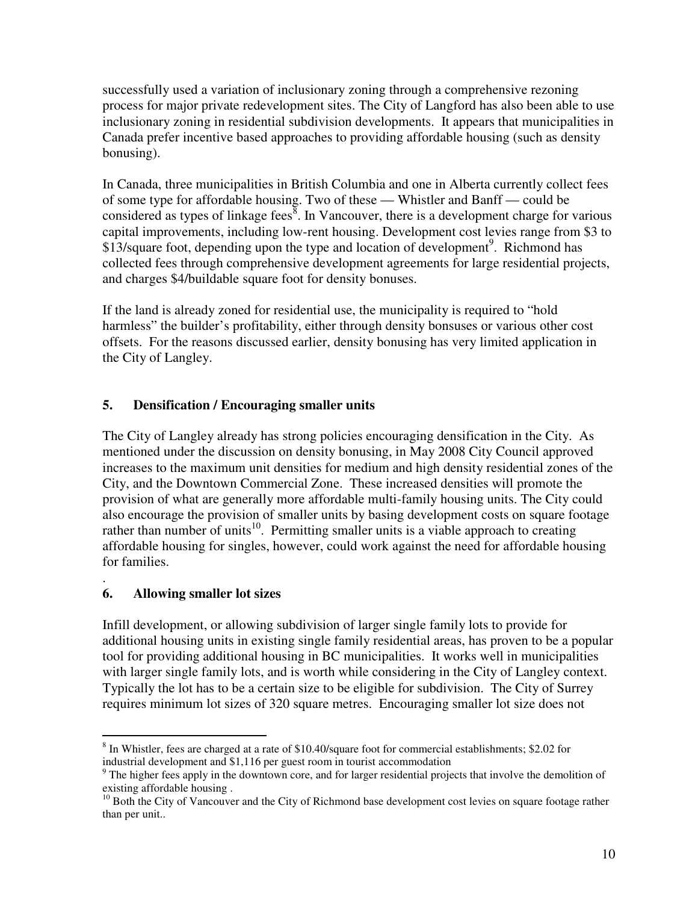successfully used a variation of inclusionary zoning through a comprehensive rezoning process for major private redevelopment sites. The City of Langford has also been able to use inclusionary zoning in residential subdivision developments. It appears that municipalities in Canada prefer incentive based approaches to providing affordable housing (such as density bonusing).

In Canada, three municipalities in British Columbia and one in Alberta currently collect fees of some type for affordable housing. Two of these — Whistler and Banff — could be considered as types of linkage fees[8]. In Vancouver, there is a development charge for various capital improvements, including low-rent housing. Development cost levies range from $3 to $13/square foot, depending upon the type and location of development[9]. Richmond has collected fees through comprehensive development agreements for large residential projects, and charges $4/buildable square foot for density bonuses.

If the land is already zoned for residential use, the municipality is required to "hold harmless" the builder's profitability, either through density bonsuses or various other cost offsets. For the reasons discussed earlier, density bonusing has very limited application in the City of Langley.

### 5. Densification / Encouraging smaller units

The City of Langley already has strong policies encouraging densification in the City. As mentioned under the discussion on density bonusing, in May 2008 City Council approved increases to the maximum unit densities for medium and high density residential zones of the City, and the Downtown Commercial Zone. These increased densities will promote the provision of what are generally more affordable multi-family housing units. The City could also encourage the provision of smaller units by basing development costs on square footage rather than number of units[10]. Permitting smaller units is a viable approach to creating affordable housing for singles, however, could work against the need for affordable housing for families.

.

### 6. Allowing smaller lot sizes

Infill development, or allowing subdivision of larger single family lots to provide for additional housing units in existing single family residential areas, has proven to be a popular tool for providing additional housing in BC municipalities. It works well in municipalities with larger single family lots, and is worth while considering in the City of Langley context. Typically the lot has to be a certain size to be eligible for subdivision. The City of Surrey requires minimum lot sizes of 320 square metres. Encouraging smaller lot size does not

---

[8] In Whistler, fees are charged at a rate of $10.40/square foot for commercial establishments; $2.02 for industrial development and $1,116 per guest room in tourist accommodation

[9] The higher fees apply in the downtown core, and for larger residential projects that involve the demolition of existing affordable housing .

[10] Both the City of Vancouver and the City of Richmond base development cost levies on square footage rather than per unit..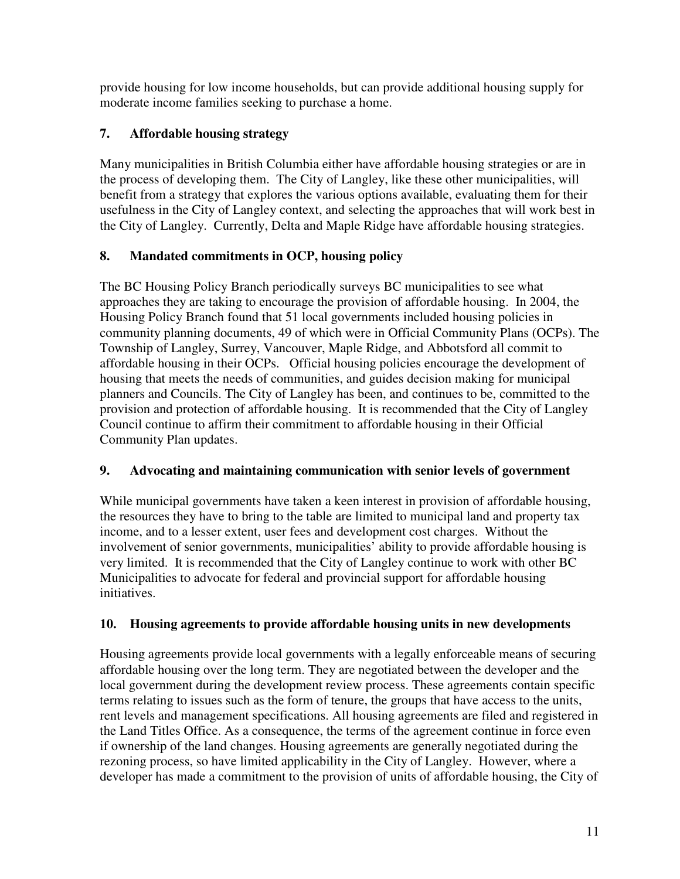provide housing for low income households, but can provide additional housing supply for moderate income families seeking to purchase a home.

### 7. Affordable housing strategy

Many municipalities in British Columbia either have affordable housing strategies or are in the process of developing them. The City of Langley, like these other municipalities, will benefit from a strategy that explores the various options available, evaluating them for their usefulness in the City of Langley context, and selecting the approaches that will work best in the City of Langley. Currently, Delta and Maple Ridge have affordable housing strategies.

### 8. Mandated commitments in OCP, housing policy

The BC Housing Policy Branch periodically surveys BC municipalities to see what approaches they are taking to encourage the provision of affordable housing. In 2004, the Housing Policy Branch found that 51 local governments included housing policies in community planning documents, 49 of which were in Official Community Plans (OCPs). The Township of Langley, Surrey, Vancouver, Maple Ridge, and Abbotsford all commit to affordable housing in their OCPs. Official housing policies encourage the development of housing that meets the needs of communities, and guides decision making for municipal planners and Councils. The City of Langley has been, and continues to be, committed to the provision and protection of affordable housing. It is recommended that the City of Langley Council continue to affirm their commitment to affordable housing in their Official Community Plan updates.

### 9. Advocating and maintaining communication with senior levels of government

While municipal governments have taken a keen interest in provision of affordable housing, the resources they have to bring to the table are limited to municipal land and property tax income, and to a lesser extent, user fees and development cost charges. Without the involvement of senior governments, municipalities' ability to provide affordable housing is very limited. It is recommended that the City of Langley continue to work with other BC Municipalities to advocate for federal and provincial support for affordable housing initiatives.

### 10. Housing agreements to provide affordable housing units in new developments

Housing agreements provide local governments with a legally enforceable means of securing affordable housing over the long term. They are negotiated between the developer and the local government during the development review process. These agreements contain specific terms relating to issues such as the form of tenure, the groups that have access to the units, rent levels and management specifications. All housing agreements are filed and registered in the Land Titles Office. As a consequence, the terms of the agreement continue in force even if ownership of the land changes. Housing agreements are generally negotiated during the rezoning process, so have limited applicability in the City of Langley. However, where a developer has made a commitment to the provision of units of affordable housing, the City of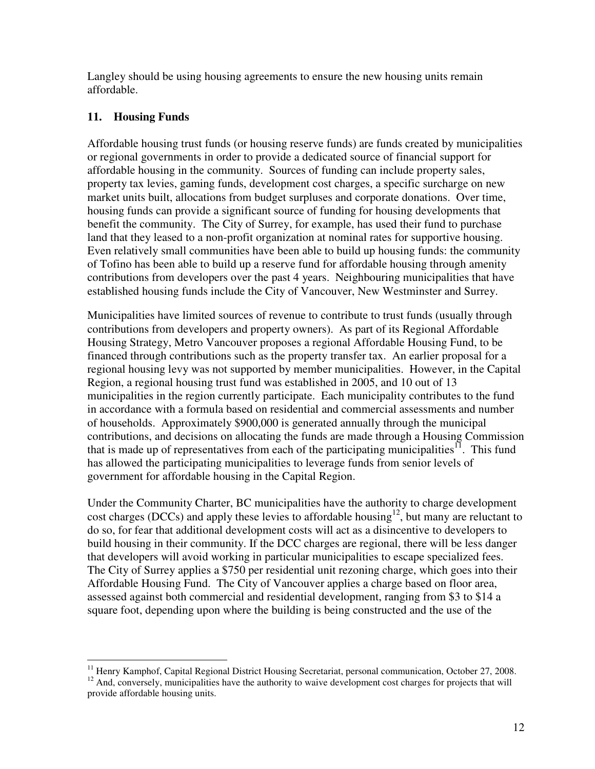Langley should be using housing agreements to ensure the new housing units remain affordable.

## 11. Housing Funds

Affordable housing trust funds (or housing reserve funds) are funds created by municipalities or regional governments in order to provide a dedicated source of financial support for affordable housing in the community. Sources of funding can include property sales, property tax levies, gaming funds, development cost charges, a specific surcharge on new market units built, allocations from budget surpluses and corporate donations. Over time, housing funds can provide a significant source of funding for housing developments that benefit the community. The City of Surrey, for example, has used their fund to purchase land that they leased to a non-profit organization at nominal rates for supportive housing. Even relatively small communities have been able to build up housing funds: the community of Tofino has been able to build up a reserve fund for affordable housing through amenity contributions from developers over the past 4 years. Neighbouring municipalities that have established housing funds include the City of Vancouver, New Westminster and Surrey.

Municipalities have limited sources of revenue to contribute to trust funds (usually through contributions from developers and property owners). As part of its Regional Affordable Housing Strategy, Metro Vancouver proposes a regional Affordable Housing Fund, to be financed through contributions such as the property transfer tax. An earlier proposal for a regional housing levy was not supported by member municipalities. However, in the Capital Region, a regional housing trust fund was established in 2005, and 10 out of 13 municipalities in the region currently participate. Each municipality contributes to the fund in accordance with a formula based on residential and commercial assessments and number of households. Approximately $900,000 is generated annually through the municipal contributions, and decisions on allocating the funds are made through a Housing Commission that is made up of representatives from each of the participating municipalities[11]. This fund has allowed the participating municipalities to leverage funds from senior levels of government for affordable housing in the Capital Region.

Under the Community Charter, BC municipalities have the authority to charge development cost charges (DCCs) and apply these levies to affordable housing[12], but many are reluctant to do so, for fear that additional development costs will act as a disincentive to developers to build housing in their community. If the DCC charges are regional, there will be less danger that developers will avoid working in particular municipalities to escape specialized fees. The City of Surrey applies a $750 per residential unit rezoning charge, which goes into their Affordable Housing Fund. The City of Vancouver applies a charge based on floor area, assessed against both commercial and residential development, ranging from $3 to $14 a square foot, depending upon where the building is being constructed and the use of the

---

[11] Henry Kamphof, Capital Regional District Housing Secretariat, personal communication, October 27, 2008.

[12] And, conversely, municipalities have the authority to waive development cost charges for projects that will provide affordable housing units.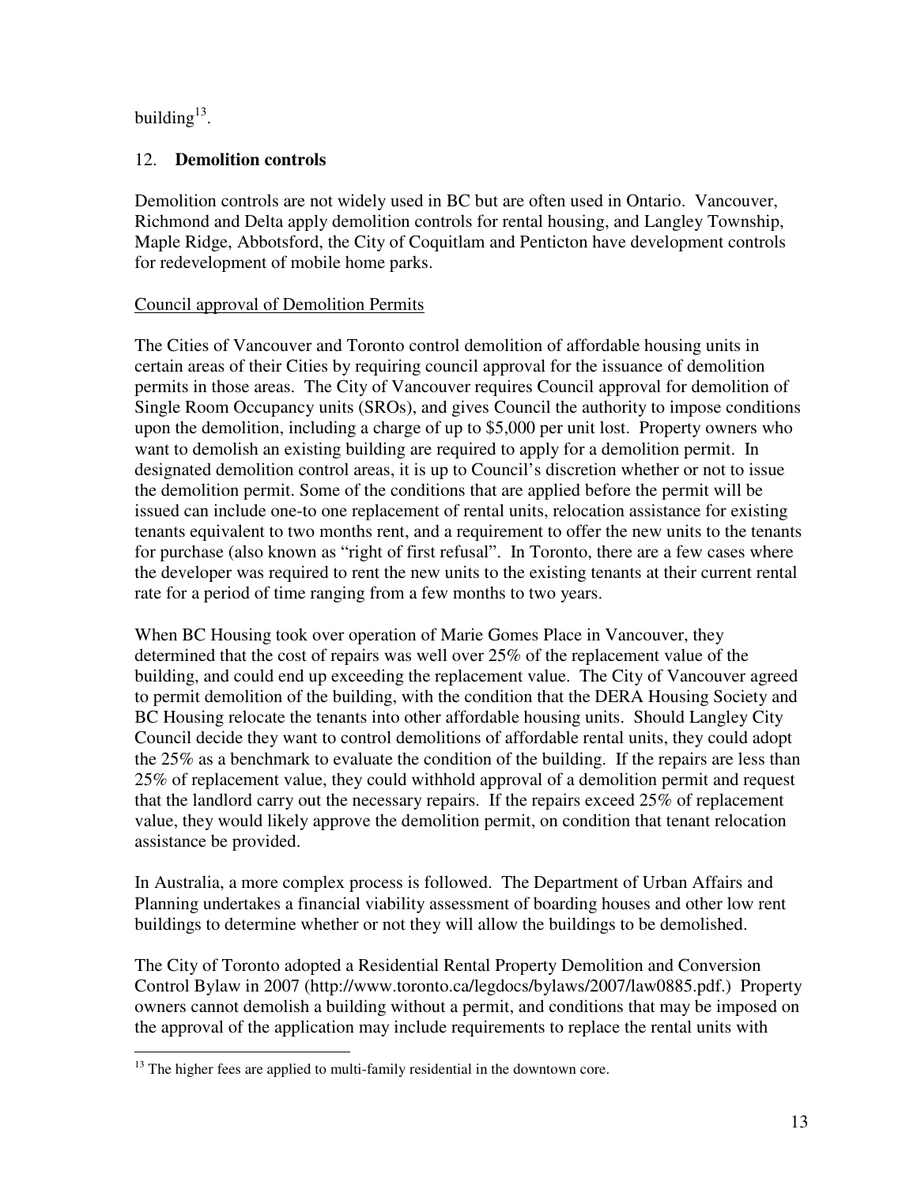building[13].

## 12. **Demolition controls**

Demolition controls are not widely used in BC but are often used in Ontario. Vancouver, Richmond and Delta apply demolition controls for rental housing, and Langley Township, Maple Ridge, Abbotsford, the City of Coquitlam and Penticton have development controls for redevelopment of mobile home parks.

### Council approval of Demolition Permits

The Cities of Vancouver and Toronto control demolition of affordable housing units in certain areas of their Cities by requiring council approval for the issuance of demolition permits in those areas. The City of Vancouver requires Council approval for demolition of Single Room Occupancy units (SROs), and gives Council the authority to impose conditions upon the demolition, including a charge of up to $5,000 per unit lost. Property owners who want to demolish an existing building are required to apply for a demolition permit. In designated demolition control areas, it is up to Council's discretion whether or not to issue the demolition permit. Some of the conditions that are applied before the permit will be issued can include one-to one replacement of rental units, relocation assistance for existing tenants equivalent to two months rent, and a requirement to offer the new units to the tenants for purchase (also known as "right of first refusal". In Toronto, there are a few cases where the developer was required to rent the new units to the existing tenants at their current rental rate for a period of time ranging from a few months to two years.

When BC Housing took over operation of Marie Gomes Place in Vancouver, they determined that the cost of repairs was well over 25% of the replacement value of the building, and could end up exceeding the replacement value. The City of Vancouver agreed to permit demolition of the building, with the condition that the DERA Housing Society and BC Housing relocate the tenants into other affordable housing units. Should Langley City Council decide they want to control demolitions of affordable rental units, they could adopt the 25% as a benchmark to evaluate the condition of the building. If the repairs are less than 25% of replacement value, they could withhold approval of a demolition permit and request that the landlord carry out the necessary repairs. If the repairs exceed 25% of replacement value, they would likely approve the demolition permit, on condition that tenant relocation assistance be provided.

In Australia, a more complex process is followed. The Department of Urban Affairs and Planning undertakes a financial viability assessment of boarding houses and other low rent buildings to determine whether or not they will allow the buildings to be demolished.

The City of Toronto adopted a Residential Rental Property Demolition and Conversion Control Bylaw in 2007 (http://www.toronto.ca/legdocs/bylaws/2007/law0885.pdf.) Property owners cannot demolish a building without a permit, and conditions that may be imposed on the approval of the application may include requirements to replace the rental units with

---

[13] The higher fees are applied to multi-family residential in the downtown core.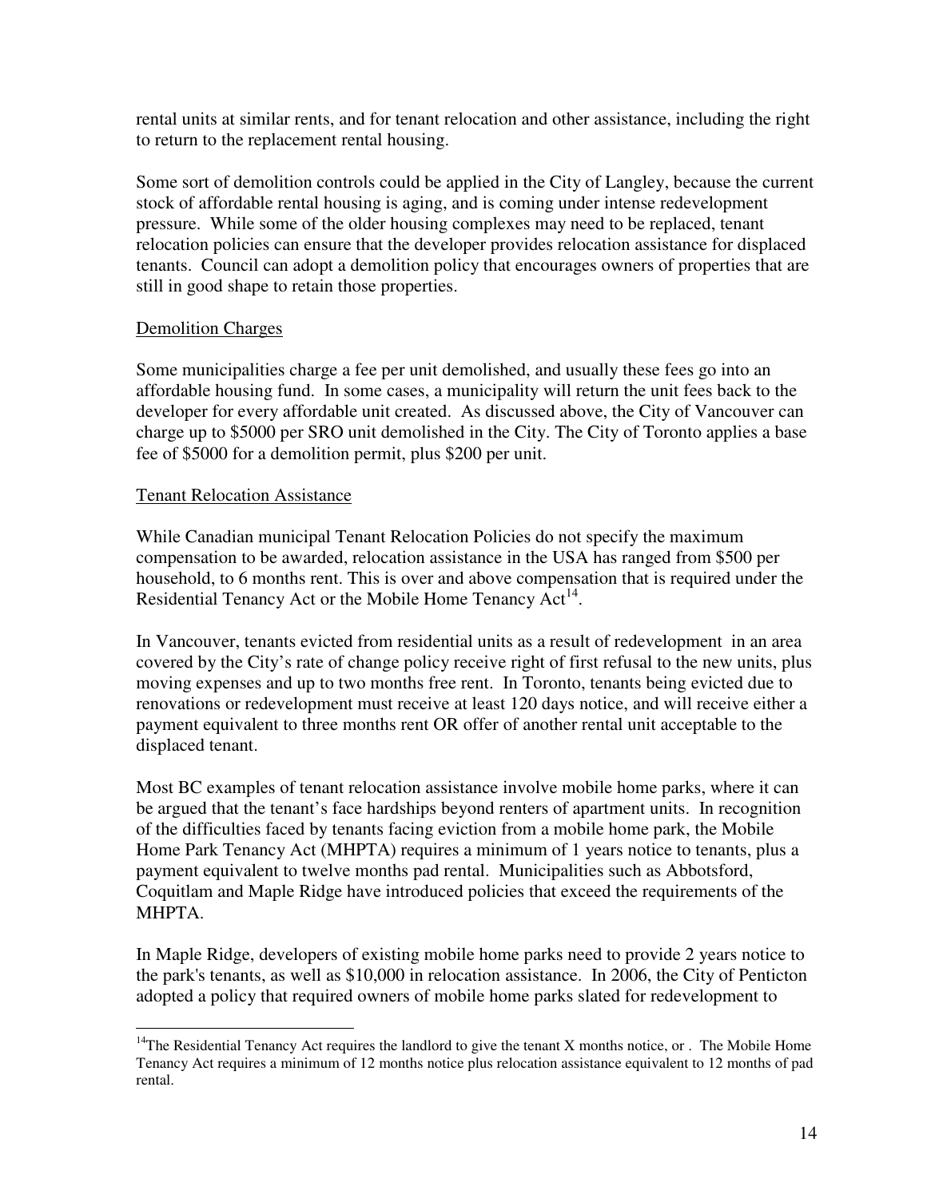rental units at similar rents, and for tenant relocation and other assistance, including the right to return to the replacement rental housing.

Some sort of demolition controls could be applied in the City of Langley, because the current stock of affordable rental housing is aging, and is coming under intense redevelopment pressure. While some of the older housing complexes may need to be replaced, tenant relocation policies can ensure that the developer provides relocation assistance for displaced tenants. Council can adopt a demolition policy that encourages owners of properties that are still in good shape to retain those properties.

Demolition Charges

Some municipalities charge a fee per unit demolished, and usually these fees go into an affordable housing fund. In some cases, a municipality will return the unit fees back to the developer for every affordable unit created. As discussed above, the City of Vancouver can charge up to $5000 per SRO unit demolished in the City. The City of Toronto applies a base fee of $5000 for a demolition permit, plus $200 per unit.

Tenant Relocation Assistance

While Canadian municipal Tenant Relocation Policies do not specify the maximum compensation to be awarded, relocation assistance in the USA has ranged from $500 per household, to 6 months rent. This is over and above compensation that is required under the Residential Tenancy Act or the Mobile Home Tenancy Act[14].

In Vancouver, tenants evicted from residential units as a result of redevelopment in an area covered by the City's rate of change policy receive right of first refusal to the new units, plus moving expenses and up to two months free rent. In Toronto, tenants being evicted due to renovations or redevelopment must receive at least 120 days notice, and will receive either a payment equivalent to three months rent OR offer of another rental unit acceptable to the displaced tenant.

Most BC examples of tenant relocation assistance involve mobile home parks, where it can be argued that the tenant's face hardships beyond renters of apartment units. In recognition of the difficulties faced by tenants facing eviction from a mobile home park, the Mobile Home Park Tenancy Act (MHPTA) requires a minimum of 1 years notice to tenants, plus a payment equivalent to twelve months pad rental. Municipalities such as Abbotsford, Coquitlam and Maple Ridge have introduced policies that exceed the requirements of the MHPTA.

In Maple Ridge, developers of existing mobile home parks need to provide 2 years notice to the park's tenants, as well as $10,000 in relocation assistance. In 2006, the City of Penticton adopted a policy that required owners of mobile home parks slated for redevelopment to

---

[14] The Residential Tenancy Act requires the landlord to give the tenant X months notice, or . The Mobile Home Tenancy Act requires a minimum of 12 months notice plus relocation assistance equivalent to 12 months of pad rental.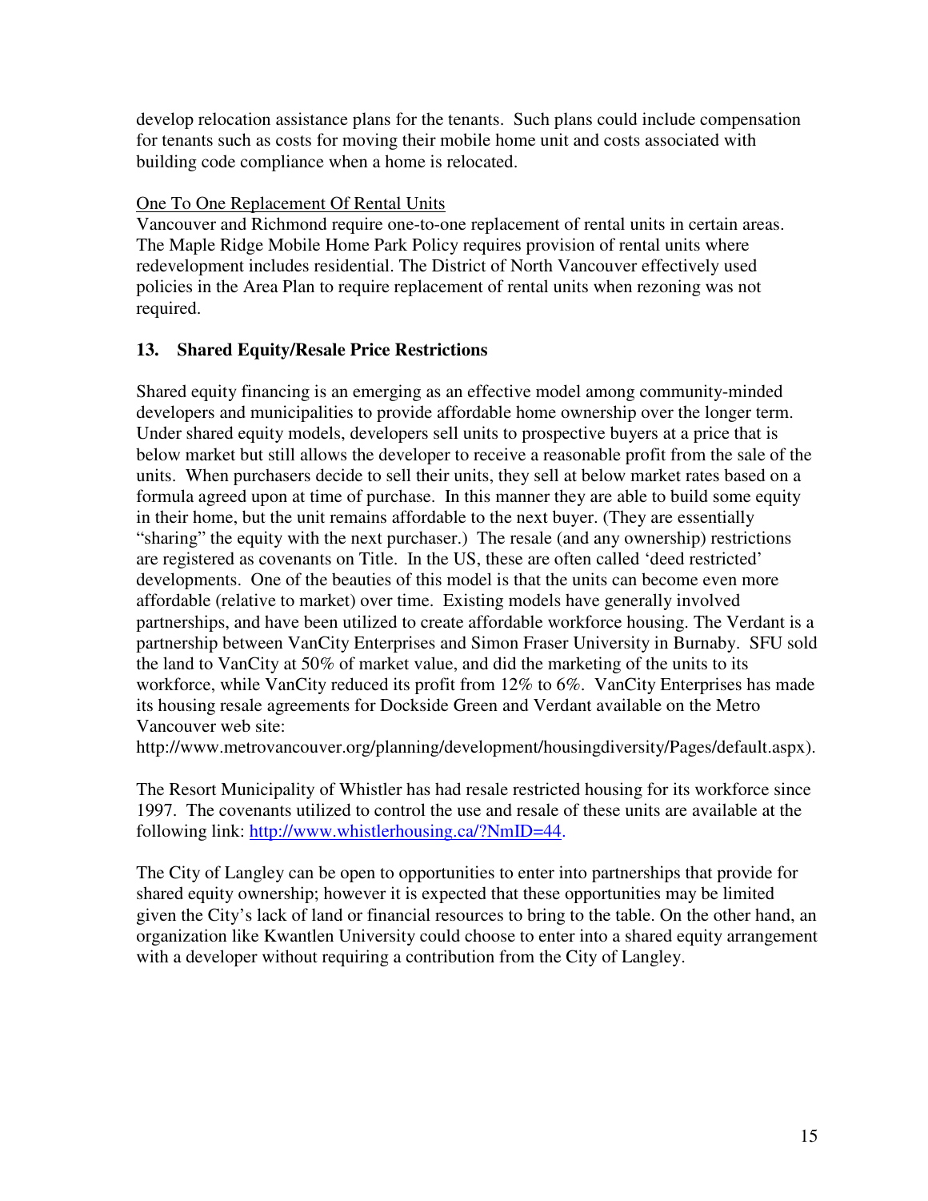develop relocation assistance plans for the tenants. Such plans could include compensation for tenants such as costs for moving their mobile home unit and costs associated with building code compliance when a home is relocated.

<u>One To One Replacement Of Rental Units</u>
Vancouver and Richmond require one-to-one replacement of rental units in certain areas. The Maple Ridge Mobile Home Park Policy requires provision of rental units where redevelopment includes residential. The District of North Vancouver effectively used policies in the Area Plan to require replacement of rental units when rezoning was not required.

### 13. Shared Equity/Resale Price Restrictions

Shared equity financing is an emerging as an effective model among community-minded developers and municipalities to provide affordable home ownership over the longer term. Under shared equity models, developers sell units to prospective buyers at a price that is below market but still allows the developer to receive a reasonable profit from the sale of the units. When purchasers decide to sell their units, they sell at below market rates based on a formula agreed upon at time of purchase. In this manner they are able to build some equity in their home, but the unit remains affordable to the next buyer. (They are essentially "sharing" the equity with the next purchaser.) The resale (and any ownership) restrictions are registered as covenants on Title. In the US, these are often called 'deed restricted' developments. One of the beauties of this model is that the units can become even more affordable (relative to market) over time. Existing models have generally involved partnerships, and have been utilized to create affordable workforce housing. The Verdant is a partnership between VanCity Enterprises and Simon Fraser University in Burnaby. SFU sold the land to VanCity at 50% of market value, and did the marketing of the units to its workforce, while VanCity reduced its profit from 12% to 6%. VanCity Enterprises has made its housing resale agreements for Dockside Green and Verdant available on the Metro Vancouver web site:
http://www.metrovancouver.org/planning/development/housingdiversity/Pages/default.aspx).

The Resort Municipality of Whistler has had resale restricted housing for its workforce since 1997. The covenants utilized to control the use and resale of these units are available at the following link: http://www.whistlerhousing.ca/?NmID=44.

The City of Langley can be open to opportunities to enter into partnerships that provide for shared equity ownership; however it is expected that these opportunities may be limited given the City's lack of land or financial resources to bring to the table. On the other hand, an organization like Kwantlen University could choose to enter into a shared equity arrangement with a developer without requiring a contribution from the City of Langley.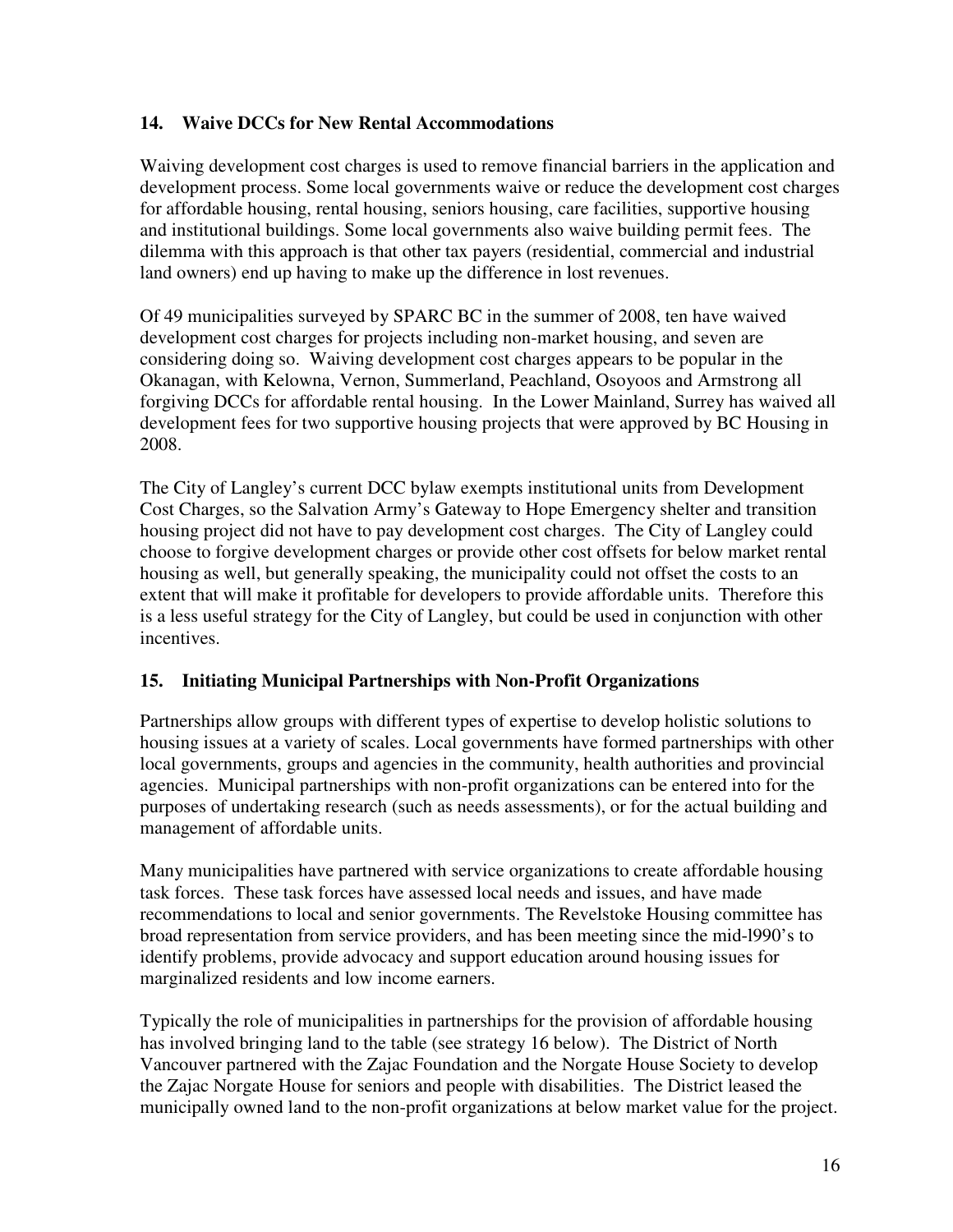### 14. Waive DCCs for New Rental Accommodations

Waiving development cost charges is used to remove financial barriers in the application and development process. Some local governments waive or reduce the development cost charges for affordable housing, rental housing, seniors housing, care facilities, supportive housing and institutional buildings. Some local governments also waive building permit fees. The dilemma with this approach is that other tax payers (residential, commercial and industrial land owners) end up having to make up the difference in lost revenues.

Of 49 municipalities surveyed by SPARC BC in the summer of 2008, ten have waived development cost charges for projects including non-market housing, and seven are considering doing so. Waiving development cost charges appears to be popular in the Okanagan, with Kelowna, Vernon, Summerland, Peachland, Osoyoos and Armstrong all forgiving DCCs for affordable rental housing. In the Lower Mainland, Surrey has waived all development fees for two supportive housing projects that were approved by BC Housing in 2008.

The City of Langley's current DCC bylaw exempts institutional units from Development Cost Charges, so the Salvation Army's Gateway to Hope Emergency shelter and transition housing project did not have to pay development cost charges. The City of Langley could choose to forgive development charges or provide other cost offsets for below market rental housing as well, but generally speaking, the municipality could not offset the costs to an extent that will make it profitable for developers to provide affordable units. Therefore this is a less useful strategy for the City of Langley, but could be used in conjunction with other incentives.

### 15. Initiating Municipal Partnerships with Non-Profit Organizations

Partnerships allow groups with different types of expertise to develop holistic solutions to housing issues at a variety of scales. Local governments have formed partnerships with other local governments, groups and agencies in the community, health authorities and provincial agencies. Municipal partnerships with non-profit organizations can be entered into for the purposes of undertaking research (such as needs assessments), or for the actual building and management of affordable units.

Many municipalities have partnered with service organizations to create affordable housing task forces. These task forces have assessed local needs and issues, and have made recommendations to local and senior governments. The Revelstoke Housing committee has broad representation from service providers, and has been meeting since the mid-l990's to identify problems, provide advocacy and support education around housing issues for marginalized residents and low income earners.

Typically the role of municipalities in partnerships for the provision of affordable housing has involved bringing land to the table (see strategy 16 below). The District of North Vancouver partnered with the Zajac Foundation and the Norgate House Society to develop the Zajac Norgate House for seniors and people with disabilities. The District leased the municipally owned land to the non-profit organizations at below market value for the project.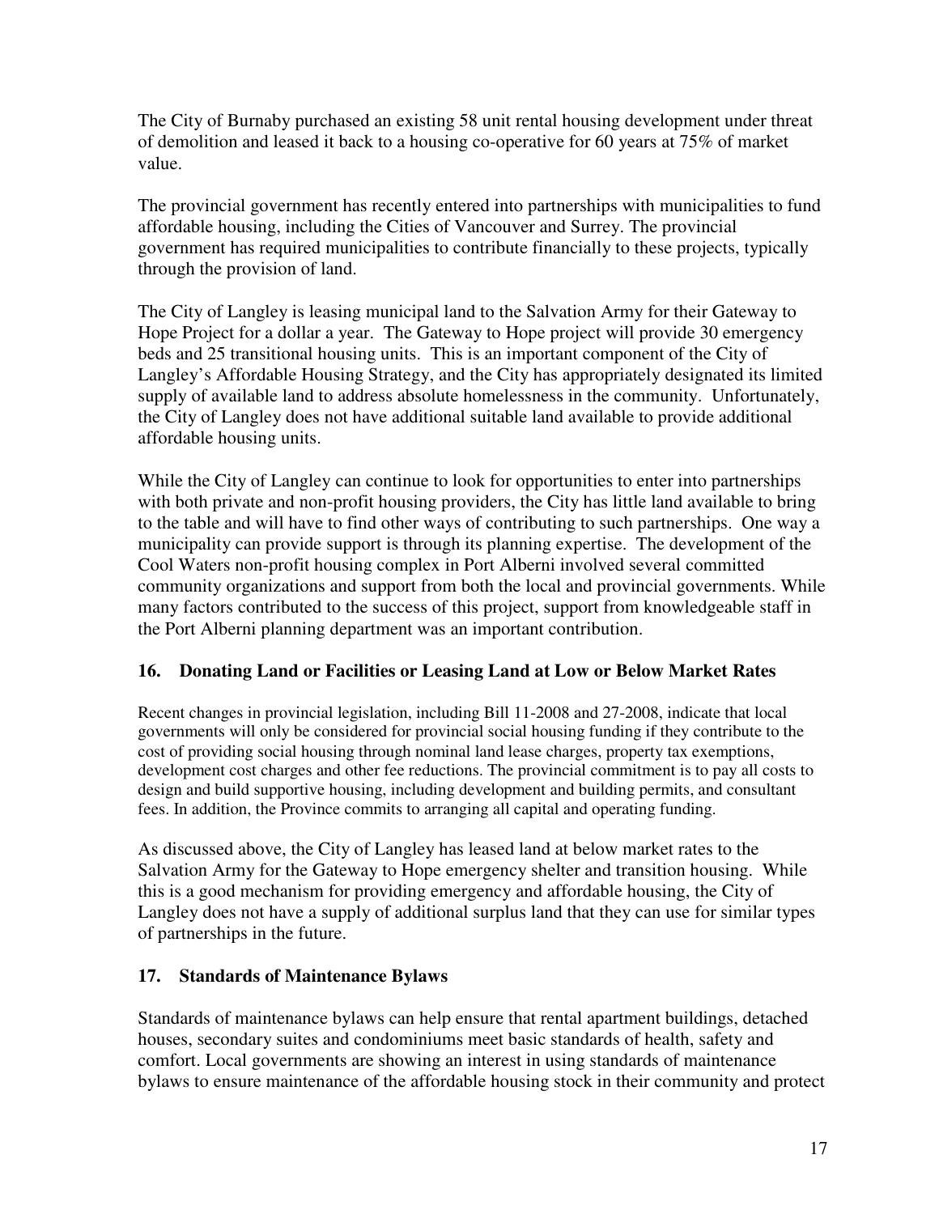The City of Burnaby purchased an existing 58 unit rental housing development under threat of demolition and leased it back to a housing co-operative for 60 years at 75% of market value.

The provincial government has recently entered into partnerships with municipalities to fund affordable housing, including the Cities of Vancouver and Surrey. The provincial government has required municipalities to contribute financially to these projects, typically through the provision of land.

The City of Langley is leasing municipal land to the Salvation Army for their Gateway to Hope Project for a dollar a year. The Gateway to Hope project will provide 30 emergency beds and 25 transitional housing units. This is an important component of the City of Langley's Affordable Housing Strategy, and the City has appropriately designated its limited supply of available land to address absolute homelessness in the community. Unfortunately, the City of Langley does not have additional suitable land available to provide additional affordable housing units.

While the City of Langley can continue to look for opportunities to enter into partnerships with both private and non-profit housing providers, the City has little land available to bring to the table and will have to find other ways of contributing to such partnerships. One way a municipality can provide support is through its planning expertise. The development of the Cool Waters non-profit housing complex in Port Alberni involved several committed community organizations and support from both the local and provincial governments. While many factors contributed to the success of this project, support from knowledgeable staff in the Port Alberni planning department was an important contribution.

### 16. Donating Land or Facilities or Leasing Land at Low or Below Market Rates

Recent changes in provincial legislation, including Bill 11-2008 and 27-2008, indicate that local governments will only be considered for provincial social housing funding if they contribute to the cost of providing social housing through nominal land lease charges, property tax exemptions, development cost charges and other fee reductions. The provincial commitment is to pay all costs to design and build supportive housing, including development and building permits, and consultant fees. In addition, the Province commits to arranging all capital and operating funding.

As discussed above, the City of Langley has leased land at below market rates to the Salvation Army for the Gateway to Hope emergency shelter and transition housing. While this is a good mechanism for providing emergency and affordable housing, the City of Langley does not have a supply of additional surplus land that they can use for similar types of partnerships in the future.

### 17. Standards of Maintenance Bylaws

Standards of maintenance bylaws can help ensure that rental apartment buildings, detached houses, secondary suites and condominiums meet basic standards of health, safety and comfort. Local governments are showing an interest in using standards of maintenance bylaws to ensure maintenance of the affordable housing stock in their community and protect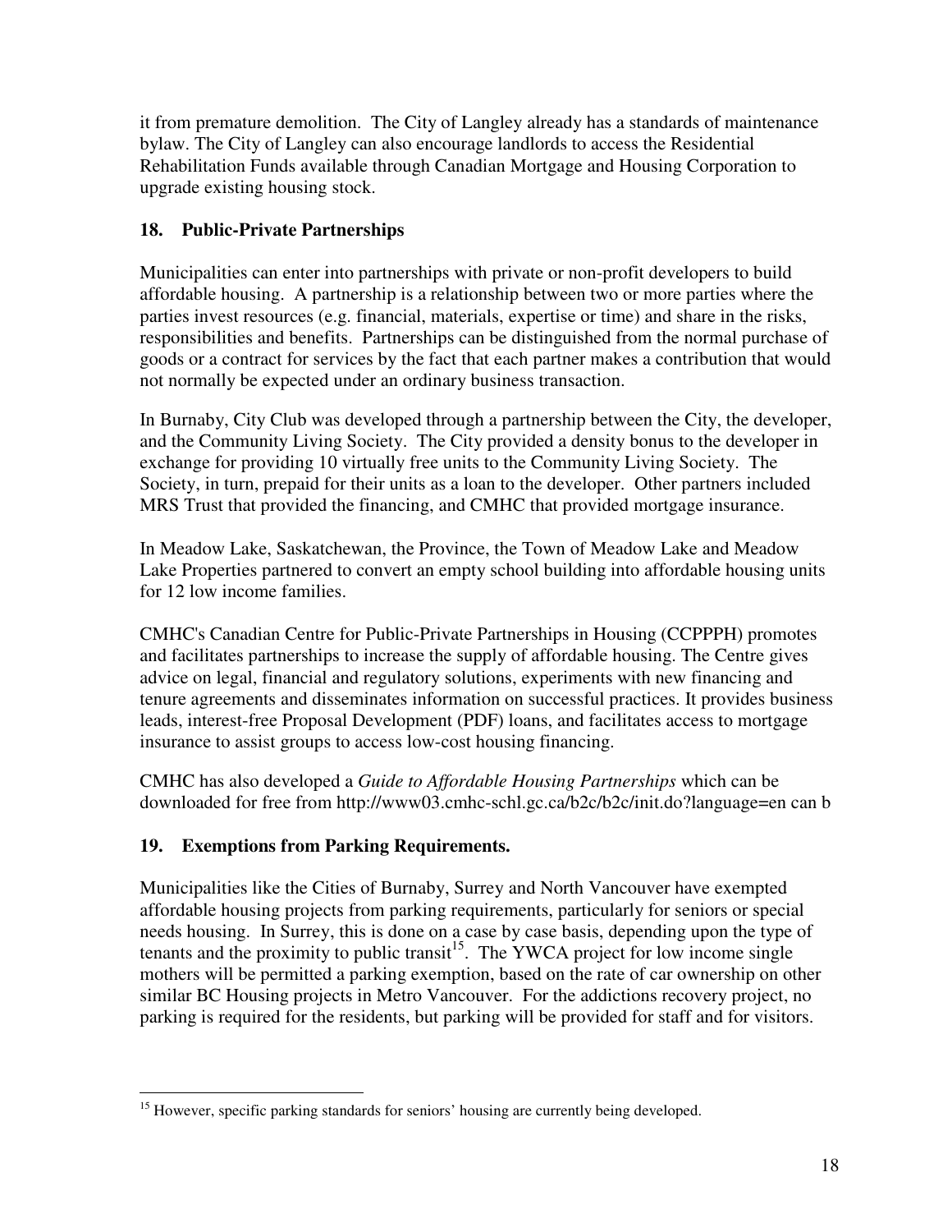it from premature demolition. The City of Langley already has a standards of maintenance bylaw. The City of Langley can also encourage landlords to access the Residential Rehabilitation Funds available through Canadian Mortgage and Housing Corporation to upgrade existing housing stock.

### 18. Public-Private Partnerships

Municipalities can enter into partnerships with private or non-profit developers to build affordable housing. A partnership is a relationship between two or more parties where the parties invest resources (e.g. financial, materials, expertise or time) and share in the risks, responsibilities and benefits. Partnerships can be distinguished from the normal purchase of goods or a contract for services by the fact that each partner makes a contribution that would not normally be expected under an ordinary business transaction.

In Burnaby, City Club was developed through a partnership between the City, the developer, and the Community Living Society. The City provided a density bonus to the developer in exchange for providing 10 virtually free units to the Community Living Society. The Society, in turn, prepaid for their units as a loan to the developer. Other partners included MRS Trust that provided the financing, and CMHC that provided mortgage insurance.

In Meadow Lake, Saskatchewan, the Province, the Town of Meadow Lake and Meadow Lake Properties partnered to convert an empty school building into affordable housing units for 12 low income families.

CMHC's Canadian Centre for Public-Private Partnerships in Housing (CCPPPH) promotes and facilitates partnerships to increase the supply of affordable housing. The Centre gives advice on legal, financial and regulatory solutions, experiments with new financing and tenure agreements and disseminates information on successful practices. It provides business leads, interest-free Proposal Development (PDF) loans, and facilitates access to mortgage insurance to assist groups to access low-cost housing financing.

CMHC has also developed a *Guide to Affordable Housing Partnerships* which can be downloaded for free from http://www03.cmhc-schl.gc.ca/b2c/b2c/init.do?language=en can b

### 19. Exemptions from Parking Requirements.

Municipalities like the Cities of Burnaby, Surrey and North Vancouver have exempted affordable housing projects from parking requirements, particularly for seniors or special needs housing. In Surrey, this is done on a case by case basis, depending upon the type of tenants and the proximity to public transit[15]. The YWCA project for low income single mothers will be permitted a parking exemption, based on the rate of car ownership on other similar BC Housing projects in Metro Vancouver. For the addictions recovery project, no parking is required for the residents, but parking will be provided for staff and for visitors.

[15] However, specific parking standards for seniors' housing are currently being developed.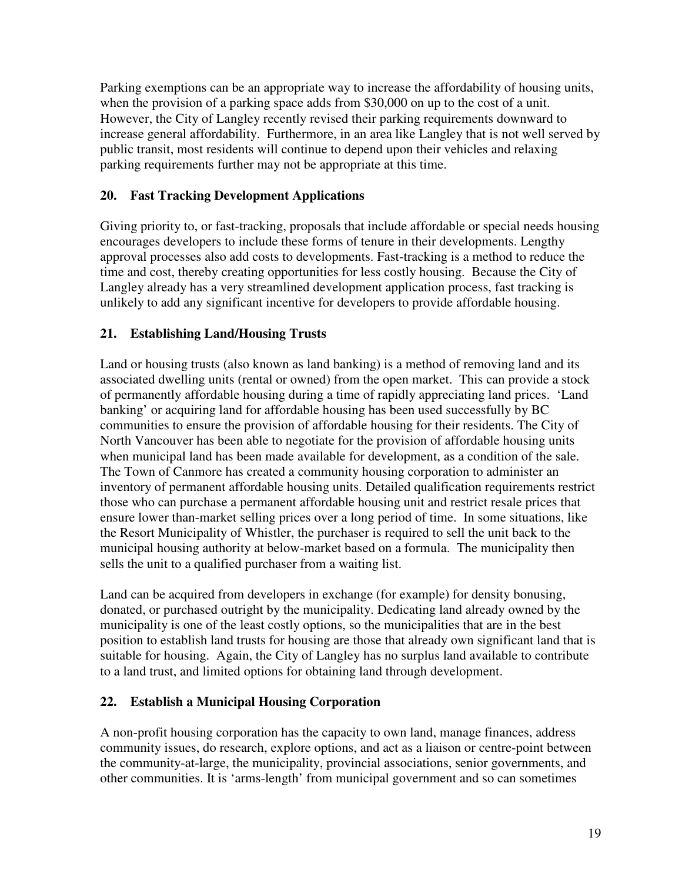Parking exemptions can be an appropriate way to increase the affordability of housing units, when the provision of a parking space adds from $30,000 on up to the cost of a unit. However, the City of Langley recently revised their parking requirements downward to increase general affordability. Furthermore, in an area like Langley that is not well served by public transit, most residents will continue to depend upon their vehicles and relaxing parking requirements further may not be appropriate at this time.

### 20. Fast Tracking Development Applications

Giving priority to, or fast-tracking, proposals that include affordable or special needs housing encourages developers to include these forms of tenure in their developments. Lengthy approval processes also add costs to developments. Fast-tracking is a method to reduce the time and cost, thereby creating opportunities for less costly housing. Because the City of Langley already has a very streamlined development application process, fast tracking is unlikely to add any significant incentive for developers to provide affordable housing.

### 21. Establishing Land/Housing Trusts

Land or housing trusts (also known as land banking) is a method of removing land and its associated dwelling units (rental or owned) from the open market. This can provide a stock of permanently affordable housing during a time of rapidly appreciating land prices. 'Land banking' or acquiring land for affordable housing has been used successfully by BC communities to ensure the provision of affordable housing for their residents. The City of North Vancouver has been able to negotiate for the provision of affordable housing units when municipal land has been made available for development, as a condition of the sale. The Town of Canmore has created a community housing corporation to administer an inventory of permanent affordable housing units. Detailed qualification requirements restrict those who can purchase a permanent affordable housing unit and restrict resale prices that ensure lower than-market selling prices over a long period of time. In some situations, like the Resort Municipality of Whistler, the purchaser is required to sell the unit back to the municipal housing authority at below-market based on a formula. The municipality then sells the unit to a qualified purchaser from a waiting list.

Land can be acquired from developers in exchange (for example) for density bonusing, donated, or purchased outright by the municipality. Dedicating land already owned by the municipality is one of the least costly options, so the municipalities that are in the best position to establish land trusts for housing are those that already own significant land that is suitable for housing. Again, the City of Langley has no surplus land available to contribute to a land trust, and limited options for obtaining land through development.

### 22. Establish a Municipal Housing Corporation

A non-profit housing corporation has the capacity to own land, manage finances, address community issues, do research, explore options, and act as a liaison or centre-point between the community-at-large, the municipality, provincial associations, senior governments, and other communities. It is 'arms-length' from municipal government and so can sometimes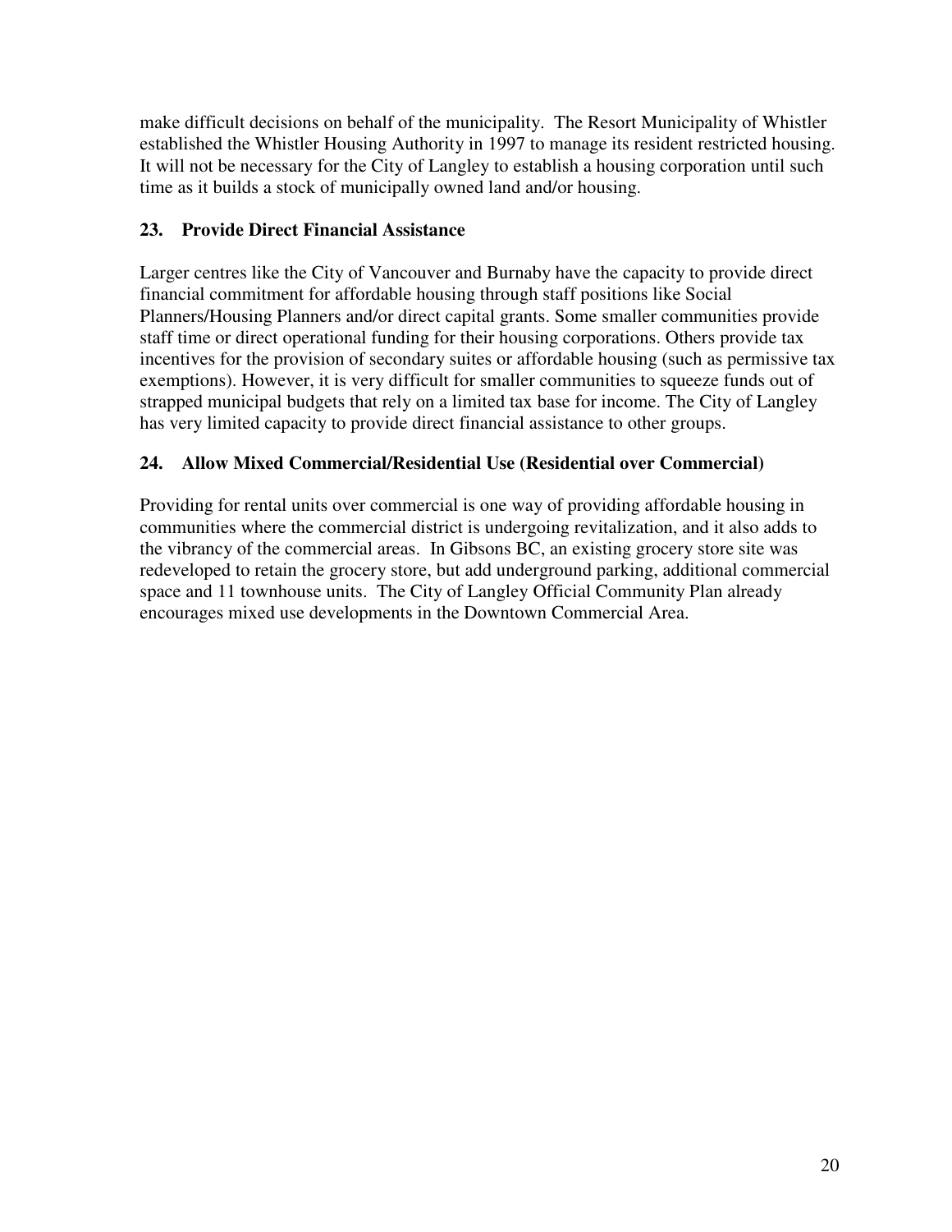make difficult decisions on behalf of the municipality. The Resort Municipality of Whistler established the Whistler Housing Authority in 1997 to manage its resident restricted housing. It will not be necessary for the City of Langley to establish a housing corporation until such time as it builds a stock of municipally owned land and/or housing.

### 23. Provide Direct Financial Assistance

Larger centres like the City of Vancouver and Burnaby have the capacity to provide direct financial commitment for affordable housing through staff positions like Social Planners/Housing Planners and/or direct capital grants. Some smaller communities provide staff time or direct operational funding for their housing corporations. Others provide tax incentives for the provision of secondary suites or affordable housing (such as permissive tax exemptions). However, it is very difficult for smaller communities to squeeze funds out of strapped municipal budgets that rely on a limited tax base for income. The City of Langley has very limited capacity to provide direct financial assistance to other groups.

### 24. Allow Mixed Commercial/Residential Use (Residential over Commercial)

Providing for rental units over commercial is one way of providing affordable housing in communities where the commercial district is undergoing revitalization, and it also adds to the vibrancy of the commercial areas. In Gibsons BC, an existing grocery store site was redeveloped to retain the grocery store, but add underground parking, additional commercial space and 11 townhouse units. The City of Langley Official Community Plan already encourages mixed use developments in the Downtown Commercial Area.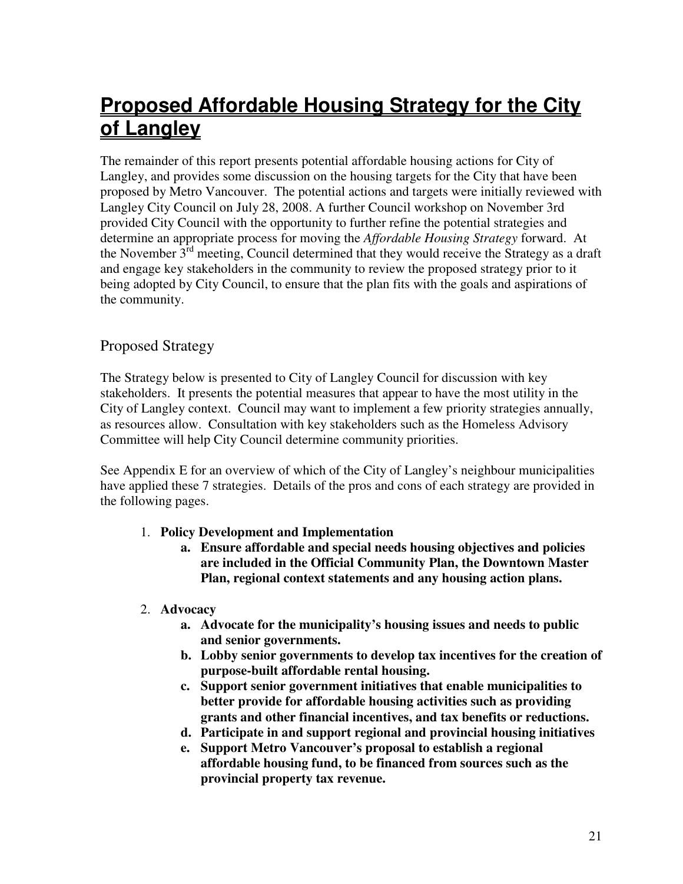# Proposed Affordable Housing Strategy for the City of Langley

The remainder of this report presents potential affordable housing actions for City of Langley, and provides some discussion on the housing targets for the City that have been proposed by Metro Vancouver. The potential actions and targets were initially reviewed with Langley City Council on July 28, 2008. A further Council workshop on November 3rd provided City Council with the opportunity to further refine the potential strategies and determine an appropriate process for moving the *Affordable Housing Strategy* forward. At the November 3rd meeting, Council determined that they would receive the Strategy as a draft and engage key stakeholders in the community to review the proposed strategy prior to it being adopted by City Council, to ensure that the plan fits with the goals and aspirations of the community.

## Proposed Strategy

The Strategy below is presented to City of Langley Council for discussion with key stakeholders. It presents the potential measures that appear to have the most utility in the City of Langley context. Council may want to implement a few priority strategies annually, as resources allow. Consultation with key stakeholders such as the Homeless Advisory Committee will help City Council determine community priorities.

See Appendix E for an overview of which of the City of Langley's neighbour municipalities have applied these 7 strategies. Details of the pros and cons of each strategy are provided in the following pages.

1. **Policy Development and Implementation**
   a. **Ensure affordable and special needs housing objectives and policies are included in the Official Community Plan, the Downtown Master Plan, regional context statements and any housing action plans.**

2. **Advocacy**
   a. **Advocate for the municipality's housing issues and needs to public and senior governments.**
   b. **Lobby senior governments to develop tax incentives for the creation of purpose-built affordable rental housing.**
   c. **Support senior government initiatives that enable municipalities to better provide for affordable housing activities such as providing grants and other financial incentives, and tax benefits or reductions.**
   d. **Participate in and support regional and provincial housing initiatives**
   e. **Support Metro Vancouver's proposal to establish a regional affordable housing fund, to be financed from sources such as the provincial property tax revenue.**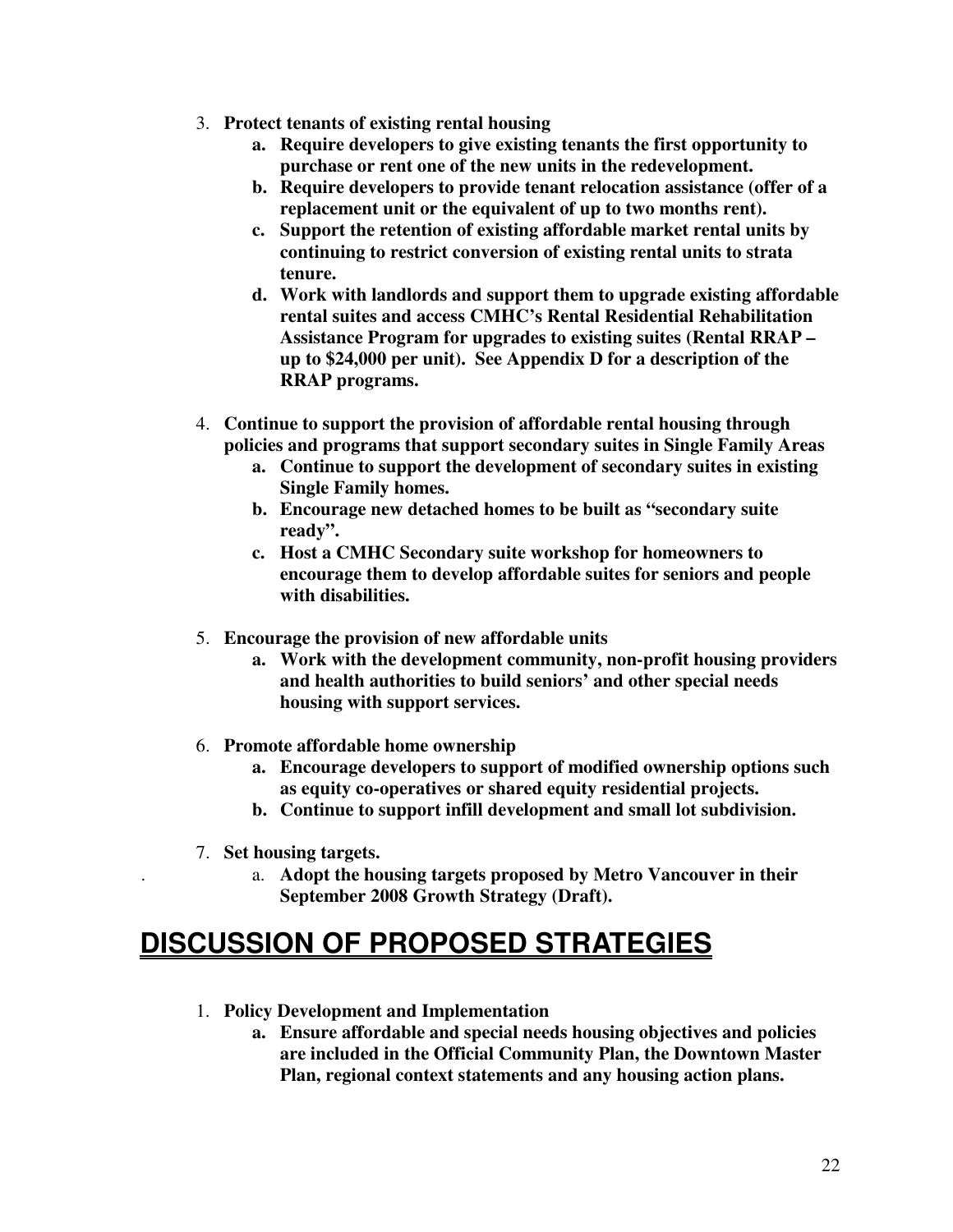3. **Protect tenants of existing rental housing**
    a. **Require developers to give existing tenants the first opportunity to purchase or rent one of the new units in the redevelopment.**
    b. **Require developers to provide tenant relocation assistance (offer of a replacement unit or the equivalent of up to two months rent).**
    c. **Support the retention of existing affordable market rental units by continuing to restrict conversion of existing rental units to strata tenure.**
    d. **Work with landlords and support them to upgrade existing affordable rental suites and access CMHC's Rental Residential Rehabilitation Assistance Program for upgrades to existing suites (Rental RRAP – up to $24,000 per unit). See Appendix D for a description of the RRAP programs.**

4. **Continue to support the provision of affordable rental housing through policies and programs that support secondary suites in Single Family Areas**
    a. **Continue to support the development of secondary suites in existing Single Family homes.**
    b. **Encourage new detached homes to be built as "secondary suite ready".**
    c. **Host a CMHC Secondary suite workshop for homeowners to encourage them to develop affordable suites for seniors and people with disabilities.**

5. **Encourage the provision of new affordable units**
    a. **Work with the development community, non-profit housing providers and health authorities to build seniors' and other special needs housing with support services.**

6. **Promote affordable home ownership**
    a. **Encourage developers to support of modified ownership options such as equity co-operatives or shared equity residential projects.**
    b. **Continue to support infill development and small lot subdivision.**

7. **Set housing targets.**
    a. **Adopt the housing targets proposed by Metro Vancouver in their September 2008 Growth Strategy (Draft).**

# DISCUSSION OF PROPOSED STRATEGIES

1. **Policy Development and Implementation**
    a. **Ensure affordable and special needs housing objectives and policies are included in the Official Community Plan, the Downtown Master Plan, regional context statements and any housing action plans.**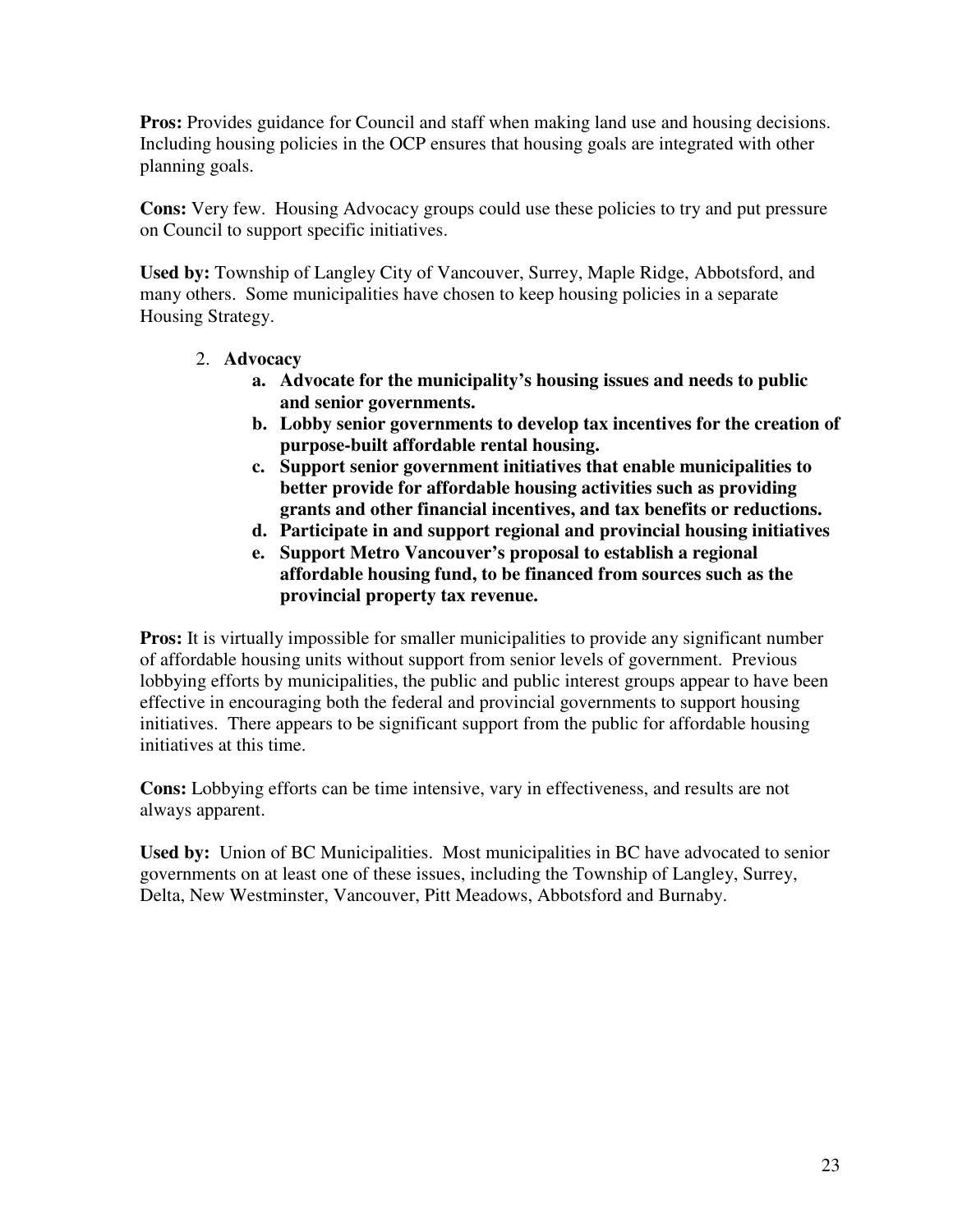**Pros:** Provides guidance for Council and staff when making land use and housing decisions. Including housing policies in the OCP ensures that housing goals are integrated with other planning goals.

**Cons:** Very few. Housing Advocacy groups could use these policies to try and put pressure on Council to support specific initiatives.

**Used by:** Township of Langley City of Vancouver, Surrey, Maple Ridge, Abbotsford, and many others. Some municipalities have chosen to keep housing policies in a separate Housing Strategy.

2. **Advocacy**
    a. **Advocate for the municipality's housing issues and needs to public and senior governments.**
    b. **Lobby senior governments to develop tax incentives for the creation of purpose-built affordable rental housing.**
    c. **Support senior government initiatives that enable municipalities to better provide for affordable housing activities such as providing grants and other financial incentives, and tax benefits or reductions.**
    d. **Participate in and support regional and provincial housing initiatives**
    e. **Support Metro Vancouver's proposal to establish a regional affordable housing fund, to be financed from sources such as the provincial property tax revenue.**

**Pros:** It is virtually impossible for smaller municipalities to provide any significant number of affordable housing units without support from senior levels of government. Previous lobbying efforts by municipalities, the public and public interest groups appear to have been effective in encouraging both the federal and provincial governments to support housing initiatives. There appears to be significant support from the public for affordable housing initiatives at this time.

**Cons:** Lobbying efforts can be time intensive, vary in effectiveness, and results are not always apparent.

**Used by:** Union of BC Municipalities. Most municipalities in BC have advocated to senior governments on at least one of these issues, including the Township of Langley, Surrey, Delta, New Westminster, Vancouver, Pitt Meadows, Abbotsford and Burnaby.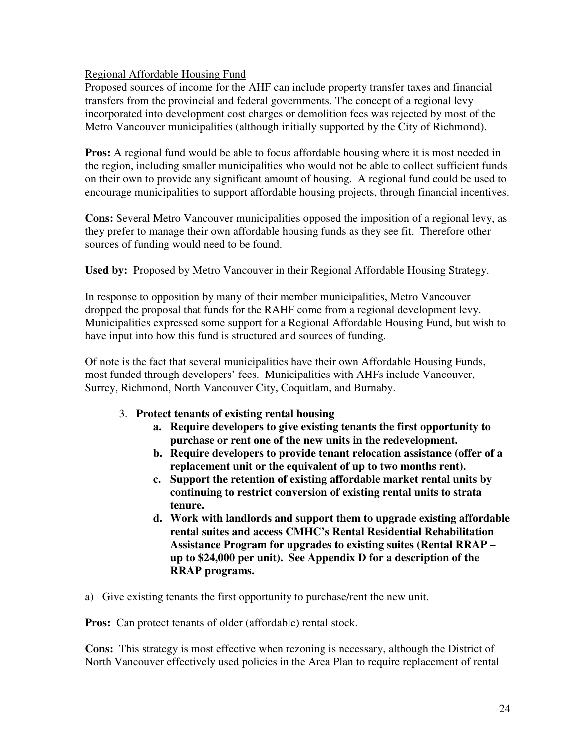Regional Affordable Housing Fund

Proposed sources of income for the AHF can include property transfer taxes and financial transfers from the provincial and federal governments. The concept of a regional levy incorporated into development cost charges or demolition fees was rejected by most of the Metro Vancouver municipalities (although initially supported by the City of Richmond).

**Pros:** A regional fund would be able to focus affordable housing where it is most needed in the region, including smaller municipalities who would not be able to collect sufficient funds on their own to provide any significant amount of housing. A regional fund could be used to encourage municipalities to support affordable housing projects, through financial incentives.

**Cons:** Several Metro Vancouver municipalities opposed the imposition of a regional levy, as they prefer to manage their own affordable housing funds as they see fit. Therefore other sources of funding would need to be found.

**Used by:** Proposed by Metro Vancouver in their Regional Affordable Housing Strategy.

In response to opposition by many of their member municipalities, Metro Vancouver dropped the proposal that funds for the RAHF come from a regional development levy. Municipalities expressed some support for a Regional Affordable Housing Fund, but wish to have input into how this fund is structured and sources of funding.

Of note is the fact that several municipalities have their own Affordable Housing Funds, most funded through developers' fees. Municipalities with AHFs include Vancouver, Surrey, Richmond, North Vancouver City, Coquitlam, and Burnaby.

3. **Protect tenants of existing rental housing**
    a. **Require developers to give existing tenants the first opportunity to purchase or rent one of the new units in the redevelopment.**
    b. **Require developers to provide tenant relocation assistance (offer of a replacement unit or the equivalent of up to two months rent).**
    c. **Support the retention of existing affordable market rental units by continuing to restrict conversion of existing rental units to strata tenure.**
    d. **Work with landlords and support them to upgrade existing affordable rental suites and access CMHC's Rental Residential Rehabilitation Assistance Program for upgrades to existing suites (Rental RRAP – up to $24,000 per unit). See Appendix D for a description of the RRAP programs.**

a) Give existing tenants the first opportunity to purchase/rent the new unit.

**Pros:** Can protect tenants of older (affordable) rental stock.

**Cons:** This strategy is most effective when rezoning is necessary, although the District of North Vancouver effectively used policies in the Area Plan to require replacement of rental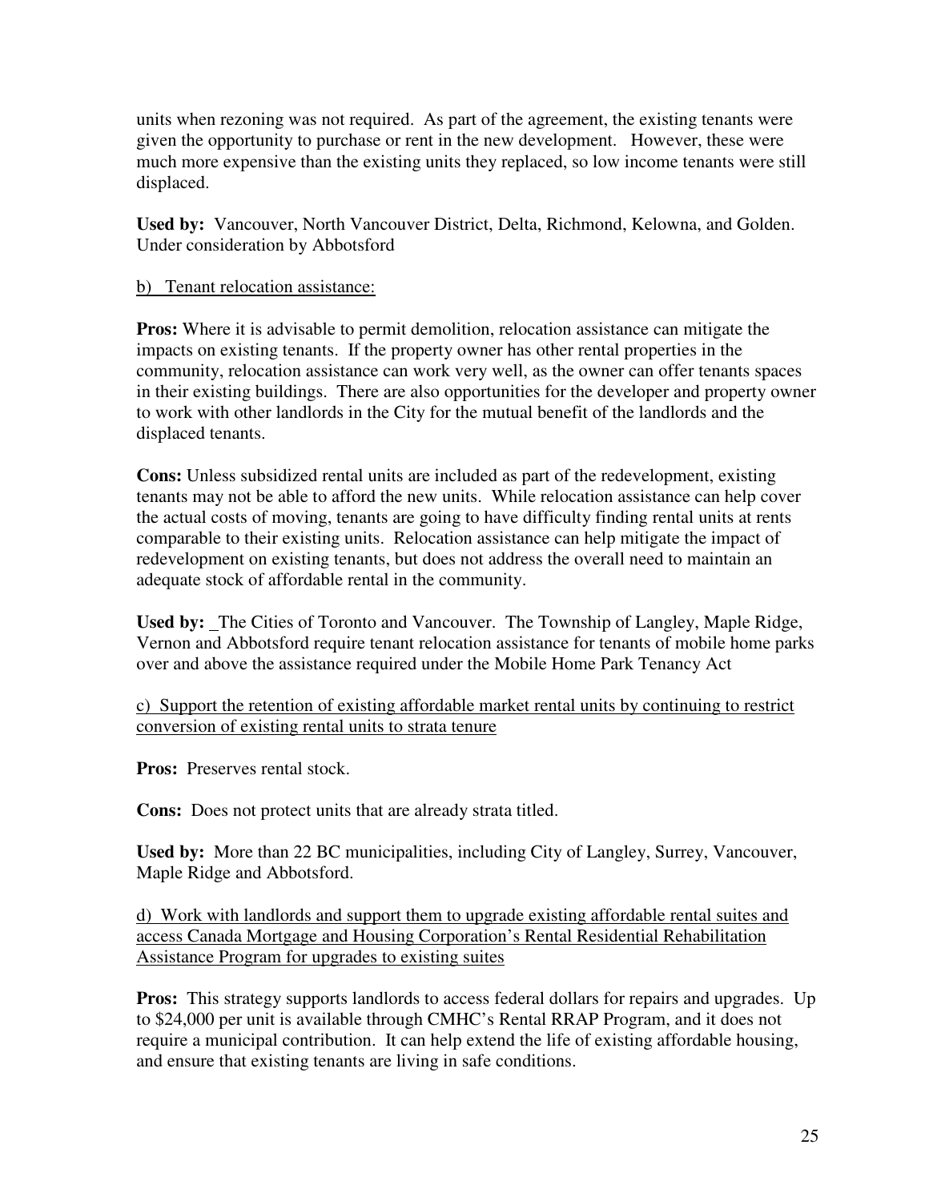units when rezoning was not required. As part of the agreement, the existing tenants were given the opportunity to purchase or rent in the new development. However, these were much more expensive than the existing units they replaced, so low income tenants were still displaced.

**Used by:** Vancouver, North Vancouver District, Delta, Richmond, Kelowna, and Golden. Under consideration by Abbotsford

<u>b) Tenant relocation assistance:</u>

**Pros:** Where it is advisable to permit demolition, relocation assistance can mitigate the impacts on existing tenants. If the property owner has other rental properties in the community, relocation assistance can work very well, as the owner can offer tenants spaces in their existing buildings. There are also opportunities for the developer and property owner to work with other landlords in the City for the mutual benefit of the landlords and the displaced tenants.

**Cons:** Unless subsidized rental units are included as part of the redevelopment, existing tenants may not be able to afford the new units. While relocation assistance can help cover the actual costs of moving, tenants are going to have difficulty finding rental units at rents comparable to their existing units. Relocation assistance can help mitigate the impact of redevelopment on existing tenants, but does not address the overall need to maintain an adequate stock of affordable rental in the community.

**Used by:** _The Cities of Toronto and Vancouver. The Township of Langley, Maple Ridge, Vernon and Abbotsford require tenant relocation assistance for tenants of mobile home parks over and above the assistance required under the Mobile Home Park Tenancy Act

<u>c) Support the retention of existing affordable market rental units by continuing to restrict conversion of existing rental units to strata tenure</u>

**Pros:** Preserves rental stock.

**Cons:** Does not protect units that are already strata titled.

**Used by:** More than 22 BC municipalities, including City of Langley, Surrey, Vancouver, Maple Ridge and Abbotsford.

<u>d) Work with landlords and support them to upgrade existing affordable rental suites and access Canada Mortgage and Housing Corporation's Rental Residential Rehabilitation Assistance Program for upgrades to existing suites</u>

**Pros:** This strategy supports landlords to access federal dollars for repairs and upgrades. Up to $24,000 per unit is available through CMHC's Rental RRAP Program, and it does not require a municipal contribution. It can help extend the life of existing affordable housing, and ensure that existing tenants are living in safe conditions.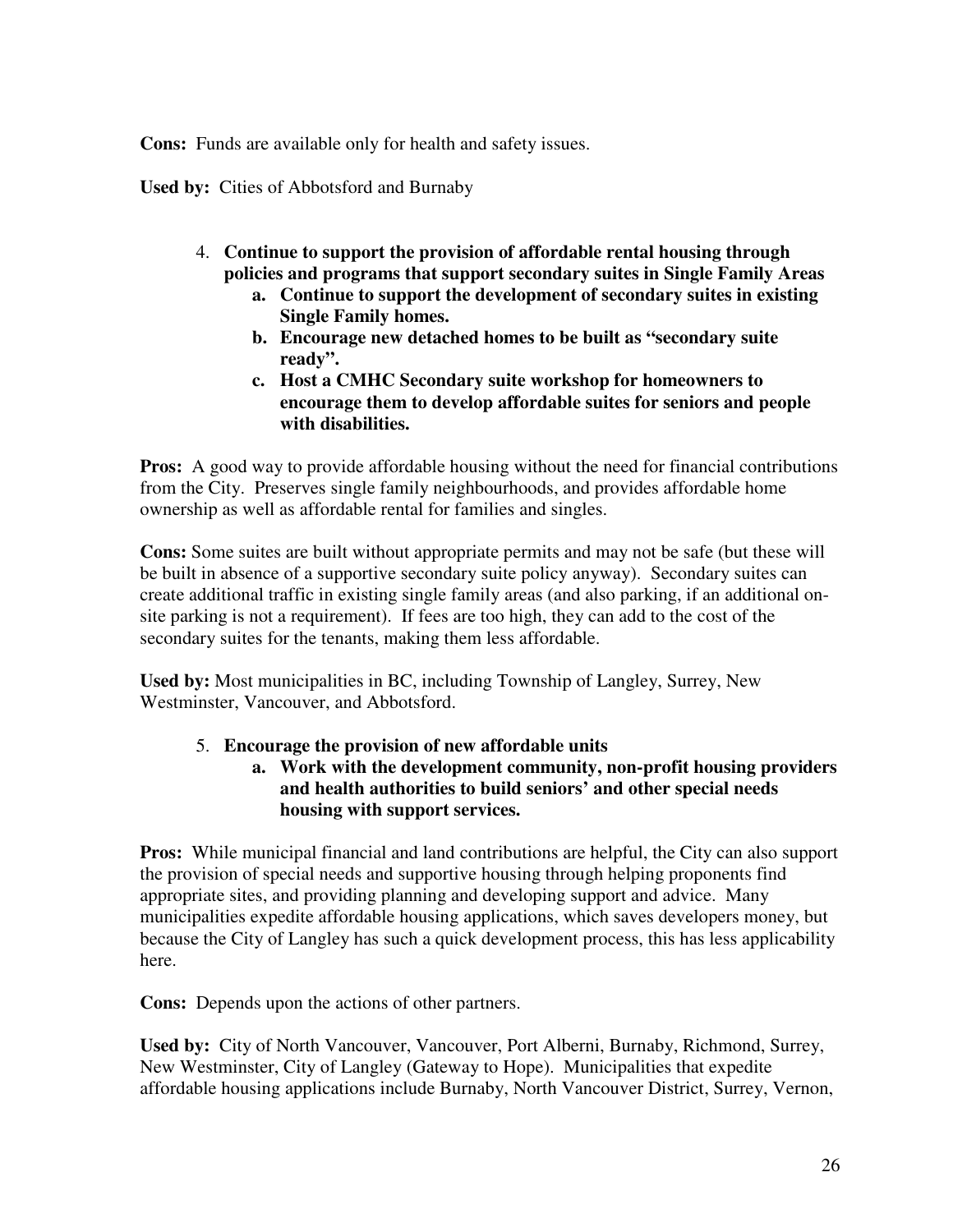**Cons:** Funds are available only for health and safety issues.

**Used by:** Cities of Abbotsford and Burnaby

4. **Continue to support the provision of affordable rental housing through policies and programs that support secondary suites in Single Family Areas**
    a. **Continue to support the development of secondary suites in existing Single Family homes.**
    b. **Encourage new detached homes to be built as "secondary suite ready".**
    c. **Host a CMHC Secondary suite workshop for homeowners to encourage them to develop affordable suites for seniors and people with disabilities.**

**Pros:** A good way to provide affordable housing without the need for financial contributions from the City. Preserves single family neighbourhoods, and provides affordable home ownership as well as affordable rental for families and singles.

**Cons:** Some suites are built without appropriate permits and may not be safe (but these will be built in absence of a supportive secondary suite policy anyway). Secondary suites can create additional traffic in existing single family areas (and also parking, if an additional on-site parking is not a requirement). If fees are too high, they can add to the cost of the secondary suites for the tenants, making them less affordable.

**Used by:** Most municipalities in BC, including Township of Langley, Surrey, New Westminster, Vancouver, and Abbotsford.

5. **Encourage the provision of new affordable units**
    a. **Work with the development community, non-profit housing providers and health authorities to build seniors' and other special needs housing with support services.**

**Pros:** While municipal financial and land contributions are helpful, the City can also support the provision of special needs and supportive housing through helping proponents find appropriate sites, and providing planning and developing support and advice. Many municipalities expedite affordable housing applications, which saves developers money, but because the City of Langley has such a quick development process, this has less applicability here.

**Cons:** Depends upon the actions of other partners.

**Used by:** City of North Vancouver, Vancouver, Port Alberni, Burnaby, Richmond, Surrey, New Westminster, City of Langley (Gateway to Hope). Municipalities that expedite affordable housing applications include Burnaby, North Vancouver District, Surrey, Vernon,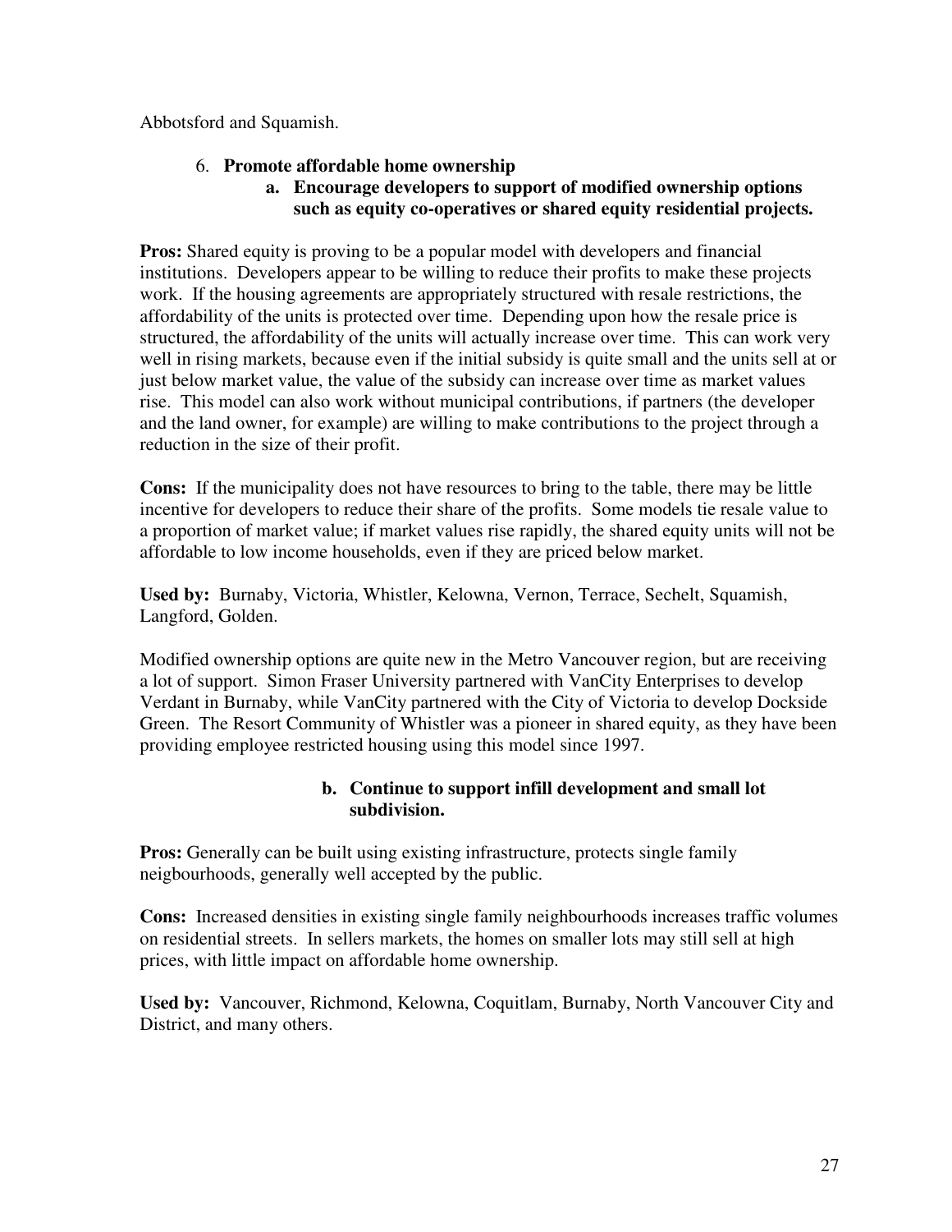Abbotsford and Squamish.

6. **Promote affordable home ownership**
   a. **Encourage developers to support of modified ownership options such as equity co-operatives or shared equity residential projects.**

**Pros:** Shared equity is proving to be a popular model with developers and financial institutions. Developers appear to be willing to reduce their profits to make these projects work. If the housing agreements are appropriately structured with resale restrictions, the affordability of the units is protected over time. Depending upon how the resale price is structured, the affordability of the units will actually increase over time. This can work very well in rising markets, because even if the initial subsidy is quite small and the units sell at or just below market value, the value of the subsidy can increase over time as market values rise. This model can also work without municipal contributions, if partners (the developer and the land owner, for example) are willing to make contributions to the project through a reduction in the size of their profit.

**Cons:** If the municipality does not have resources to bring to the table, there may be little incentive for developers to reduce their share of the profits. Some models tie resale value to a proportion of market value; if market values rise rapidly, the shared equity units will not be affordable to low income households, even if they are priced below market.

**Used by:** Burnaby, Victoria, Whistler, Kelowna, Vernon, Terrace, Sechelt, Squamish, Langford, Golden.

Modified ownership options are quite new in the Metro Vancouver region, but are receiving a lot of support. Simon Fraser University partnered with VanCity Enterprises to develop Verdant in Burnaby, while VanCity partnered with the City of Victoria to develop Dockside Green. The Resort Community of Whistler was a pioneer in shared equity, as they have been providing employee restricted housing using this model since 1997.

   b. **Continue to support infill development and small lot subdivision.**

**Pros:** Generally can be built using existing infrastructure, protects single family neigbourhoods, generally well accepted by the public.

**Cons:** Increased densities in existing single family neighbourhoods increases traffic volumes on residential streets. In sellers markets, the homes on smaller lots may still sell at high prices, with little impact on affordable home ownership.

**Used by:** Vancouver, Richmond, Kelowna, Coquitlam, Burnaby, North Vancouver City and District, and many others.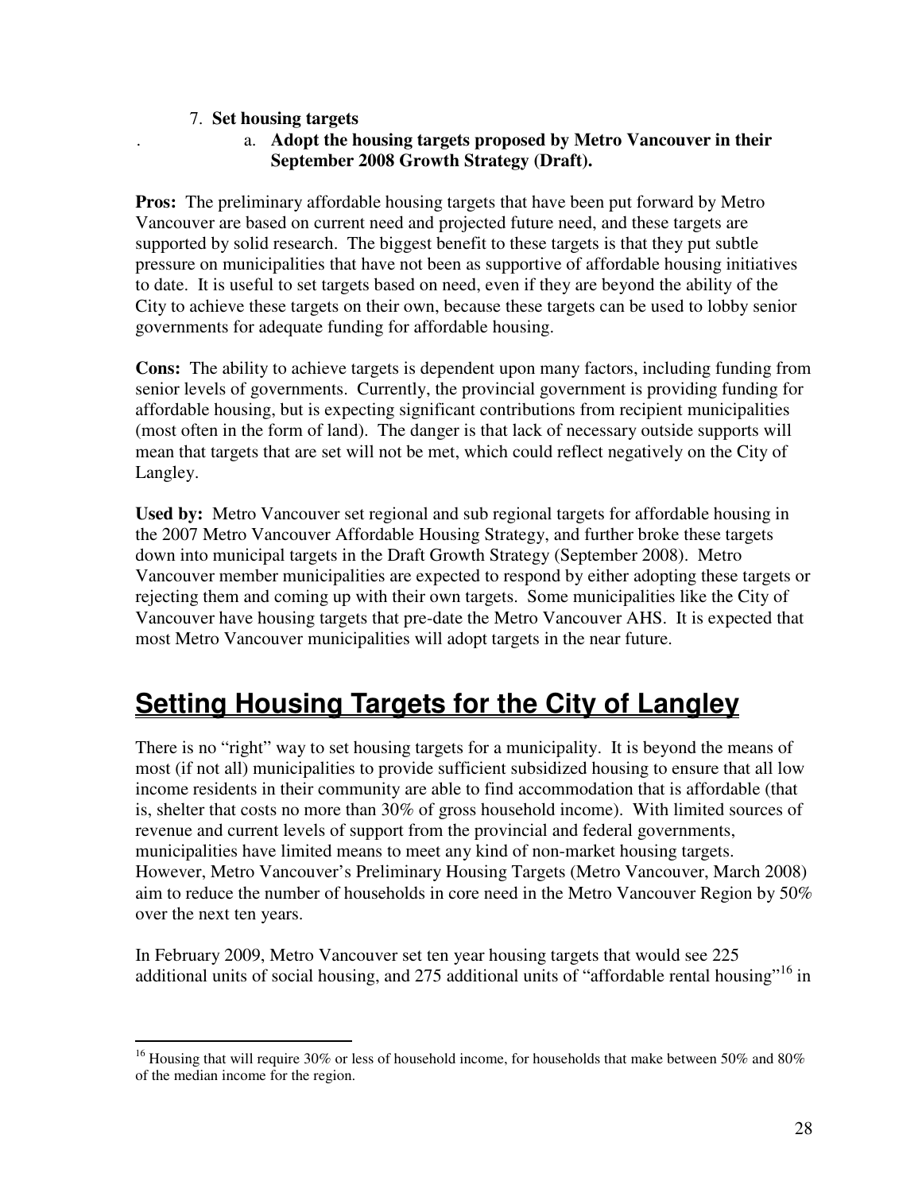7. **Set housing targets**

   a. **Adopt the housing targets proposed by Metro Vancouver in their September 2008 Growth Strategy (Draft).**

**Pros:** The preliminary affordable housing targets that have been put forward by Metro Vancouver are based on current need and projected future need, and these targets are supported by solid research. The biggest benefit to these targets is that they put subtle pressure on municipalities that have not been as supportive of affordable housing initiatives to date. It is useful to set targets based on need, even if they are beyond the ability of the City to achieve these targets on their own, because these targets can be used to lobby senior governments for adequate funding for affordable housing.

**Cons:** The ability to achieve targets is dependent upon many factors, including funding from senior levels of governments. Currently, the provincial government is providing funding for affordable housing, but is expecting significant contributions from recipient municipalities (most often in the form of land). The danger is that lack of necessary outside supports will mean that targets that are set will not be met, which could reflect negatively on the City of Langley.

**Used by:** Metro Vancouver set regional and sub regional targets for affordable housing in the 2007 Metro Vancouver Affordable Housing Strategy, and further broke these targets down into municipal targets in the Draft Growth Strategy (September 2008). Metro Vancouver member municipalities are expected to respond by either adopting these targets or rejecting them and coming up with their own targets. Some municipalities like the City of Vancouver have housing targets that pre-date the Metro Vancouver AHS. It is expected that most Metro Vancouver municipalities will adopt targets in the near future.

# Setting Housing Targets for the City of Langley

There is no "right" way to set housing targets for a municipality. It is beyond the means of most (if not all) municipalities to provide sufficient subsidized housing to ensure that all low income residents in their community are able to find accommodation that is affordable (that is, shelter that costs no more than 30% of gross household income). With limited sources of revenue and current levels of support from the provincial and federal governments, municipalities have limited means to meet any kind of non-market housing targets. However, Metro Vancouver's Preliminary Housing Targets (Metro Vancouver, March 2008) aim to reduce the number of households in core need in the Metro Vancouver Region by 50% over the next ten years.

In February 2009, Metro Vancouver set ten year housing targets that would see 225 additional units of social housing, and 275 additional units of "affordable rental housing"[16] in

[16] Housing that will require 30% or less of household income, for households that make between 50% and 80% of the median income for the region.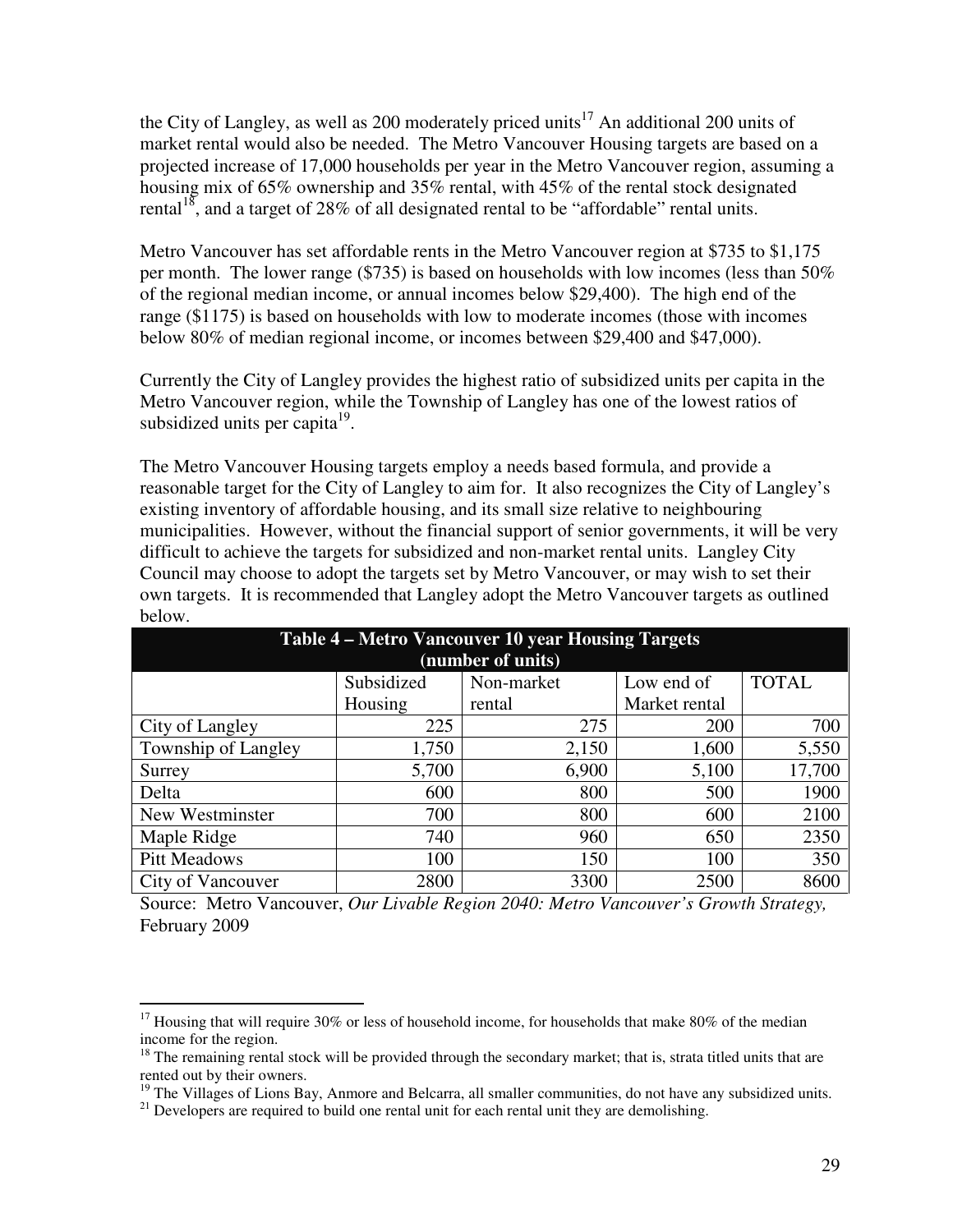the City of Langley, as well as 200 moderately priced units[17] An additional 200 units of market rental would also be needed. The Metro Vancouver Housing targets are based on a projected increase of 17,000 households per year in the Metro Vancouver region, assuming a housing mix of 65% ownership and 35% rental, with 45% of the rental stock designated rental[18], and a target of 28% of all designated rental to be "affordable" rental units.

Metro Vancouver has set affordable rents in the Metro Vancouver region at $735 to $1,175 per month. The lower range ($735) is based on households with low incomes (less than 50% of the regional median income, or annual incomes below $29,400). The high end of the range ($1175) is based on households with low to moderate incomes (those with incomes below 80% of median regional income, or incomes between $29,400 and $47,000).

Currently the City of Langley provides the highest ratio of subsidized units per capita in the Metro Vancouver region, while the Township of Langley has one of the lowest ratios of subsidized units per capita[19].

The Metro Vancouver Housing targets employ a needs based formula, and provide a reasonable target for the City of Langley to aim for. It also recognizes the City of Langley's existing inventory of affordable housing, and its small size relative to neighbouring municipalities. However, without the financial support of senior governments, it will be very difficult to achieve the targets for subsidized and non-market rental units. Langley City Council may choose to adopt the targets set by Metro Vancouver, or may wish to set their own targets. It is recommended that Langley adopt the Metro Vancouver targets as outlined below.

**Table 4 – Metro Vancouver 10 year Housing Targets (number of units)**

| | Subsidized Housing | Non-market rental | Low end of Market rental | TOTAL |
|---|---|---|---|---|
| City of Langley | 225 | 275 | 200 | 700 |
| Township of Langley | 1,750 | 2,150 | 1,600 | 5,550 |
| Surrey | 5,700 | 6,900 | 5,100 | 17,700 |
| Delta | 600 | 800 | 500 | 1900 |
| New Westminster | 700 | 800 | 600 | 2100 |
| Maple Ridge | 740 | 960 | 650 | 2350 |
| Pitt Meadows | 100 | 150 | 100 | 350 |
| City of Vancouver | 2800 | 3300 | 2500 | 8600 |

Source: Metro Vancouver, *Our Livable Region 2040: Metro Vancouver's Growth Strategy,* February 2009

---

[17] Housing that will require 30% or less of household income, for households that make 80% of the median income for the region.

[18] The remaining rental stock will be provided through the secondary market; that is, strata titled units that are rented out by their owners.

[19] The Villages of Lions Bay, Anmore and Belcarra, all smaller communities, do not have any subsidized units.

[21] Developers are required to build one rental unit for each rental unit they are demolishing.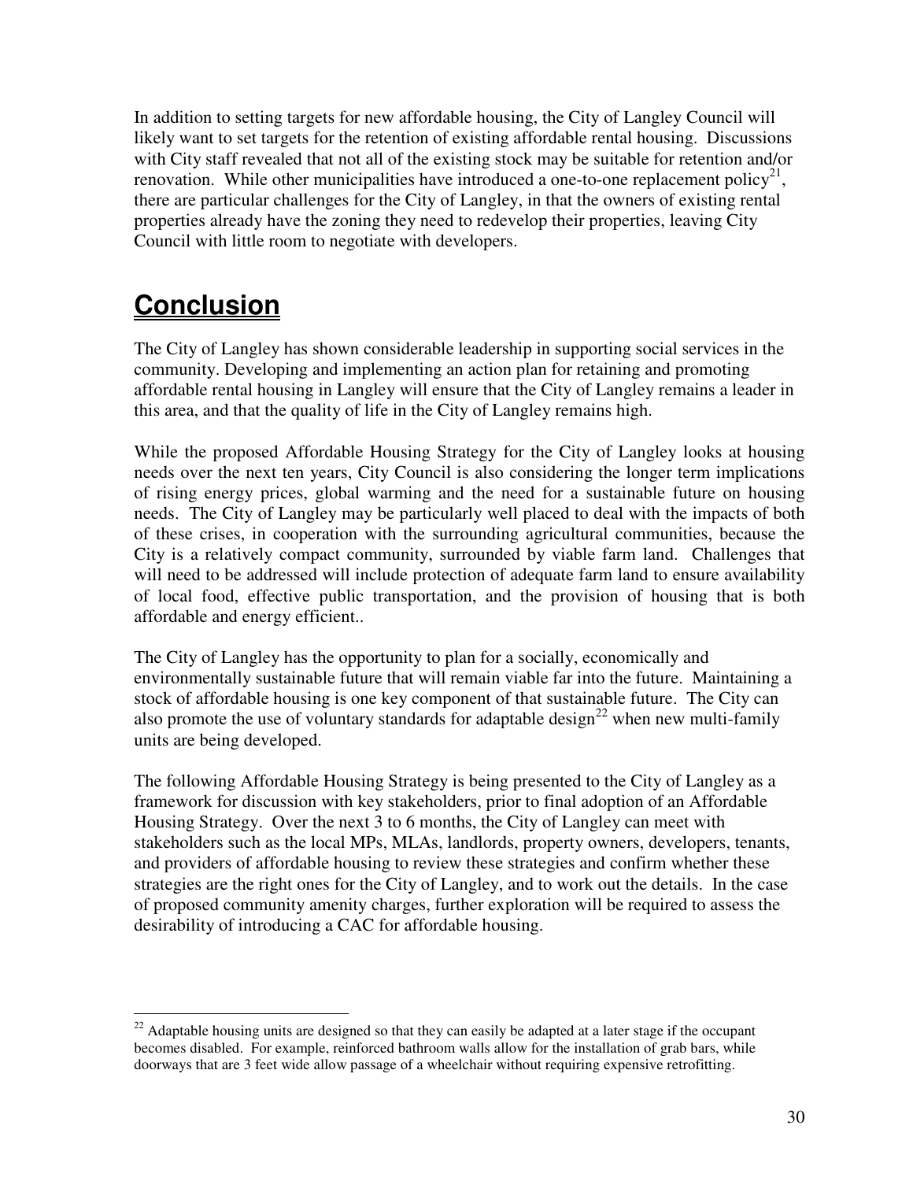In addition to setting targets for new affordable housing, the City of Langley Council will likely want to set targets for the retention of existing affordable rental housing. Discussions with City staff revealed that not all of the existing stock may be suitable for retention and/or renovation. While other municipalities have introduced a one-to-one replacement policy[21], there are particular challenges for the City of Langley, in that the owners of existing rental properties already have the zoning they need to redevelop their properties, leaving City Council with little room to negotiate with developers.

# Conclusion

The City of Langley has shown considerable leadership in supporting social services in the community. Developing and implementing an action plan for retaining and promoting affordable rental housing in Langley will ensure that the City of Langley remains a leader in this area, and that the quality of life in the City of Langley remains high.

While the proposed Affordable Housing Strategy for the City of Langley looks at housing needs over the next ten years, City Council is also considering the longer term implications of rising energy prices, global warming and the need for a sustainable future on housing needs. The City of Langley may be particularly well placed to deal with the impacts of both of these crises, in cooperation with the surrounding agricultural communities, because the City is a relatively compact community, surrounded by viable farm land. Challenges that will need to be addressed will include protection of adequate farm land to ensure availability of local food, effective public transportation, and the provision of housing that is both affordable and energy efficient..

The City of Langley has the opportunity to plan for a socially, economically and environmentally sustainable future that will remain viable far into the future. Maintaining a stock of affordable housing is one key component of that sustainable future. The City can also promote the use of voluntary standards for adaptable design[22] when new multi-family units are being developed.

The following Affordable Housing Strategy is being presented to the City of Langley as a framework for discussion with key stakeholders, prior to final adoption of an Affordable Housing Strategy. Over the next 3 to 6 months, the City of Langley can meet with stakeholders such as the local MPs, MLAs, landlords, property owners, developers, tenants, and providers of affordable housing to review these strategies and confirm whether these strategies are the right ones for the City of Langley, and to work out the details. In the case of proposed community amenity charges, further exploration will be required to assess the desirability of introducing a CAC for affordable housing.

---

[22] Adaptable housing units are designed so that they can easily be adapted at a later stage if the occupant becomes disabled. For example, reinforced bathroom walls allow for the installation of grab bars, while doorways that are 3 feet wide allow passage of a wheelchair without requiring expensive retrofitting.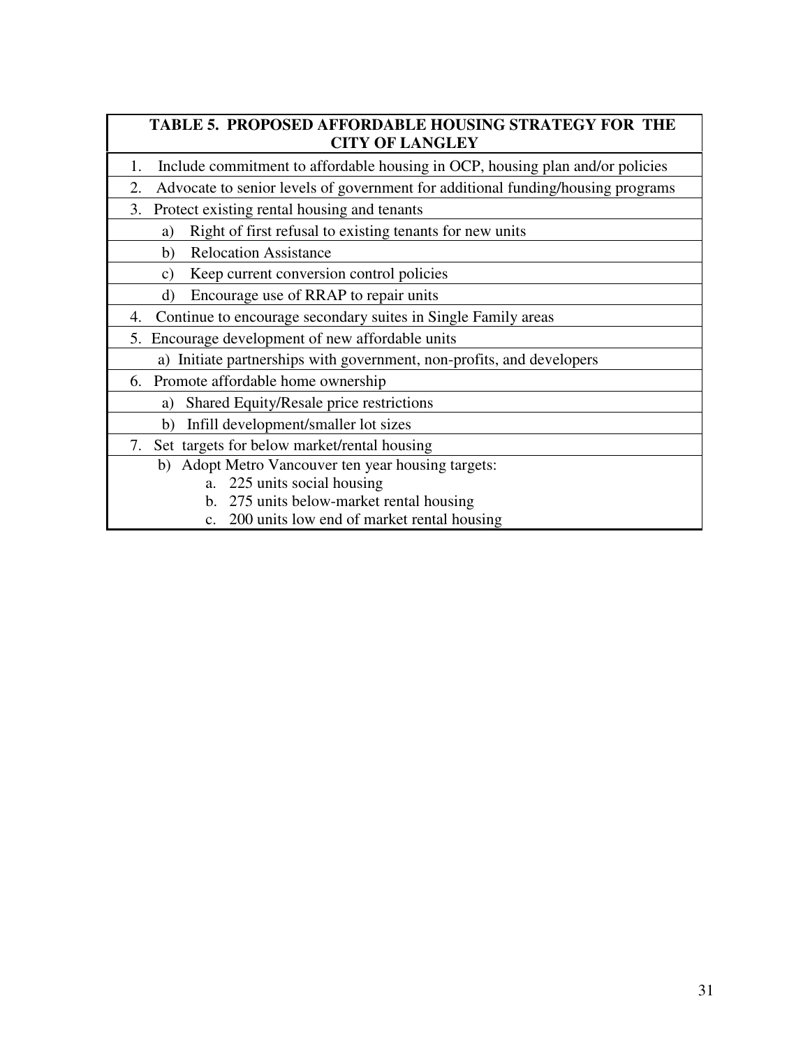| TABLE 5. PROPOSED AFFORDABLE HOUSING STRATEGY FOR THE CITY OF LANGLEY |
|---|
| 1. Include commitment to affordable housing in OCP, housing plan and/or policies |
| 2. Advocate to senior levels of government for additional funding/housing programs |
| 3. Protect existing rental housing and tenants |
| a) Right of first refusal to existing tenants for new units |
| b) Relocation Assistance |
| c) Keep current conversion control policies |
| d) Encourage use of RRAP to repair units |
| 4. Continue to encourage secondary suites in Single Family areas |
| 5. Encourage development of new affordable units |
| a) Initiate partnerships with government, non-profits, and developers |
| 6. Promote affordable home ownership |
| a) Shared Equity/Resale price restrictions |
| b) Infill development/smaller lot sizes |
| 7. Set targets for below market/rental housing |
| b) Adopt Metro Vancouver ten year housing targets:<br>a. 225 units social housing<br>b. 275 units below-market rental housing<br>c. 200 units low end of market rental housing |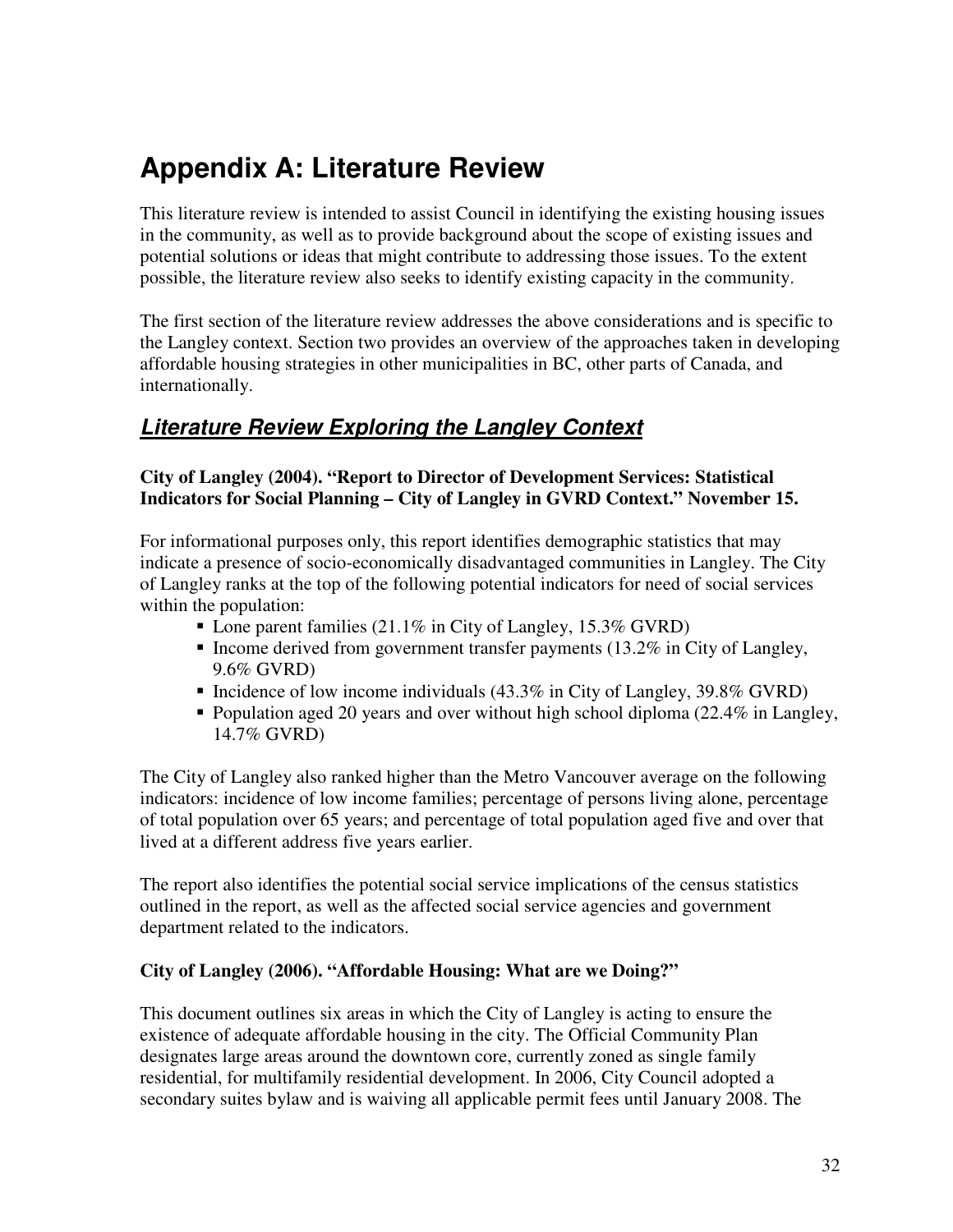# Appendix A: Literature Review

This literature review is intended to assist Council in identifying the existing housing issues in the community, as well as to provide background about the scope of existing issues and potential solutions or ideas that might contribute to addressing those issues. To the extent possible, the literature review also seeks to identify existing capacity in the community.

The first section of the literature review addresses the above considerations and is specific to the Langley context. Section two provides an overview of the approaches taken in developing affordable housing strategies in other municipalities in BC, other parts of Canada, and internationally.

## ***Literature Review Exploring the Langley Context***

**City of Langley (2004). "Report to Director of Development Services: Statistical Indicators for Social Planning – City of Langley in GVRD Context." November 15.**

For informational purposes only, this report identifies demographic statistics that may indicate a presence of socio-economically disadvantaged communities in Langley. The City of Langley ranks at the top of the following potential indicators for need of social services within the population:

- Lone parent families (21.1% in City of Langley, 15.3% GVRD)
- Income derived from government transfer payments (13.2% in City of Langley, 9.6% GVRD)
- Incidence of low income individuals (43.3% in City of Langley, 39.8% GVRD)
- Population aged 20 years and over without high school diploma (22.4% in Langley, 14.7% GVRD)

The City of Langley also ranked higher than the Metro Vancouver average on the following indicators: incidence of low income families; percentage of persons living alone, percentage of total population over 65 years; and percentage of total population aged five and over that lived at a different address five years earlier.

The report also identifies the potential social service implications of the census statistics outlined in the report, as well as the affected social service agencies and government department related to the indicators.

**City of Langley (2006). "Affordable Housing: What are we Doing?"**

This document outlines six areas in which the City of Langley is acting to ensure the existence of adequate affordable housing in the city. The Official Community Plan designates large areas around the downtown core, currently zoned as single family residential, for multifamily residential development. In 2006, City Council adopted a secondary suites bylaw and is waiving all applicable permit fees until January 2008. The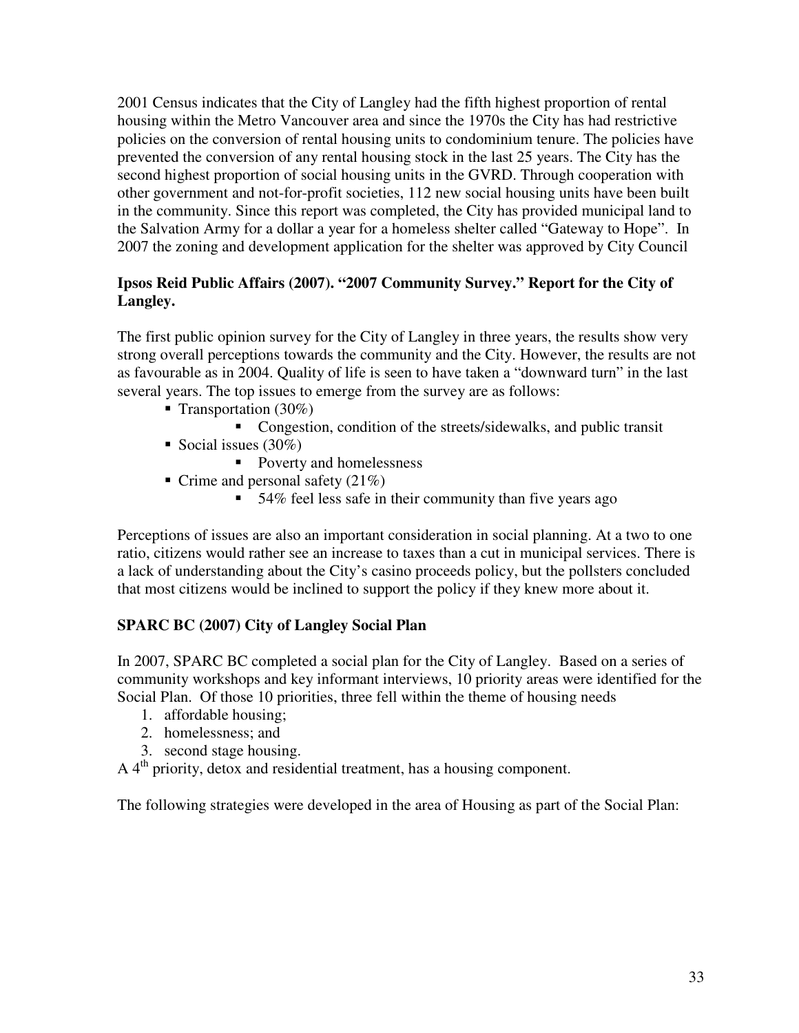2001 Census indicates that the City of Langley had the fifth highest proportion of rental housing within the Metro Vancouver area and since the 1970s the City has had restrictive policies on the conversion of rental housing units to condominium tenure. The policies have prevented the conversion of any rental housing stock in the last 25 years. The City has the second highest proportion of social housing units in the GVRD. Through cooperation with other government and not-for-profit societies, 112 new social housing units have been built in the community. Since this report was completed, the City has provided municipal land to the Salvation Army for a dollar a year for a homeless shelter called "Gateway to Hope". In 2007 the zoning and development application for the shelter was approved by City Council

**Ipsos Reid Public Affairs (2007). "2007 Community Survey." Report for the City of Langley.**

The first public opinion survey for the City of Langley in three years, the results show very strong overall perceptions towards the community and the City. However, the results are not as favourable as in 2004. Quality of life is seen to have taken a "downward turn" in the last several years. The top issues to emerge from the survey are as follows:

- Transportation (30%)
  - Congestion, condition of the streets/sidewalks, and public transit
- Social issues (30%)
  - Poverty and homelessness
- Crime and personal safety (21%)
  - 54% feel less safe in their community than five years ago

Perceptions of issues are also an important consideration in social planning. At a two to one ratio, citizens would rather see an increase to taxes than a cut in municipal services. There is a lack of understanding about the City's casino proceeds policy, but the pollsters concluded that most citizens would be inclined to support the policy if they knew more about it.

**SPARC BC (2007) City of Langley Social Plan**

In 2007, SPARC BC completed a social plan for the City of Langley. Based on a series of community workshops and key informant interviews, 10 priority areas were identified for the Social Plan. Of those 10 priorities, three fell within the theme of housing needs

1. affordable housing;
2. homelessness; and
3. second stage housing.

A 4th priority, detox and residential treatment, has a housing component.

The following strategies were developed in the area of Housing as part of the Social Plan: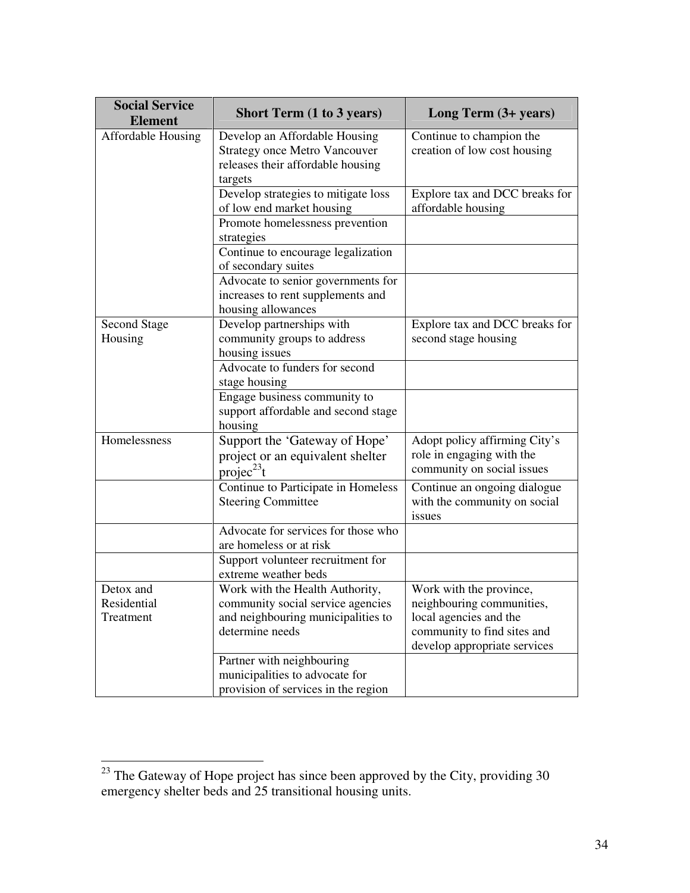| Social Service Element | Short Term (1 to 3 years) | Long Term (3+ years) |
| --- | --- | --- |
| Affordable Housing | Develop an Affordable Housing Strategy once Metro Vancouver releases their affordable housing targets | Continue to champion the creation of low cost housing |
| | Develop strategies to mitigate loss of low end market housing | Explore tax and DCC breaks for affordable housing |
| | Promote homelessness prevention strategies | |
| | Continue to encourage legalization of secondary suites | |
| | Advocate to senior governments for increases to rent supplements and housing allowances | |
| Second Stage Housing | Develop partnerships with community groups to address housing issues | Explore tax and DCC breaks for second stage housing |
| | Advocate to funders for second stage housing | |
| | Engage business community to support affordable and second stage housing | |
| Homelessness | Support the 'Gateway of Hope' project or an equivalent shelter projec[23]t | Adopt policy affirming City's role in engaging with the community on social issues |
| | Continue to Participate in Homeless Steering Committee | Continue an ongoing dialogue with the community on social issues |
| | Advocate for services for those who are homeless or at risk | |
| | Support volunteer recruitment for extreme weather beds | |
| Detox and Residential Treatment | Work with the Health Authority, community social service agencies and neighbouring municipalities to determine needs | Work with the province, neighbouring communities, local agencies and the community to find sites and develop appropriate services |
| | Partner with neighbouring municipalities to advocate for provision of services in the region | |

[23] The Gateway of Hope project has since been approved by the City, providing 30 emergency shelter beds and 25 transitional housing units.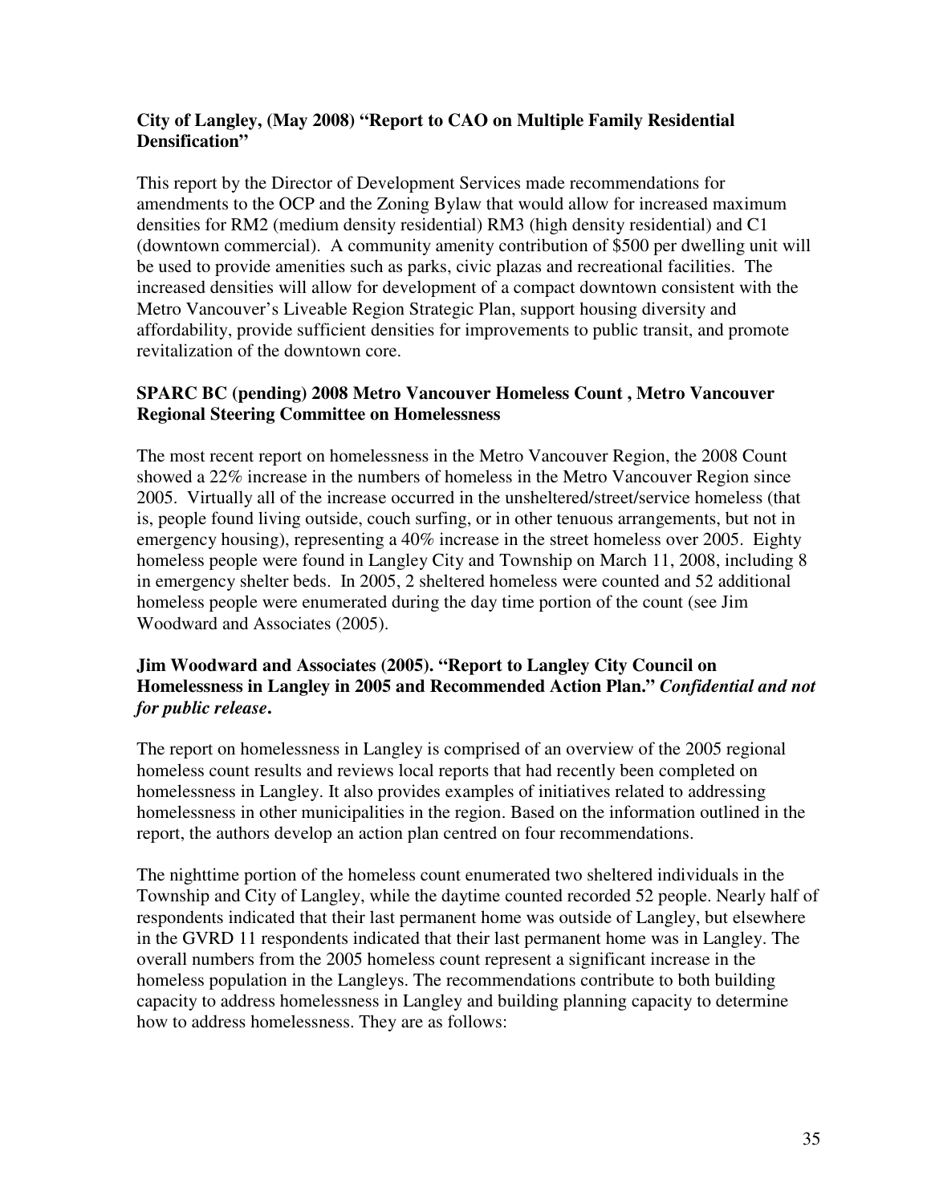**City of Langley, (May 2008) "Report to CAO on Multiple Family Residential Densification"**

This report by the Director of Development Services made recommendations for amendments to the OCP and the Zoning Bylaw that would allow for increased maximum densities for RM2 (medium density residential) RM3 (high density residential) and C1 (downtown commercial). A community amenity contribution of $500 per dwelling unit will be used to provide amenities such as parks, civic plazas and recreational facilities. The increased densities will allow for development of a compact downtown consistent with the Metro Vancouver's Liveable Region Strategic Plan, support housing diversity and affordability, provide sufficient densities for improvements to public transit, and promote revitalization of the downtown core.

**SPARC BC (pending) 2008 Metro Vancouver Homeless Count , Metro Vancouver Regional Steering Committee on Homelessness**

The most recent report on homelessness in the Metro Vancouver Region, the 2008 Count showed a 22% increase in the numbers of homeless in the Metro Vancouver Region since 2005. Virtually all of the increase occurred in the unsheltered/street/service homeless (that is, people found living outside, couch surfing, or in other tenuous arrangements, but not in emergency housing), representing a 40% increase in the street homeless over 2005. Eighty homeless people were found in Langley City and Township on March 11, 2008, including 8 in emergency shelter beds. In 2005, 2 sheltered homeless were counted and 52 additional homeless people were enumerated during the day time portion of the count (see Jim Woodward and Associates (2005).

**Jim Woodward and Associates (2005). "Report to Langley City Council on Homelessness in Langley in 2005 and Recommended Action Plan."** ***Confidential and not for public release*****.**

The report on homelessness in Langley is comprised of an overview of the 2005 regional homeless count results and reviews local reports that had recently been completed on homelessness in Langley. It also provides examples of initiatives related to addressing homelessness in other municipalities in the region. Based on the information outlined in the report, the authors develop an action plan centred on four recommendations.

The nighttime portion of the homeless count enumerated two sheltered individuals in the Township and City of Langley, while the daytime counted recorded 52 people. Nearly half of respondents indicated that their last permanent home was outside of Langley, but elsewhere in the GVRD 11 respondents indicated that their last permanent home was in Langley. The overall numbers from the 2005 homeless count represent a significant increase in the homeless population in the Langleys. The recommendations contribute to both building capacity to address homelessness in Langley and building planning capacity to determine how to address homelessness. They are as follows: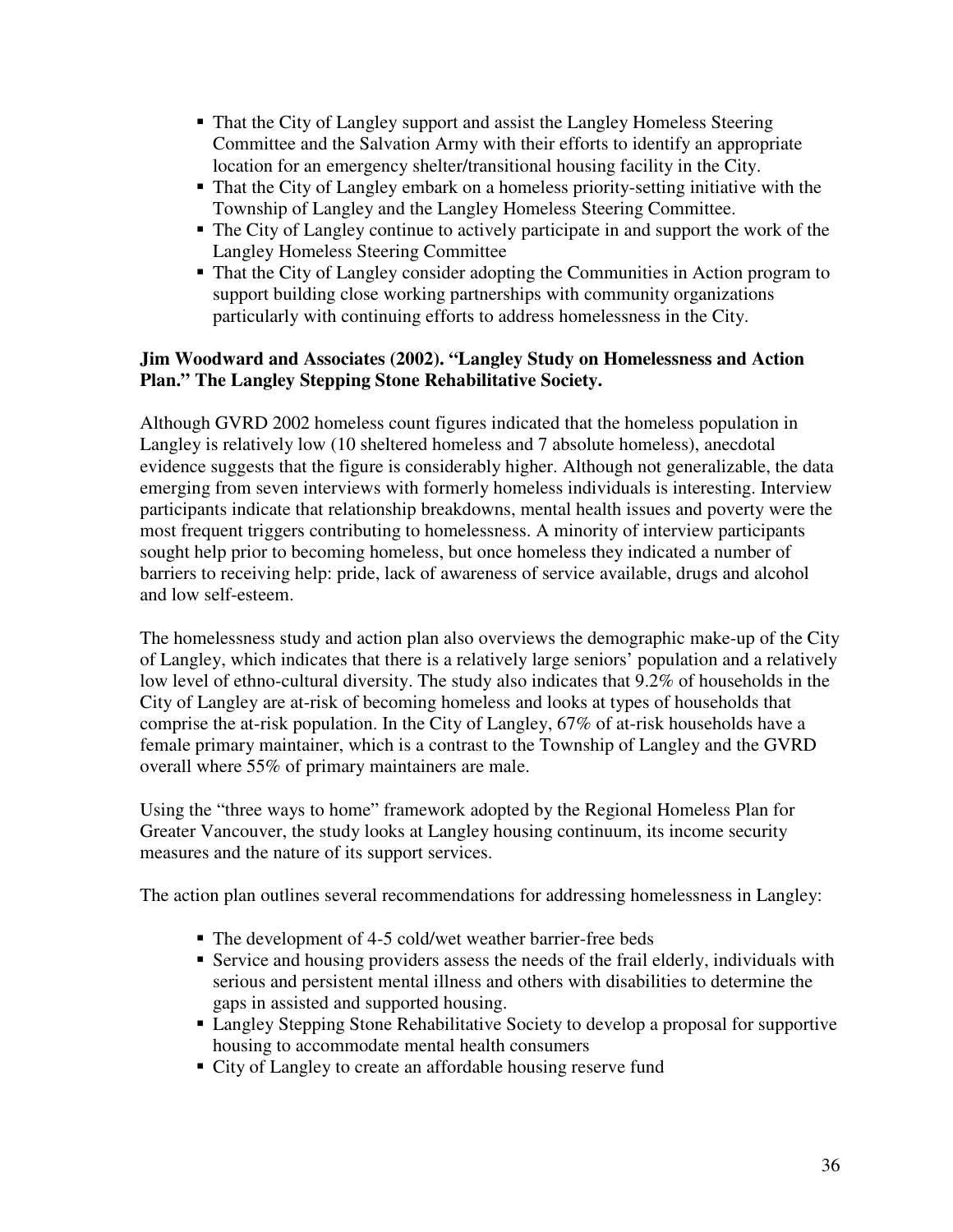- That the City of Langley support and assist the Langley Homeless Steering Committee and the Salvation Army with their efforts to identify an appropriate location for an emergency shelter/transitional housing facility in the City.
- That the City of Langley embark on a homeless priority-setting initiative with the Township of Langley and the Langley Homeless Steering Committee.
- The City of Langley continue to actively participate in and support the work of the Langley Homeless Steering Committee
- That the City of Langley consider adopting the Communities in Action program to support building close working partnerships with community organizations particularly with continuing efforts to address homelessness in the City.

**Jim Woodward and Associates (2002). "Langley Study on Homelessness and Action Plan." The Langley Stepping Stone Rehabilitative Society.**

Although GVRD 2002 homeless count figures indicated that the homeless population in Langley is relatively low (10 sheltered homeless and 7 absolute homeless), anecdotal evidence suggests that the figure is considerably higher. Although not generalizable, the data emerging from seven interviews with formerly homeless individuals is interesting. Interview participants indicate that relationship breakdowns, mental health issues and poverty were the most frequent triggers contributing to homelessness. A minority of interview participants sought help prior to becoming homeless, but once homeless they indicated a number of barriers to receiving help: pride, lack of awareness of service available, drugs and alcohol and low self-esteem.

The homelessness study and action plan also overviews the demographic make-up of the City of Langley, which indicates that there is a relatively large seniors' population and a relatively low level of ethno-cultural diversity. The study also indicates that 9.2% of households in the City of Langley are at-risk of becoming homeless and looks at types of households that comprise the at-risk population. In the City of Langley, 67% of at-risk households have a female primary maintainer, which is a contrast to the Township of Langley and the GVRD overall where 55% of primary maintainers are male.

Using the "three ways to home" framework adopted by the Regional Homeless Plan for Greater Vancouver, the study looks at Langley housing continuum, its income security measures and the nature of its support services.

The action plan outlines several recommendations for addressing homelessness in Langley:

- The development of 4-5 cold/wet weather barrier-free beds
- Service and housing providers assess the needs of the frail elderly, individuals with serious and persistent mental illness and others with disabilities to determine the gaps in assisted and supported housing.
- Langley Stepping Stone Rehabilitative Society to develop a proposal for supportive housing to accommodate mental health consumers
- City of Langley to create an affordable housing reserve fund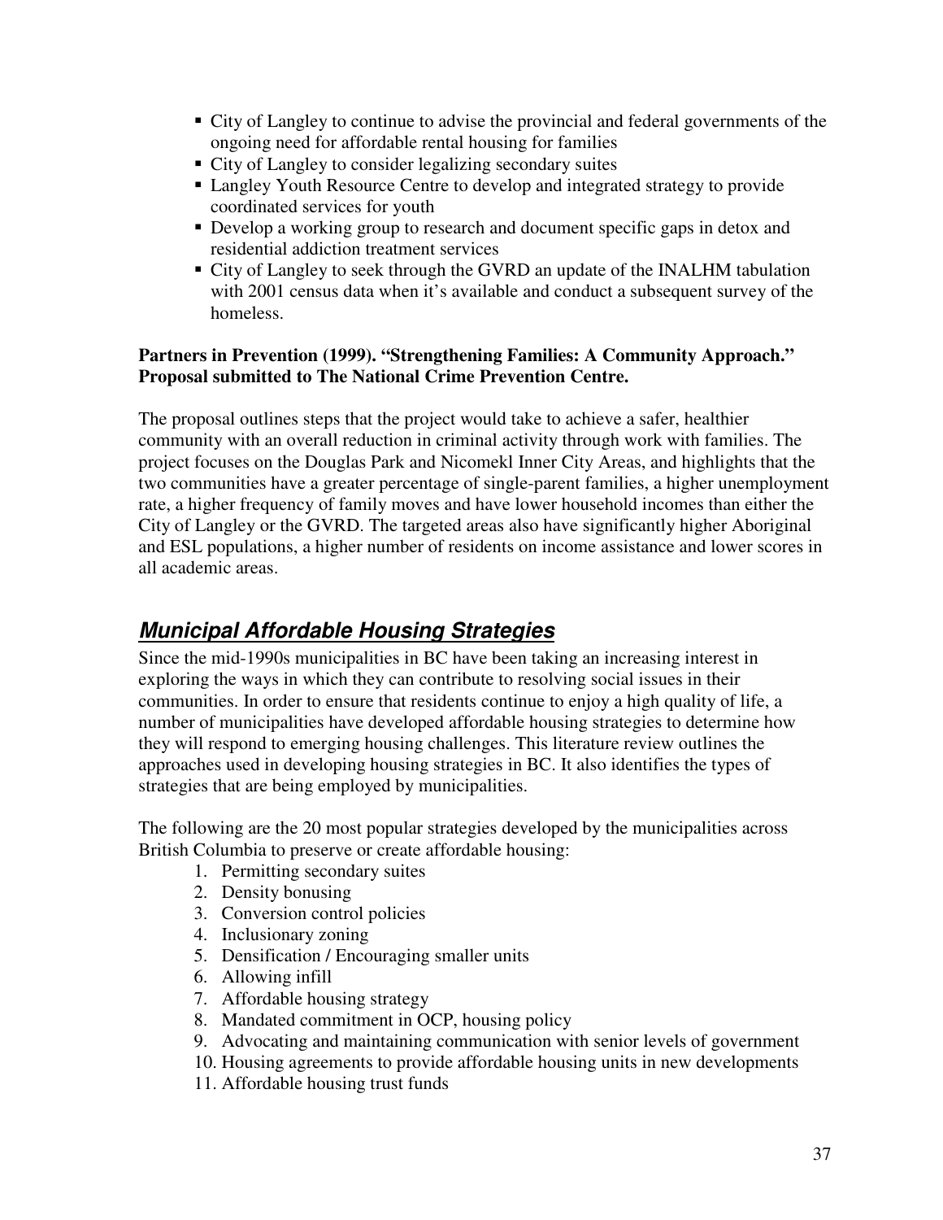- City of Langley to continue to advise the provincial and federal governments of the ongoing need for affordable rental housing for families
- City of Langley to consider legalizing secondary suites
- Langley Youth Resource Centre to develop and integrated strategy to provide coordinated services for youth
- Develop a working group to research and document specific gaps in detox and residential addiction treatment services
- City of Langley to seek through the GVRD an update of the INALHM tabulation with 2001 census data when it's available and conduct a subsequent survey of the homeless.

**Partners in Prevention (1999). "Strengthening Families: A Community Approach." Proposal submitted to The National Crime Prevention Centre.**

The proposal outlines steps that the project would take to achieve a safer, healthier community with an overall reduction in criminal activity through work with families. The project focuses on the Douglas Park and Nicomekl Inner City Areas, and highlights that the two communities have a greater percentage of single-parent families, a higher unemployment rate, a higher frequency of family moves and have lower household incomes than either the City of Langley or the GVRD. The targeted areas also have significantly higher Aboriginal and ESL populations, a higher number of residents on income assistance and lower scores in all academic areas.

## ***Municipal Affordable Housing Strategies***

Since the mid-1990s municipalities in BC have been taking an increasing interest in exploring the ways in which they can contribute to resolving social issues in their communities. In order to ensure that residents continue to enjoy a high quality of life, a number of municipalities have developed affordable housing strategies to determine how they will respond to emerging housing challenges. This literature review outlines the approaches used in developing housing strategies in BC. It also identifies the types of strategies that are being employed by municipalities.

The following are the 20 most popular strategies developed by the municipalities across British Columbia to preserve or create affordable housing:

1. Permitting secondary suites
2. Density bonusing
3. Conversion control policies
4. Inclusionary zoning
5. Densification / Encouraging smaller units
6. Allowing infill
7. Affordable housing strategy
8. Mandated commitment in OCP, housing policy
9. Advocating and maintaining communication with senior levels of government
10. Housing agreements to provide affordable housing units in new developments
11. Affordable housing trust funds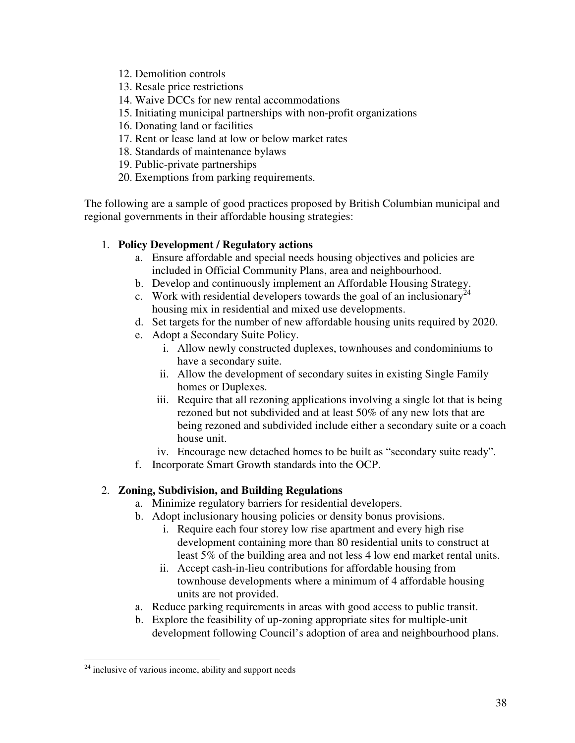12. Demolition controls
13. Resale price restrictions
14. Waive DCCs for new rental accommodations
15. Initiating municipal partnerships with non-profit organizations
16. Donating land or facilities
17. Rent or lease land at low or below market rates
18. Standards of maintenance bylaws
19. Public-private partnerships
20. Exemptions from parking requirements.

The following are a sample of good practices proposed by British Columbian municipal and regional governments in their affordable housing strategies:

1. **Policy Development / Regulatory actions**
   a. Ensure affordable and special needs housing objectives and policies are included in Official Community Plans, area and neighbourhood.
   b. Develop and continuously implement an Affordable Housing Strategy.
   c. Work with residential developers towards the goal of an inclusionary[24] housing mix in residential and mixed use developments.
   d. Set targets for the number of new affordable housing units required by 2020.
   e. Adopt a Secondary Suite Policy.
      i. Allow newly constructed duplexes, townhouses and condominiums to have a secondary suite.
      ii. Allow the development of secondary suites in existing Single Family homes or Duplexes.
      iii. Require that all rezoning applications involving a single lot that is being rezoned but not subdivided and at least 50% of any new lots that are being rezoned and subdivided include either a secondary suite or a coach house unit.
      iv. Encourage new detached homes to be built as "secondary suite ready".
   f. Incorporate Smart Growth standards into the OCP.

2. **Zoning, Subdivision, and Building Regulations**
   a. Minimize regulatory barriers for residential developers.
   b. Adopt inclusionary housing policies or density bonus provisions.
      i. Require each four storey low rise apartment and every high rise development containing more than 80 residential units to construct at least 5% of the building area and not less 4 low end market rental units.
      ii. Accept cash-in-lieu contributions for affordable housing from townhouse developments where a minimum of 4 affordable housing units are not provided.
   a. Reduce parking requirements in areas with good access to public transit.
   b. Explore the feasibility of up-zoning appropriate sites for multiple-unit development following Council's adoption of area and neighbourhood plans.

---

[24] inclusive of various income, ability and support needs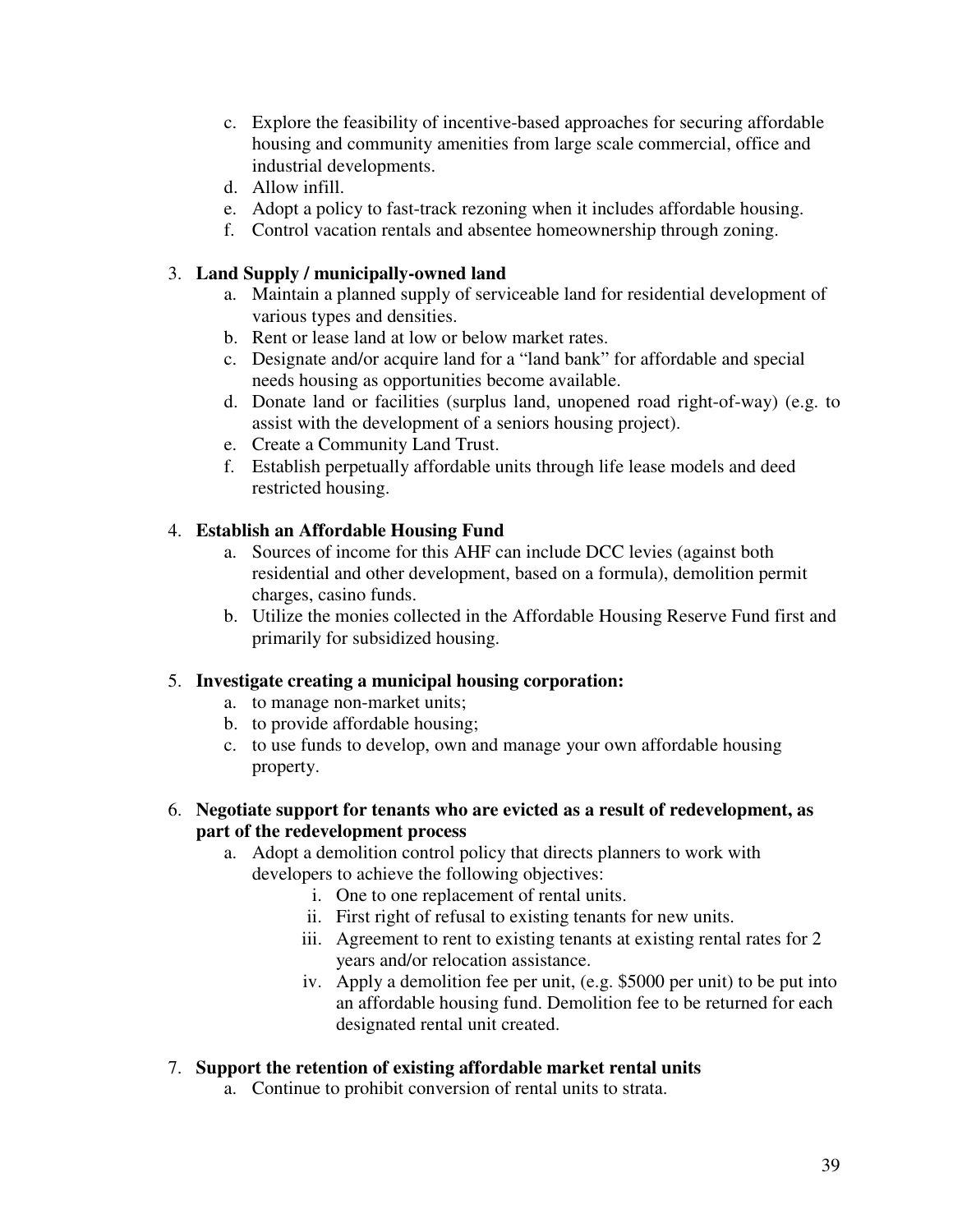c. Explore the feasibility of incentive-based approaches for securing affordable housing and community amenities from large scale commercial, office and industrial developments.
d. Allow infill.
e. Adopt a policy to fast-track rezoning when it includes affordable housing.
f. Control vacation rentals and absentee homeownership through zoning.

3. **Land Supply / municipally-owned land**
   a. Maintain a planned supply of serviceable land for residential development of various types and densities.
   b. Rent or lease land at low or below market rates.
   c. Designate and/or acquire land for a "land bank" for affordable and special needs housing as opportunities become available.
   d. Donate land or facilities (surplus land, unopened road right-of-way) (e.g. to assist with the development of a seniors housing project).
   e. Create a Community Land Trust.
   f. Establish perpetually affordable units through life lease models and deed restricted housing.

4. **Establish an Affordable Housing Fund**
   a. Sources of income for this AHF can include DCC levies (against both residential and other development, based on a formula), demolition permit charges, casino funds.
   b. Utilize the monies collected in the Affordable Housing Reserve Fund first and primarily for subsidized housing.

5. **Investigate creating a municipal housing corporation:**
   a. to manage non-market units;
   b. to provide affordable housing;
   c. to use funds to develop, own and manage your own affordable housing property.

6. **Negotiate support for tenants who are evicted as a result of redevelopment, as part of the redevelopment process**
   a. Adopt a demolition control policy that directs planners to work with developers to achieve the following objectives:
      i. One to one replacement of rental units.
      ii. First right of refusal to existing tenants for new units.
      iii. Agreement to rent to existing tenants at existing rental rates for 2 years and/or relocation assistance.
      iv. Apply a demolition fee per unit, (e.g. $5000 per unit) to be put into an affordable housing fund. Demolition fee to be returned for each designated rental unit created.

7. **Support the retention of existing affordable market rental units**
   a. Continue to prohibit conversion of rental units to strata.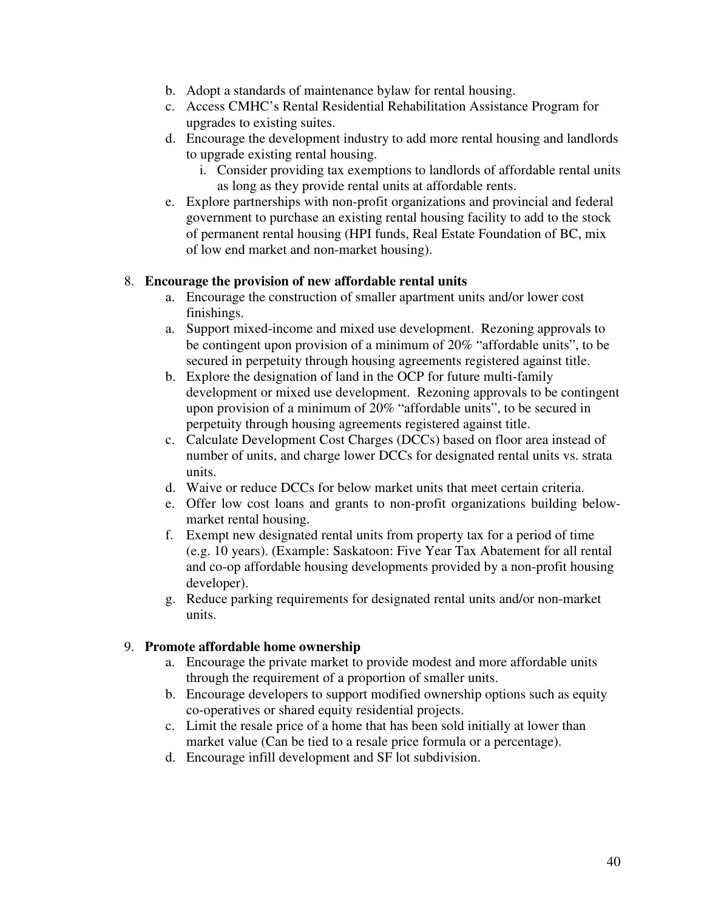b. Adopt a standards of maintenance bylaw for rental housing.
c. Access CMHC's Rental Residential Rehabilitation Assistance Program for upgrades to existing suites.
d. Encourage the development industry to add more rental housing and landlords to upgrade existing rental housing.
   i. Consider providing tax exemptions to landlords of affordable rental units as long as they provide rental units at affordable rents.
e. Explore partnerships with non-profit organizations and provincial and federal government to purchase an existing rental housing facility to add to the stock of permanent rental housing (HPI funds, Real Estate Foundation of BC, mix of low end market and non-market housing).

8. **Encourage the provision of new affordable rental units**
   a. Encourage the construction of smaller apartment units and/or lower cost finishings.
   a. Support mixed-income and mixed use development. Rezoning approvals to be contingent upon provision of a minimum of 20% "affordable units", to be secured in perpetuity through housing agreements registered against title.
   b. Explore the designation of land in the OCP for future multi-family development or mixed use development. Rezoning approvals to be contingent upon provision of a minimum of 20% "affordable units", to be secured in perpetuity through housing agreements registered against title.
   c. Calculate Development Cost Charges (DCCs) based on floor area instead of number of units, and charge lower DCCs for designated rental units vs. strata units.
   d. Waive or reduce DCCs for below market units that meet certain criteria.
   e. Offer low cost loans and grants to non-profit organizations building below-market rental housing.
   f. Exempt new designated rental units from property tax for a period of time (e.g. 10 years). (Example: Saskatoon: Five Year Tax Abatement for all rental and co-op affordable housing developments provided by a non-profit housing developer).
   g. Reduce parking requirements for designated rental units and/or non-market units.

9. **Promote affordable home ownership**
   a. Encourage the private market to provide modest and more affordable units through the requirement of a proportion of smaller units.
   b. Encourage developers to support modified ownership options such as equity co-operatives or shared equity residential projects.
   c. Limit the resale price of a home that has been sold initially at lower than market value (Can be tied to a resale price formula or a percentage).
   d. Encourage infill development and SF lot subdivision.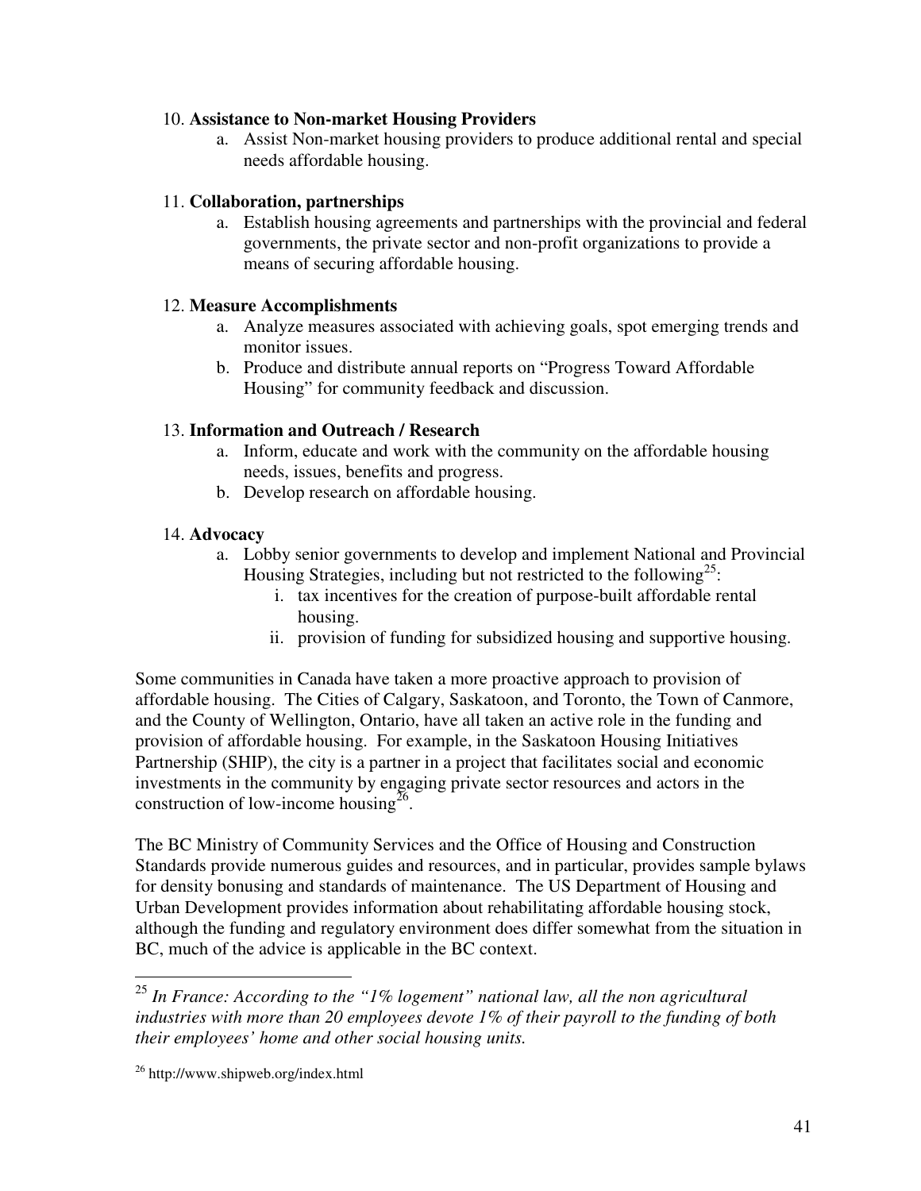10. **Assistance to Non-market Housing Providers**
    a. Assist Non-market housing providers to produce additional rental and special needs affordable housing.

11. **Collaboration, partnerships**
    a. Establish housing agreements and partnerships with the provincial and federal governments, the private sector and non-profit organizations to provide a means of securing affordable housing.

12. **Measure Accomplishments**
    a. Analyze measures associated with achieving goals, spot emerging trends and monitor issues.
    b. Produce and distribute annual reports on "Progress Toward Affordable Housing" for community feedback and discussion.

13. **Information and Outreach / Research**
    a. Inform, educate and work with the community on the affordable housing needs, issues, benefits and progress.
    b. Develop research on affordable housing.

14. **Advocacy**
    a. Lobby senior governments to develop and implement National and Provincial Housing Strategies, including but not restricted to the following[25]:
        i. tax incentives for the creation of purpose-built affordable rental housing.
        ii. provision of funding for subsidized housing and supportive housing.

Some communities in Canada have taken a more proactive approach to provision of affordable housing. The Cities of Calgary, Saskatoon, and Toronto, the Town of Canmore, and the County of Wellington, Ontario, have all taken an active role in the funding and provision of affordable housing. For example, in the Saskatoon Housing Initiatives Partnership (SHIP), the city is a partner in a project that facilitates social and economic investments in the community by engaging private sector resources and actors in the construction of low-income housing[26].

The BC Ministry of Community Services and the Office of Housing and Construction Standards provide numerous guides and resources, and in particular, provides sample bylaws for density bonusing and standards of maintenance. The US Department of Housing and Urban Development provides information about rehabilitating affordable housing stock, although the funding and regulatory environment does differ somewhat from the situation in BC, much of the advice is applicable in the BC context.

---

[25] *In France: According to the "1% logement" national law, all the non agricultural industries with more than 20 employees devote 1% of their payroll to the funding of both their employees' home and other social housing units.*

[26] http://www.shipweb.org/index.html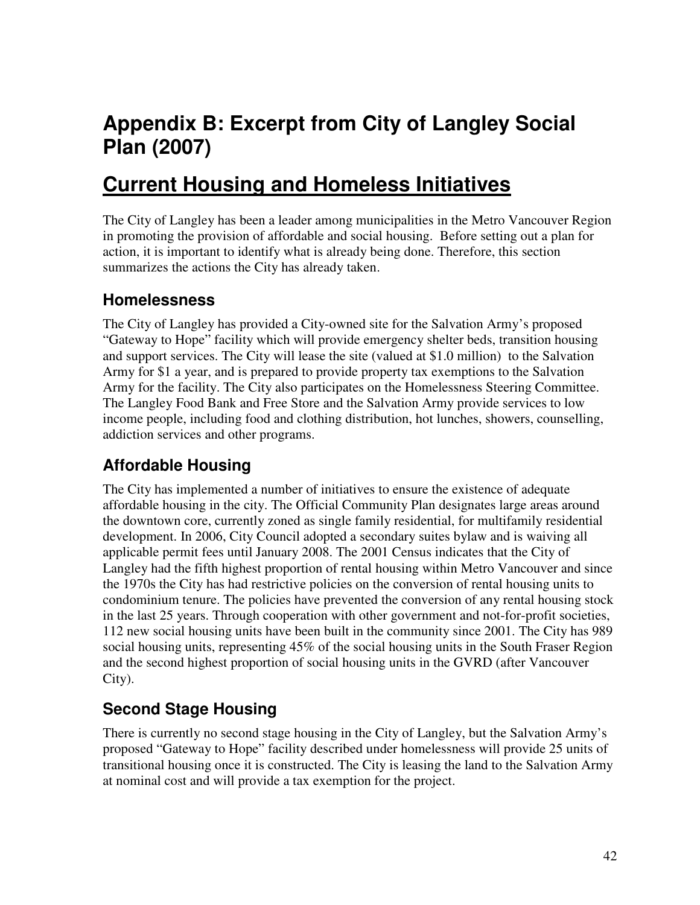# Appendix B: Excerpt from City of Langley Social Plan (2007)

## Current Housing and Homeless Initiatives

The City of Langley has been a leader among municipalities in the Metro Vancouver Region in promoting the provision of affordable and social housing. Before setting out a plan for action, it is important to identify what is already being done. Therefore, this section summarizes the actions the City has already taken.

### Homelessness

The City of Langley has provided a City-owned site for the Salvation Army's proposed "Gateway to Hope" facility which will provide emergency shelter beds, transition housing and support services. The City will lease the site (valued at $1.0 million) to the Salvation Army for $1 a year, and is prepared to provide property tax exemptions to the Salvation Army for the facility. The City also participates on the Homelessness Steering Committee. The Langley Food Bank and Free Store and the Salvation Army provide services to low income people, including food and clothing distribution, hot lunches, showers, counselling, addiction services and other programs.

### Affordable Housing

The City has implemented a number of initiatives to ensure the existence of adequate affordable housing in the city. The Official Community Plan designates large areas around the downtown core, currently zoned as single family residential, for multifamily residential development. In 2006, City Council adopted a secondary suites bylaw and is waiving all applicable permit fees until January 2008. The 2001 Census indicates that the City of Langley had the fifth highest proportion of rental housing within Metro Vancouver and since the 1970s the City has had restrictive policies on the conversion of rental housing units to condominium tenure. The policies have prevented the conversion of any rental housing stock in the last 25 years. Through cooperation with other government and not-for-profit societies, 112 new social housing units have been built in the community since 2001. The City has 989 social housing units, representing 45% of the social housing units in the South Fraser Region and the second highest proportion of social housing units in the GVRD (after Vancouver City).

### Second Stage Housing

There is currently no second stage housing in the City of Langley, but the Salvation Army's proposed "Gateway to Hope" facility described under homelessness will provide 25 units of transitional housing once it is constructed. The City is leasing the land to the Salvation Army at nominal cost and will provide a tax exemption for the project.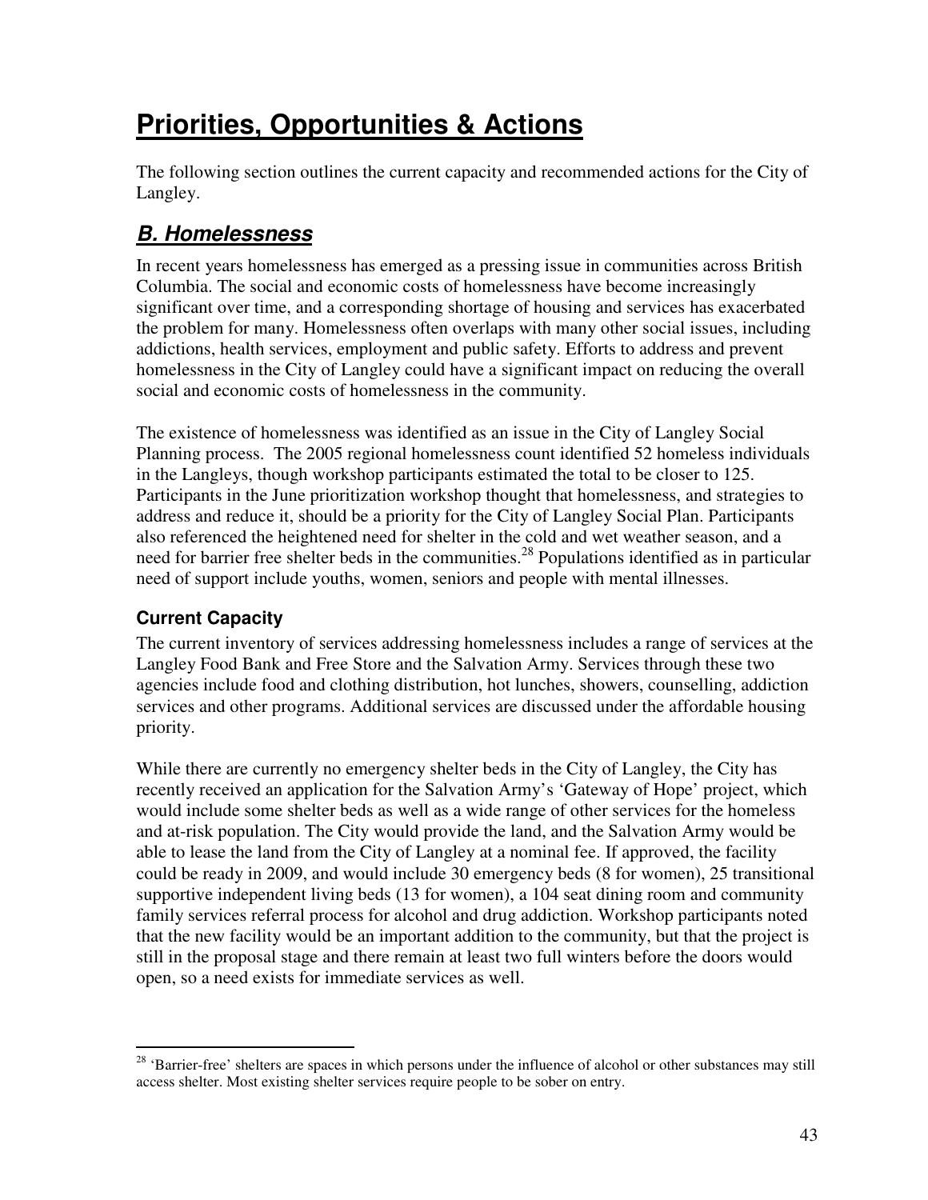# Priorities, Opportunities & Actions

The following section outlines the current capacity and recommended actions for the City of Langley.

## *B. Homelessness*

In recent years homelessness has emerged as a pressing issue in communities across British Columbia. The social and economic costs of homelessness have become increasingly significant over time, and a corresponding shortage of housing and services has exacerbated the problem for many. Homelessness often overlaps with many other social issues, including addictions, health services, employment and public safety. Efforts to address and prevent homelessness in the City of Langley could have a significant impact on reducing the overall social and economic costs of homelessness in the community.

The existence of homelessness was identified as an issue in the City of Langley Social Planning process. The 2005 regional homelessness count identified 52 homeless individuals in the Langleys, though workshop participants estimated the total to be closer to 125. Participants in the June prioritization workshop thought that homelessness, and strategies to address and reduce it, should be a priority for the City of Langley Social Plan. Participants also referenced the heightened need for shelter in the cold and wet weather season, and a need for barrier free shelter beds in the communities.[28] Populations identified as in particular need of support include youths, women, seniors and people with mental illnesses.

### Current Capacity

The current inventory of services addressing homelessness includes a range of services at the Langley Food Bank and Free Store and the Salvation Army. Services through these two agencies include food and clothing distribution, hot lunches, showers, counselling, addiction services and other programs. Additional services are discussed under the affordable housing priority.

While there are currently no emergency shelter beds in the City of Langley, the City has recently received an application for the Salvation Army's 'Gateway of Hope' project, which would include some shelter beds as well as a wide range of other services for the homeless and at-risk population. The City would provide the land, and the Salvation Army would be able to lease the land from the City of Langley at a nominal fee. If approved, the facility could be ready in 2009, and would include 30 emergency beds (8 for women), 25 transitional supportive independent living beds (13 for women), a 104 seat dining room and community family services referral process for alcohol and drug addiction. Workshop participants noted that the new facility would be an important addition to the community, but that the project is still in the proposal stage and there remain at least two full winters before the doors would open, so a need exists for immediate services as well.

---

[28] 'Barrier-free' shelters are spaces in which persons under the influence of alcohol or other substances may still access shelter. Most existing shelter services require people to be sober on entry.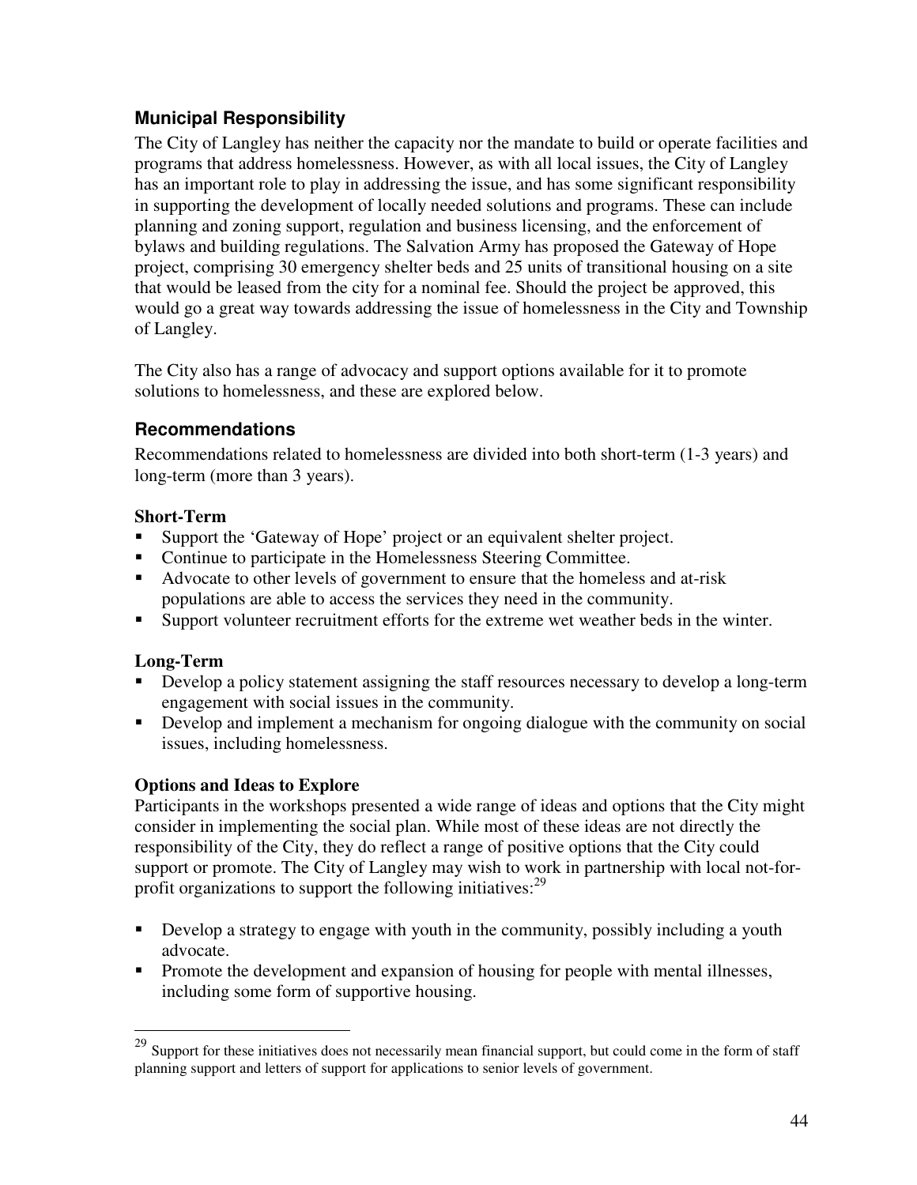### Municipal Responsibility

The City of Langley has neither the capacity nor the mandate to build or operate facilities and programs that address homelessness. However, as with all local issues, the City of Langley has an important role to play in addressing the issue, and has some significant responsibility in supporting the development of locally needed solutions and programs. These can include planning and zoning support, regulation and business licensing, and the enforcement of bylaws and building regulations. The Salvation Army has proposed the Gateway of Hope project, comprising 30 emergency shelter beds and 25 units of transitional housing on a site that would be leased from the city for a nominal fee. Should the project be approved, this would go a great way towards addressing the issue of homelessness in the City and Township of Langley.

The City also has a range of advocacy and support options available for it to promote solutions to homelessness, and these are explored below.

### Recommendations

Recommendations related to homelessness are divided into both short-term (1-3 years) and long-term (more than 3 years).

#### Short-Term

- Support the 'Gateway of Hope' project or an equivalent shelter project.
- Continue to participate in the Homelessness Steering Committee.
- Advocate to other levels of government to ensure that the homeless and at-risk populations are able to access the services they need in the community.
- Support volunteer recruitment efforts for the extreme wet weather beds in the winter.

#### Long-Term

- Develop a policy statement assigning the staff resources necessary to develop a long-term engagement with social issues in the community.
- Develop and implement a mechanism for ongoing dialogue with the community on social issues, including homelessness.

#### Options and Ideas to Explore

Participants in the workshops presented a wide range of ideas and options that the City might consider in implementing the social plan. While most of these ideas are not directly the responsibility of the City, they do reflect a range of positive options that the City could support or promote. The City of Langley may wish to work in partnership with local not-for-profit organizations to support the following initiatives:[29]

- Develop a strategy to engage with youth in the community, possibly including a youth advocate.
- Promote the development and expansion of housing for people with mental illnesses, including some form of supportive housing.

---

[29] Support for these initiatives does not necessarily mean financial support, but could come in the form of staff planning support and letters of support for applications to senior levels of government.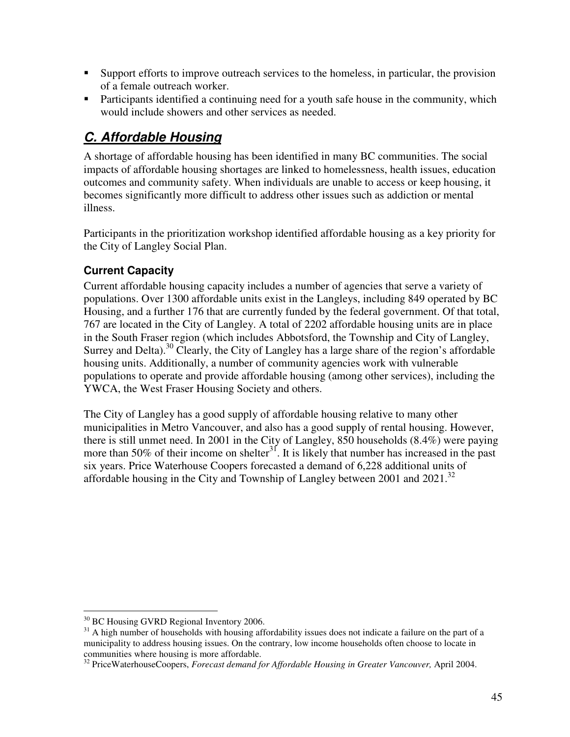- Support efforts to improve outreach services to the homeless, in particular, the provision of a female outreach worker.
- Participants identified a continuing need for a youth safe house in the community, which would include showers and other services as needed.

## ***C. Affordable Housing***

A shortage of affordable housing has been identified in many BC communities. The social impacts of affordable housing shortages are linked to homelessness, health issues, education outcomes and community safety. When individuals are unable to access or keep housing, it becomes significantly more difficult to address other issues such as addiction or mental illness.

Participants in the prioritization workshop identified affordable housing as a key priority for the City of Langley Social Plan.

### Current Capacity

Current affordable housing capacity includes a number of agencies that serve a variety of populations. Over 1300 affordable units exist in the Langleys, including 849 operated by BC Housing, and a further 176 that are currently funded by the federal government. Of that total, 767 are located in the City of Langley. A total of 2202 affordable housing units are in place in the South Fraser region (which includes Abbotsford, the Township and City of Langley, Surrey and Delta).[30] Clearly, the City of Langley has a large share of the region's affordable housing units. Additionally, a number of community agencies work with vulnerable populations to operate and provide affordable housing (among other services), including the YWCA, the West Fraser Housing Society and others.

The City of Langley has a good supply of affordable housing relative to many other municipalities in Metro Vancouver, and also has a good supply of rental housing. However, there is still unmet need. In 2001 in the City of Langley, 850 households (8.4%) were paying more than 50% of their income on shelter[31]. It is likely that number has increased in the past six years. Price Waterhouse Coopers forecasted a demand of 6,228 additional units of affordable housing in the City and Township of Langley between 2001 and 2021.[32]

---

[30] BC Housing GVRD Regional Inventory 2006.

[31] A high number of households with housing affordability issues does not indicate a failure on the part of a municipality to address housing issues. On the contrary, low income households often choose to locate in communities where housing is more affordable.

[32] PriceWaterhouseCoopers, *Forecast demand for Affordable Housing in Greater Vancouver,* April 2004.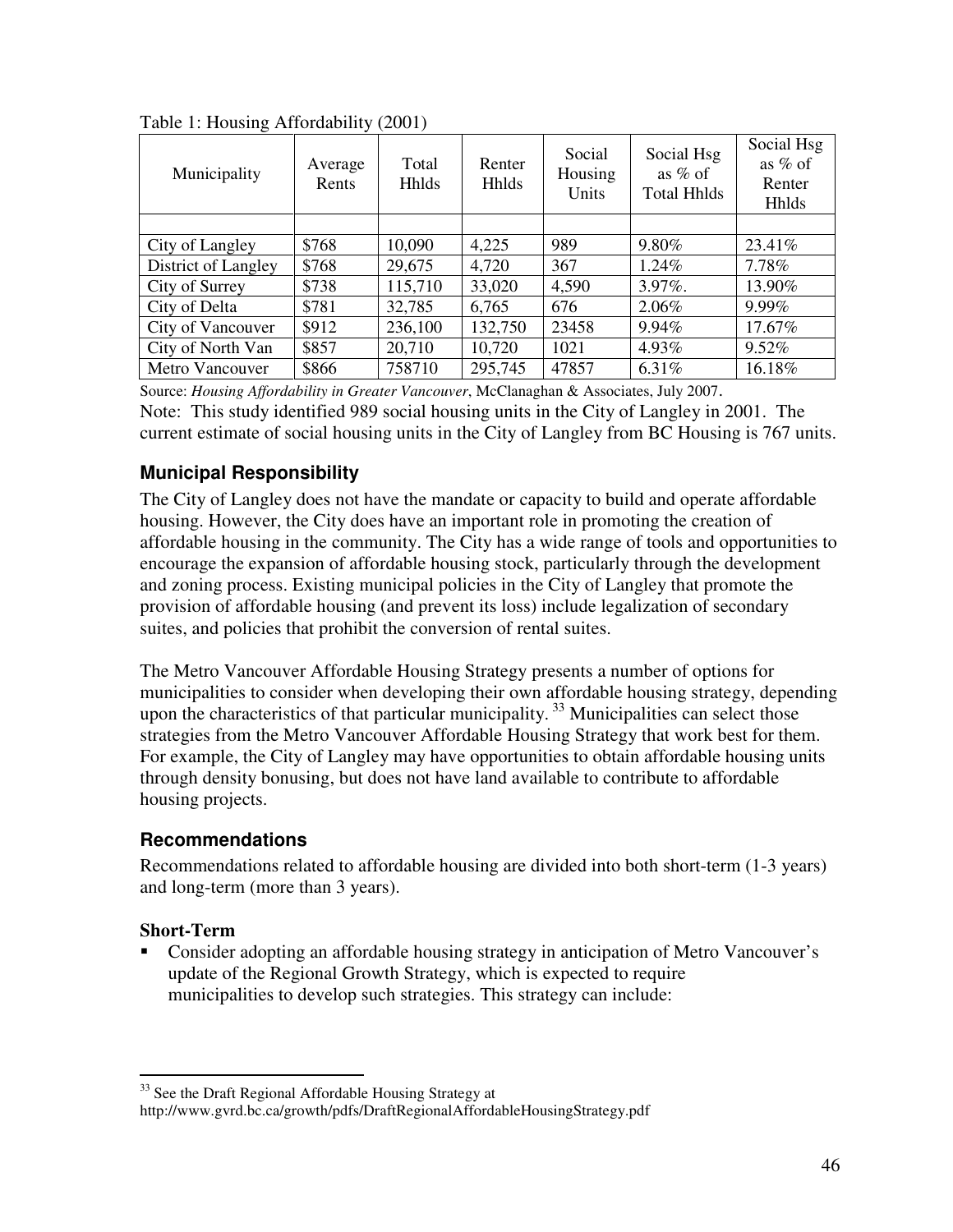Table 1: Housing Affordability (2001)

| Municipality | Average Rents | Total Hhlds | Renter Hhlds | Social Housing Units | Social Hsg as % of Total Hhlds | Social Hsg as % of Renter Hhlds |
|---|---|---|---|---|---|---|
| | | | | | | |
| City of Langley | $768 | 10,090 | 4,225 | 989 | 9.80% | 23.41% |
| District of Langley | $768 | 29,675 | 4,720 | 367 | 1.24% | 7.78% |
| City of Surrey | $738 | 115,710 | 33,020 | 4,590 | 3.97%. | 13.90% |
| City of Delta | $781 | 32,785 | 6,765 | 676 | 2.06% | 9.99% |
| City of Vancouver | $912 | 236,100 | 132,750 | 23458 | 9.94% | 17.67% |
| City of North Van | $857 | 20,710 | 10,720 | 1021 | 4.93% | 9.52% |
| Metro Vancouver | $866 | 758710 | 295,745 | 47857 | 6.31% | 16.18% |

Source: *Housing Affordability in Greater Vancouver*, McClanaghan & Associates, July 2007.

Note: This study identified 989 social housing units in the City of Langley in 2001. The current estimate of social housing units in the City of Langley from BC Housing is 767 units.

### Municipal Responsibility

The City of Langley does not have the mandate or capacity to build and operate affordable housing. However, the City does have an important role in promoting the creation of affordable housing in the community. The City has a wide range of tools and opportunities to encourage the expansion of affordable housing stock, particularly through the development and zoning process. Existing municipal policies in the City of Langley that promote the provision of affordable housing (and prevent its loss) include legalization of secondary suites, and policies that prohibit the conversion of rental suites.

The Metro Vancouver Affordable Housing Strategy presents a number of options for municipalities to consider when developing their own affordable housing strategy, depending upon the characteristics of that particular municipality. [33] Municipalities can select those strategies from the Metro Vancouver Affordable Housing Strategy that work best for them. For example, the City of Langley may have opportunities to obtain affordable housing units through density bonusing, but does not have land available to contribute to affordable housing projects.

### Recommendations

Recommendations related to affordable housing are divided into both short-term (1-3 years) and long-term (more than 3 years).

**Short-Term**

- Consider adopting an affordable housing strategy in anticipation of Metro Vancouver's update of the Regional Growth Strategy, which is expected to require municipalities to develop such strategies. This strategy can include:

[33] See the Draft Regional Affordable Housing Strategy at http://www.gvrd.bc.ca/growth/pdfs/DraftRegionalAffordableHousingStrategy.pdf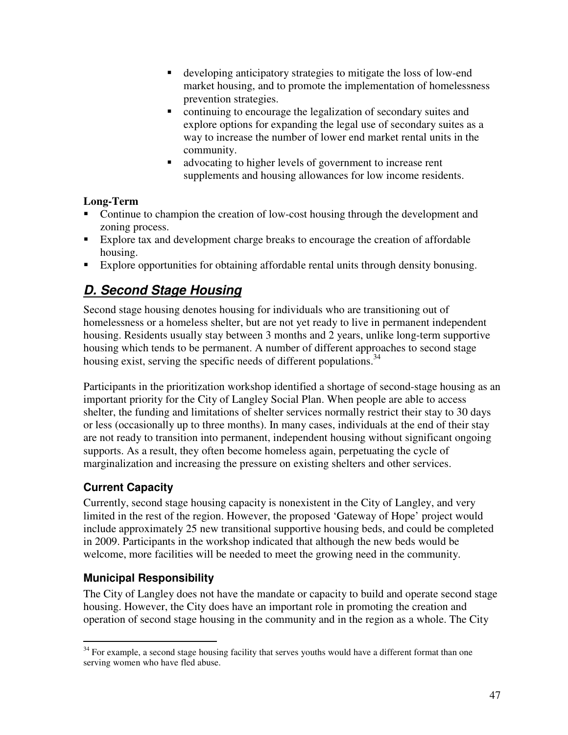- developing anticipatory strategies to mitigate the loss of low-end market housing, and to promote the implementation of homelessness prevention strategies.
- continuing to encourage the legalization of secondary suites and explore options for expanding the legal use of secondary suites as a way to increase the number of lower end market rental units in the community.
- advocating to higher levels of government to increase rent supplements and housing allowances for low income residents.

**Long-Term**

- Continue to champion the creation of low-cost housing through the development and zoning process.
- Explore tax and development charge breaks to encourage the creation of affordable housing.
- Explore opportunities for obtaining affordable rental units through density bonusing.

## *D. Second Stage Housing*

Second stage housing denotes housing for individuals who are transitioning out of homelessness or a homeless shelter, but are not yet ready to live in permanent independent housing. Residents usually stay between 3 months and 2 years, unlike long-term supportive housing which tends to be permanent. A number of different approaches to second stage housing exist, serving the specific needs of different populations.[34]

Participants in the prioritization workshop identified a shortage of second-stage housing as an important priority for the City of Langley Social Plan. When people are able to access shelter, the funding and limitations of shelter services normally restrict their stay to 30 days or less (occasionally up to three months). In many cases, individuals at the end of their stay are not ready to transition into permanent, independent housing without significant ongoing supports. As a result, they often become homeless again, perpetuating the cycle of marginalization and increasing the pressure on existing shelters and other services.

### Current Capacity

Currently, second stage housing capacity is nonexistent in the City of Langley, and very limited in the rest of the region. However, the proposed 'Gateway of Hope' project would include approximately 25 new transitional supportive housing beds, and could be completed in 2009. Participants in the workshop indicated that although the new beds would be welcome, more facilities will be needed to meet the growing need in the community.

### Municipal Responsibility

The City of Langley does not have the mandate or capacity to build and operate second stage housing. However, the City does have an important role in promoting the creation and operation of second stage housing in the community and in the region as a whole. The City

[34] For example, a second stage housing facility that serves youths would have a different format than one serving women who have fled abuse.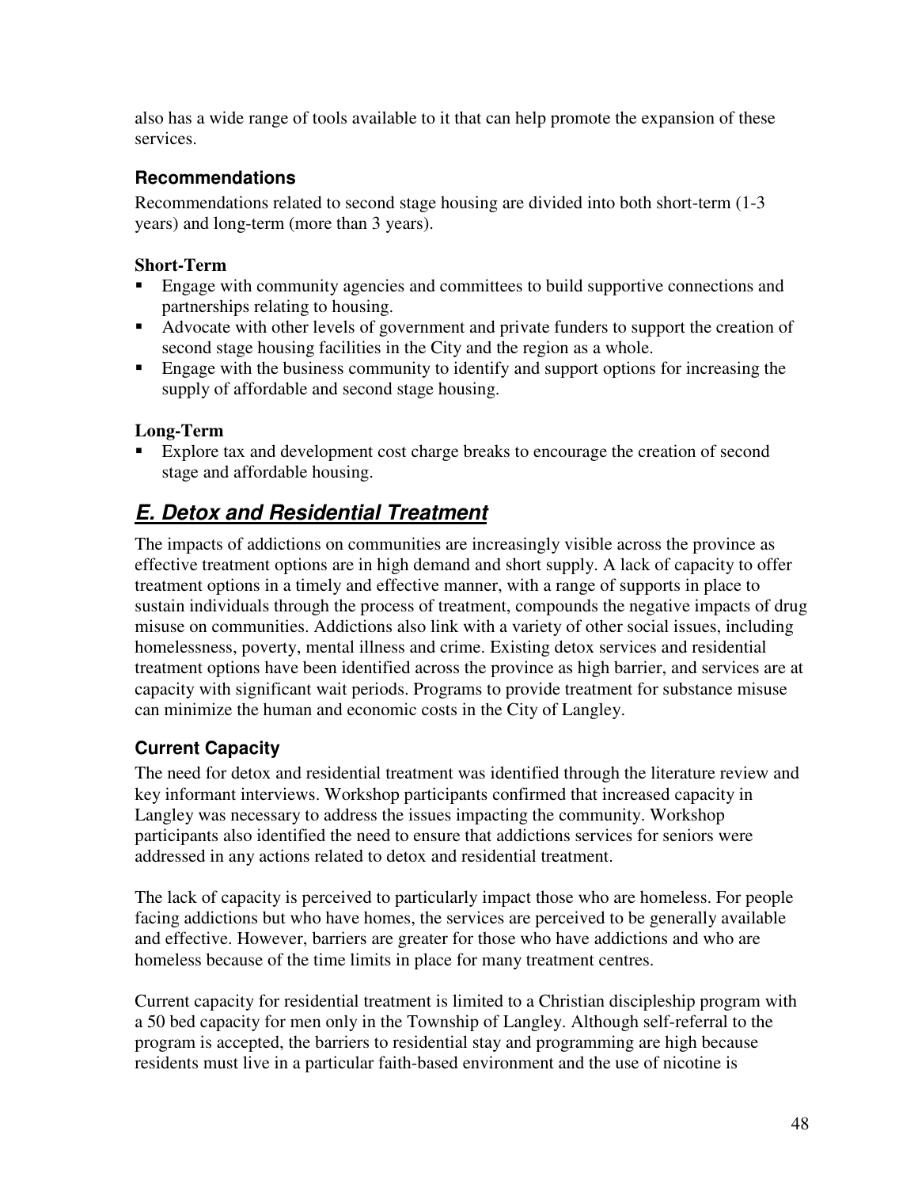also has a wide range of tools available to it that can help promote the expansion of these services.

### Recommendations

Recommendations related to second stage housing are divided into both short-term (1-3 years) and long-term (more than 3 years).

#### Short-Term

- Engage with community agencies and committees to build supportive connections and partnerships relating to housing.
- Advocate with other levels of government and private funders to support the creation of second stage housing facilities in the City and the region as a whole.
- Engage with the business community to identify and support options for increasing the supply of affordable and second stage housing.

#### Long-Term

- Explore tax and development cost charge breaks to encourage the creation of second stage and affordable housing.

## *E. Detox and Residential Treatment*

The impacts of addictions on communities are increasingly visible across the province as effective treatment options are in high demand and short supply. A lack of capacity to offer treatment options in a timely and effective manner, with a range of supports in place to sustain individuals through the process of treatment, compounds the negative impacts of drug misuse on communities. Addictions also link with a variety of other social issues, including homelessness, poverty, mental illness and crime. Existing detox services and residential treatment options have been identified across the province as high barrier, and services are at capacity with significant wait periods. Programs to provide treatment for substance misuse can minimize the human and economic costs in the City of Langley.

### Current Capacity

The need for detox and residential treatment was identified through the literature review and key informant interviews. Workshop participants confirmed that increased capacity in Langley was necessary to address the issues impacting the community. Workshop participants also identified the need to ensure that addictions services for seniors were addressed in any actions related to detox and residential treatment.

The lack of capacity is perceived to particularly impact those who are homeless. For people facing addictions but who have homes, the services are perceived to be generally available and effective. However, barriers are greater for those who have addictions and who are homeless because of the time limits in place for many treatment centres.

Current capacity for residential treatment is limited to a Christian discipleship program with a 50 bed capacity for men only in the Township of Langley. Although self-referral to the program is accepted, the barriers to residential stay and programming are high because residents must live in a particular faith-based environment and the use of nicotine is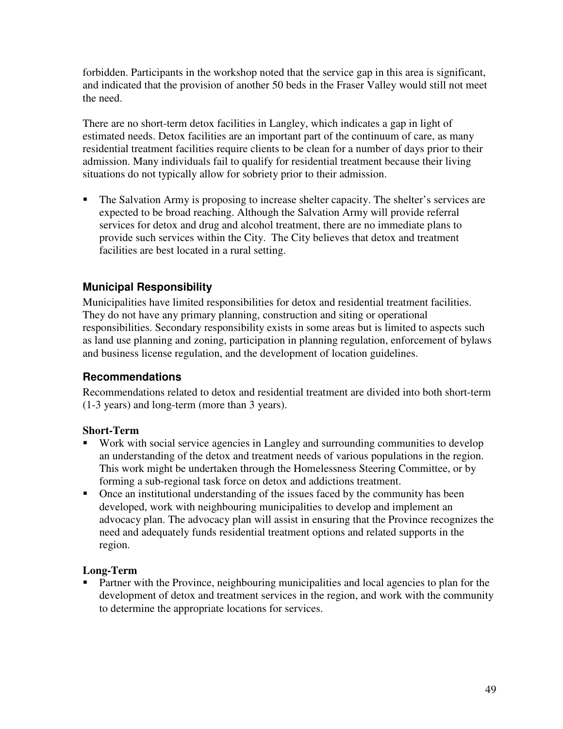forbidden. Participants in the workshop noted that the service gap in this area is significant, and indicated that the provision of another 50 beds in the Fraser Valley would still not meet the need.

There are no short-term detox facilities in Langley, which indicates a gap in light of estimated needs. Detox facilities are an important part of the continuum of care, as many residential treatment facilities require clients to be clean for a number of days prior to their admission. Many individuals fail to qualify for residential treatment because their living situations do not typically allow for sobriety prior to their admission.

- The Salvation Army is proposing to increase shelter capacity. The shelter's services are expected to be broad reaching. Although the Salvation Army will provide referral services for detox and drug and alcohol treatment, there are no immediate plans to provide such services within the City. The City believes that detox and treatment facilities are best located in a rural setting.

### Municipal Responsibility

Municipalities have limited responsibilities for detox and residential treatment facilities. They do not have any primary planning, construction and siting or operational responsibilities. Secondary responsibility exists in some areas but is limited to aspects such as land use planning and zoning, participation in planning regulation, enforcement of bylaws and business license regulation, and the development of location guidelines.

### Recommendations

Recommendations related to detox and residential treatment are divided into both short-term (1-3 years) and long-term (more than 3 years).

**Short-Term**

- Work with social service agencies in Langley and surrounding communities to develop an understanding of the detox and treatment needs of various populations in the region. This work might be undertaken through the Homelessness Steering Committee, or by forming a sub-regional task force on detox and addictions treatment.
- Once an institutional understanding of the issues faced by the community has been developed, work with neighbouring municipalities to develop and implement an advocacy plan. The advocacy plan will assist in ensuring that the Province recognizes the need and adequately funds residential treatment options and related supports in the region.

**Long-Term**

- Partner with the Province, neighbouring municipalities and local agencies to plan for the development of detox and treatment services in the region, and work with the community to determine the appropriate locations for services.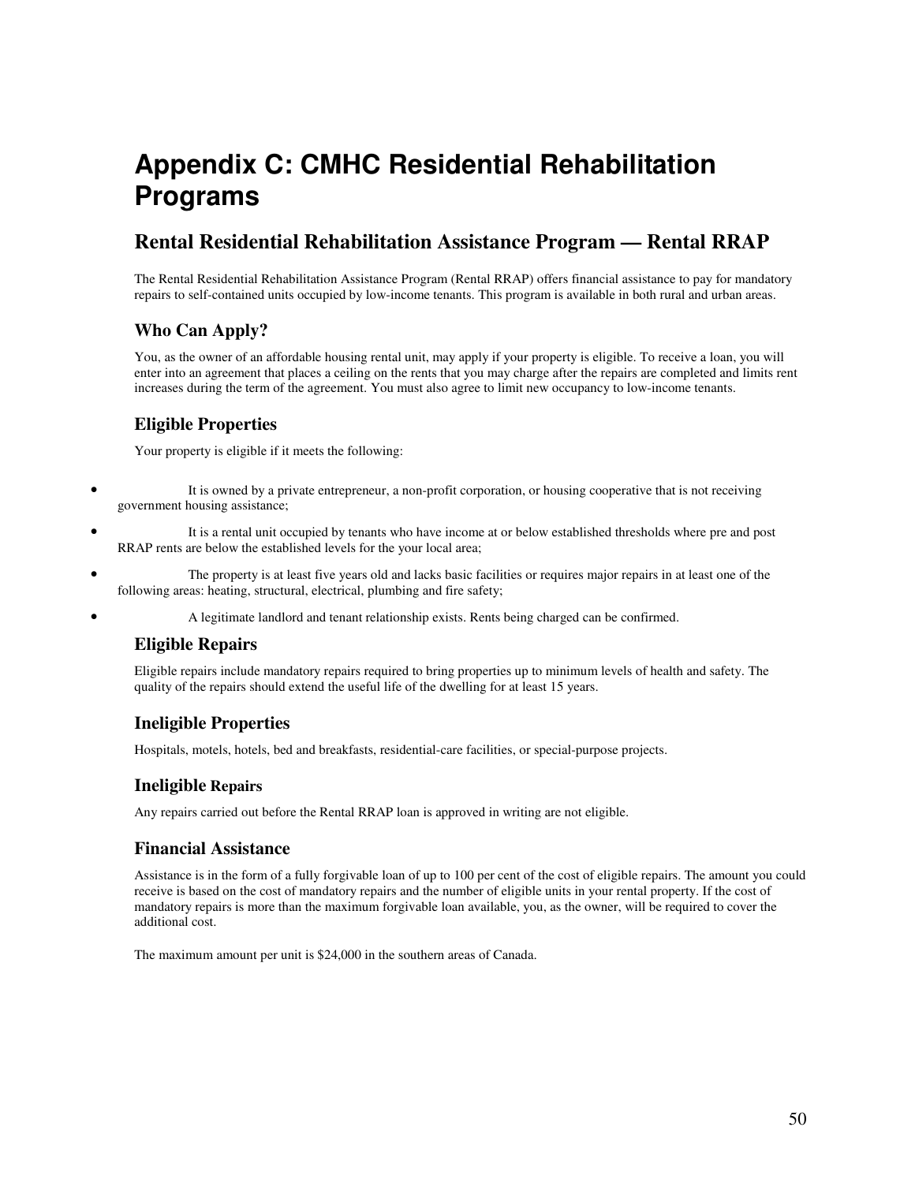# Appendix C: CMHC Residential Rehabilitation Programs

## Rental Residential Rehabilitation Assistance Program — Rental RRAP

The Rental Residential Rehabilitation Assistance Program (Rental RRAP) offers financial assistance to pay for mandatory repairs to self-contained units occupied by low-income tenants. This program is available in both rural and urban areas.

### Who Can Apply?

You, as the owner of an affordable housing rental unit, may apply if your property is eligible. To receive a loan, you will enter into an agreement that places a ceiling on the rents that you may charge after the repairs are completed and limits rent increases during the term of the agreement. You must also agree to limit new occupancy to low-income tenants.

### Eligible Properties

Your property is eligible if it meets the following:

- It is owned by a private entrepreneur, a non-profit corporation, or housing cooperative that is not receiving government housing assistance;
- It is a rental unit occupied by tenants who have income at or below established thresholds where pre and post RRAP rents are below the established levels for the your local area;
- The property is at least five years old and lacks basic facilities or requires major repairs in at least one of the following areas: heating, structural, electrical, plumbing and fire safety;
- A legitimate landlord and tenant relationship exists. Rents being charged can be confirmed.

### Eligible Repairs

Eligible repairs include mandatory repairs required to bring properties up to minimum levels of health and safety. The quality of the repairs should extend the useful life of the dwelling for at least 15 years.

### Ineligible Properties

Hospitals, motels, hotels, bed and breakfasts, residential-care facilities, or special-purpose projects.

### Ineligible Repairs

Any repairs carried out before the Rental RRAP loan is approved in writing are not eligible.

### Financial Assistance

Assistance is in the form of a fully forgivable loan of up to 100 per cent of the cost of eligible repairs. The amount you could receive is based on the cost of mandatory repairs and the number of eligible units in your rental property. If the cost of mandatory repairs is more than the maximum forgivable loan available, you, as the owner, will be required to cover the additional cost.

The maximum amount per unit is $24,000 in the southern areas of Canada.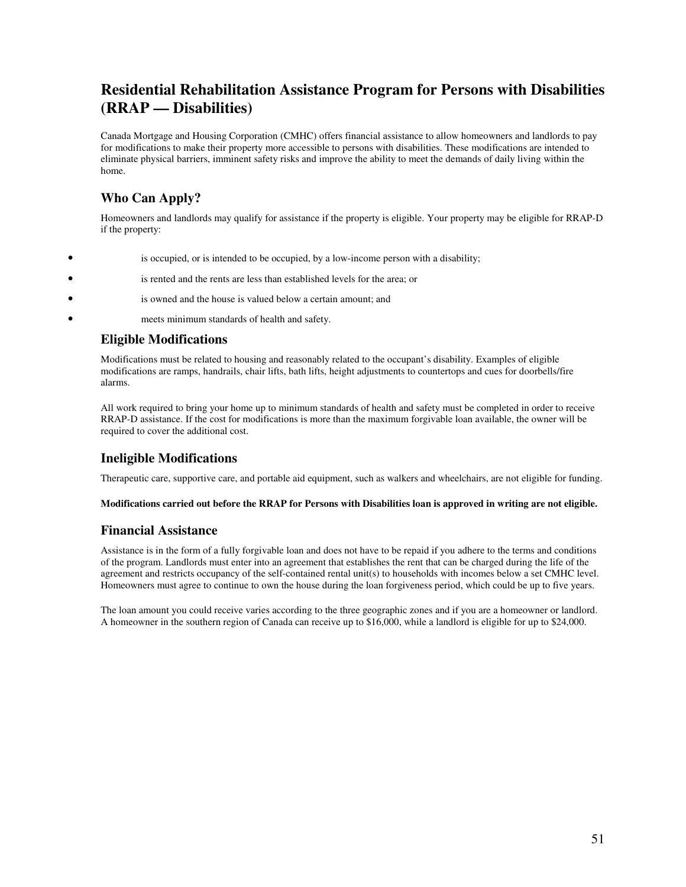# Residential Rehabilitation Assistance Program for Persons with Disabilities (RRAP — Disabilities)

Canada Mortgage and Housing Corporation (CMHC) offers financial assistance to allow homeowners and landlords to pay for modifications to make their property more accessible to persons with disabilities. These modifications are intended to eliminate physical barriers, imminent safety risks and improve the ability to meet the demands of daily living within the home.

## Who Can Apply?

Homeowners and landlords may qualify for assistance if the property is eligible. Your property may be eligible for RRAP-D if the property:

- is occupied, or is intended to be occupied, by a low-income person with a disability;
- is rented and the rents are less than established levels for the area; or
- is owned and the house is valued below a certain amount; and
- meets minimum standards of health and safety.

## Eligible Modifications

Modifications must be related to housing and reasonably related to the occupant's disability. Examples of eligible modifications are ramps, handrails, chair lifts, bath lifts, height adjustments to countertops and cues for doorbells/fire alarms.

All work required to bring your home up to minimum standards of health and safety must be completed in order to receive RRAP-D assistance. If the cost for modifications is more than the maximum forgivable loan available, the owner will be required to cover the additional cost.

## Ineligible Modifications

Therapeutic care, supportive care, and portable aid equipment, such as walkers and wheelchairs, are not eligible for funding.

**Modifications carried out before the RRAP for Persons with Disabilities loan is approved in writing are not eligible.**

## Financial Assistance

Assistance is in the form of a fully forgivable loan and does not have to be repaid if you adhere to the terms and conditions of the program. Landlords must enter into an agreement that establishes the rent that can be charged during the life of the agreement and restricts occupancy of the self-contained rental unit(s) to households with incomes below a set CMHC level. Homeowners must agree to continue to own the house during the loan forgiveness period, which could be up to five years.

The loan amount you could receive varies according to the three geographic zones and if you are a homeowner or landlord. A homeowner in the southern region of Canada can receive up to $16,000, while a landlord is eligible for up to $24,000.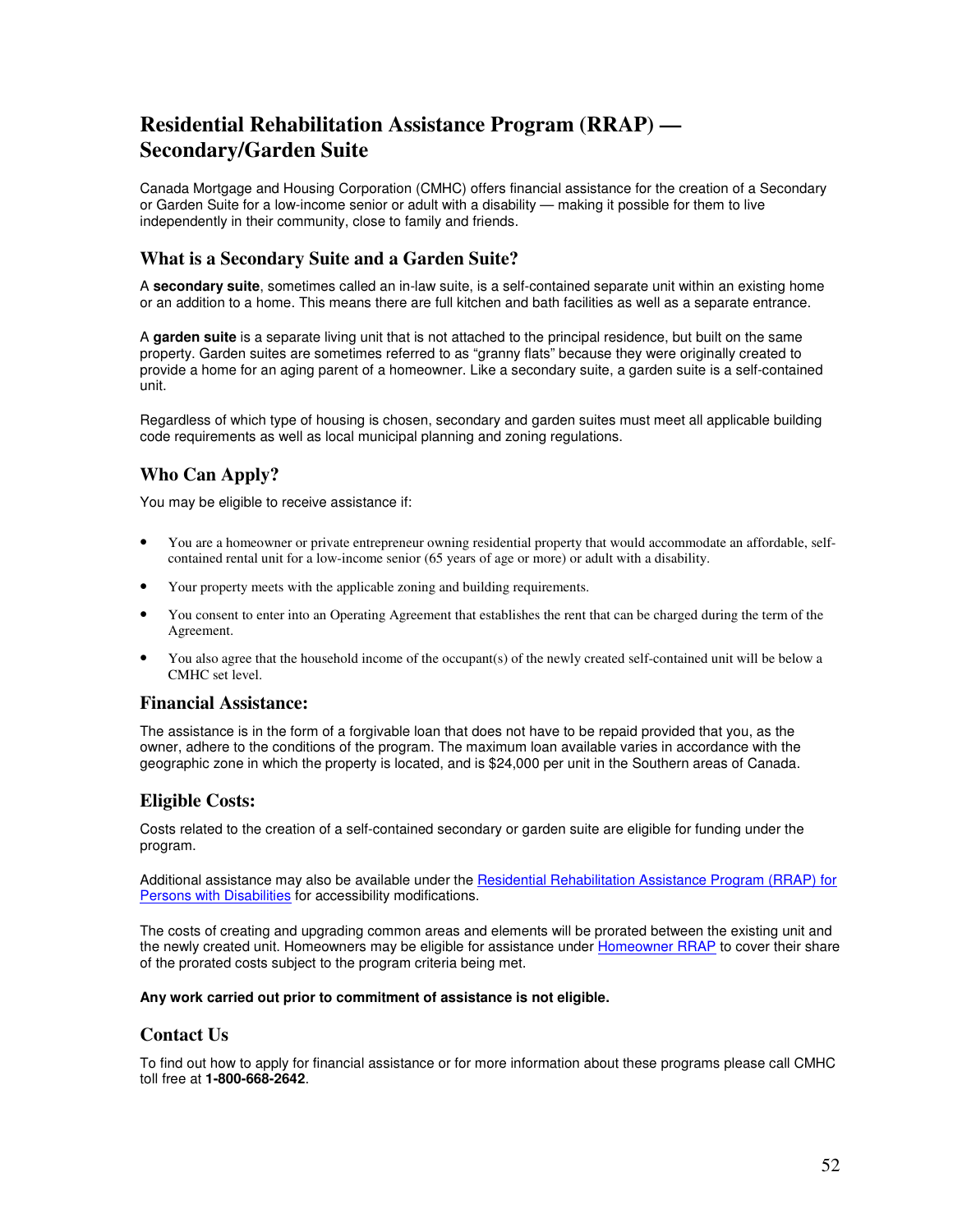# Residential Rehabilitation Assistance Program (RRAP) — Secondary/Garden Suite

Canada Mortgage and Housing Corporation (CMHC) offers financial assistance for the creation of a Secondary or Garden Suite for a low-income senior or adult with a disability — making it possible for them to live independently in their community, close to family and friends.

## What is a Secondary Suite and a Garden Suite?

A **secondary suite**, sometimes called an in-law suite, is a self-contained separate unit within an existing home or an addition to a home. This means there are full kitchen and bath facilities as well as a separate entrance.

A **garden suite** is a separate living unit that is not attached to the principal residence, but built on the same property. Garden suites are sometimes referred to as "granny flats" because they were originally created to provide a home for an aging parent of a homeowner. Like a secondary suite, a garden suite is a self-contained unit.

Regardless of which type of housing is chosen, secondary and garden suites must meet all applicable building code requirements as well as local municipal planning and zoning regulations.

## Who Can Apply?

You may be eligible to receive assistance if:

- You are a homeowner or private entrepreneur owning residential property that would accommodate an affordable, self-contained rental unit for a low-income senior (65 years of age or more) or adult with a disability.
- Your property meets with the applicable zoning and building requirements.
- You consent to enter into an Operating Agreement that establishes the rent that can be charged during the term of the Agreement.
- You also agree that the household income of the occupant(s) of the newly created self-contained unit will be below a CMHC set level.

## Financial Assistance:

The assistance is in the form of a forgivable loan that does not have to be repaid provided that you, as the owner, adhere to the conditions of the program. The maximum loan available varies in accordance with the geographic zone in which the property is located, and is $24,000 per unit in the Southern areas of Canada.

## Eligible Costs:

Costs related to the creation of a self-contained secondary or garden suite are eligible for funding under the program.

Additional assistance may also be available under the Residential Rehabilitation Assistance Program (RRAP) for Persons with Disabilities for accessibility modifications.

The costs of creating and upgrading common areas and elements will be prorated between the existing unit and the newly created unit. Homeowners may be eligible for assistance under Homeowner RRAP to cover their share of the prorated costs subject to the program criteria being met.

**Any work carried out prior to commitment of assistance is not eligible.**

## Contact Us

To find out how to apply for financial assistance or for more information about these programs please call CMHC toll free at **1-800-668-2642**.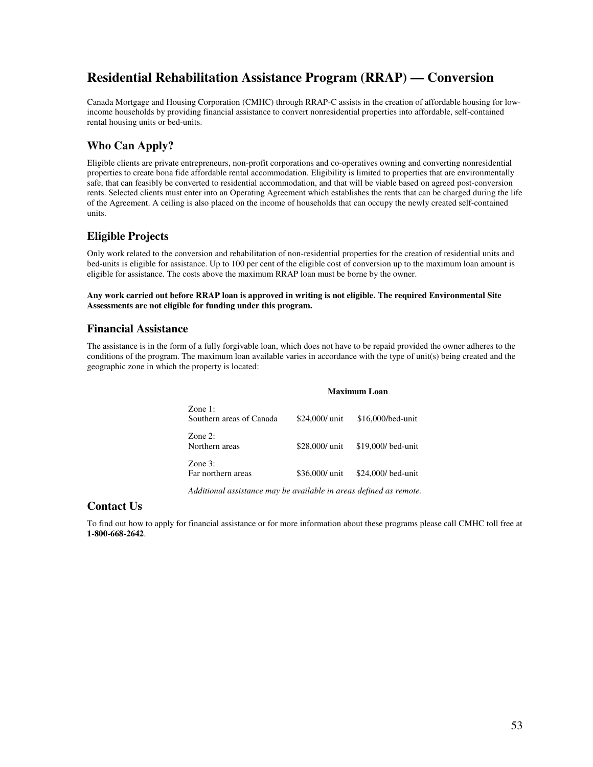# Residential Rehabilitation Assistance Program (RRAP) — Conversion

Canada Mortgage and Housing Corporation (CMHC) through RRAP-C assists in the creation of affordable housing for low-income households by providing financial assistance to convert nonresidential properties into affordable, self-contained rental housing units or bed-units.

## Who Can Apply?

Eligible clients are private entrepreneurs, non-profit corporations and co-operatives owning and converting nonresidential properties to create bona fide affordable rental accommodation. Eligibility is limited to properties that are environmentally safe, that can feasibly be converted to residential accommodation, and that will be viable based on agreed post-conversion rents. Selected clients must enter into an Operating Agreement which establishes the rents that can be charged during the life of the Agreement. A ceiling is also placed on the income of households that can occupy the newly created self-contained units.

## Eligible Projects

Only work related to the conversion and rehabilitation of non-residential properties for the creation of residential units and bed-units is eligible for assistance. Up to 100 per cent of the eligible cost of conversion up to the maximum loan amount is eligible for assistance. The costs above the maximum RRAP loan must be borne by the owner.

**Any work carried out before RRAP loan is approved in writing is not eligible. The required Environmental Site Assessments are not eligible for funding under this program.**

## Financial Assistance

The assistance is in the form of a fully forgivable loan, which does not have to be repaid provided the owner adheres to the conditions of the program. The maximum loan available varies in accordance with the type of unit(s) being created and the geographic zone in which the property is located:

| | Maximum Loan | |
|---|---|---|
| Zone 1: Southern areas of Canada | $24,000/ unit | $16,000/bed-unit |
| Zone 2: Northern areas | $28,000/ unit | $19,000/ bed-unit |
| Zone 3: Far northern areas | $36,000/ unit | $24,000/ bed-unit |

*Additional assistance may be available in areas defined as remote.*

## Contact Us

To find out how to apply for financial assistance or for more information about these programs please call CMHC toll free at **1-800-668-2642**.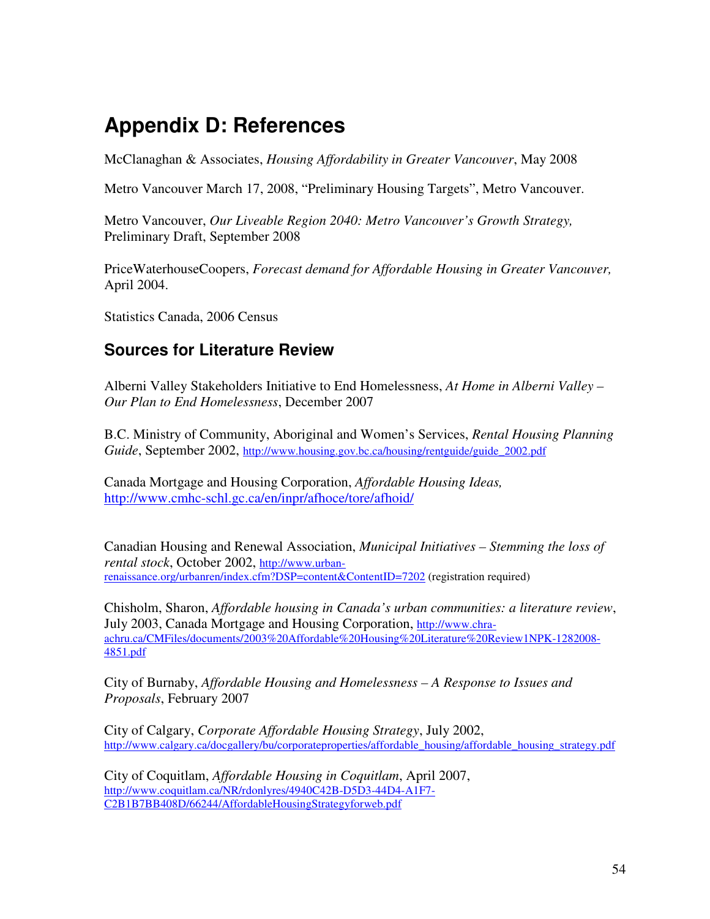# Appendix D: References

McClanaghan & Associates, *Housing Affordability in Greater Vancouver*, May 2008

Metro Vancouver March 17, 2008, "Preliminary Housing Targets", Metro Vancouver.

Metro Vancouver, *Our Liveable Region 2040: Metro Vancouver's Growth Strategy,* Preliminary Draft, September 2008

PriceWaterhouseCoopers, *Forecast demand for Affordable Housing in Greater Vancouver,* April 2004.

Statistics Canada, 2006 Census

## Sources for Literature Review

Alberni Valley Stakeholders Initiative to End Homelessness, *At Home in Alberni Valley – Our Plan to End Homelessness*, December 2007

B.C. Ministry of Community, Aboriginal and Women's Services, *Rental Housing Planning Guide*, September 2002, http://www.housing.gov.bc.ca/housing/rentguide/guide_2002.pdf

Canada Mortgage and Housing Corporation, *Affordable Housing Ideas,* http://www.cmhc-schl.gc.ca/en/inpr/afhoce/tore/afhoid/

Canadian Housing and Renewal Association, *Municipal Initiatives – Stemming the loss of rental stock*, October 2002, http://www.urban-renaissance.org/urbanren/index.cfm?DSP=content&ContentID=7202 (registration required)

Chisholm, Sharon, *Affordable housing in Canada's urban communities: a literature review*, July 2003, Canada Mortgage and Housing Corporation, http://www.chra-achru.ca/CMFiles/documents/2003%20Affordable%20Housing%20Literature%20Review1NPK-1282008-4851.pdf

City of Burnaby, *Affordable Housing and Homelessness – A Response to Issues and Proposals*, February 2007

City of Calgary, *Corporate Affordable Housing Strategy*, July 2002, http://www.calgary.ca/docgallery/bu/corporateproperties/affordable_housing/affordable_housing_strategy.pdf

City of Coquitlam, *Affordable Housing in Coquitlam*, April 2007, http://www.coquitlam.ca/NR/rdonlyres/4940C42B-D5D3-44D4-A1F7-C2B1B7BB408D/66244/AffordableHousingStrategyforweb.pdf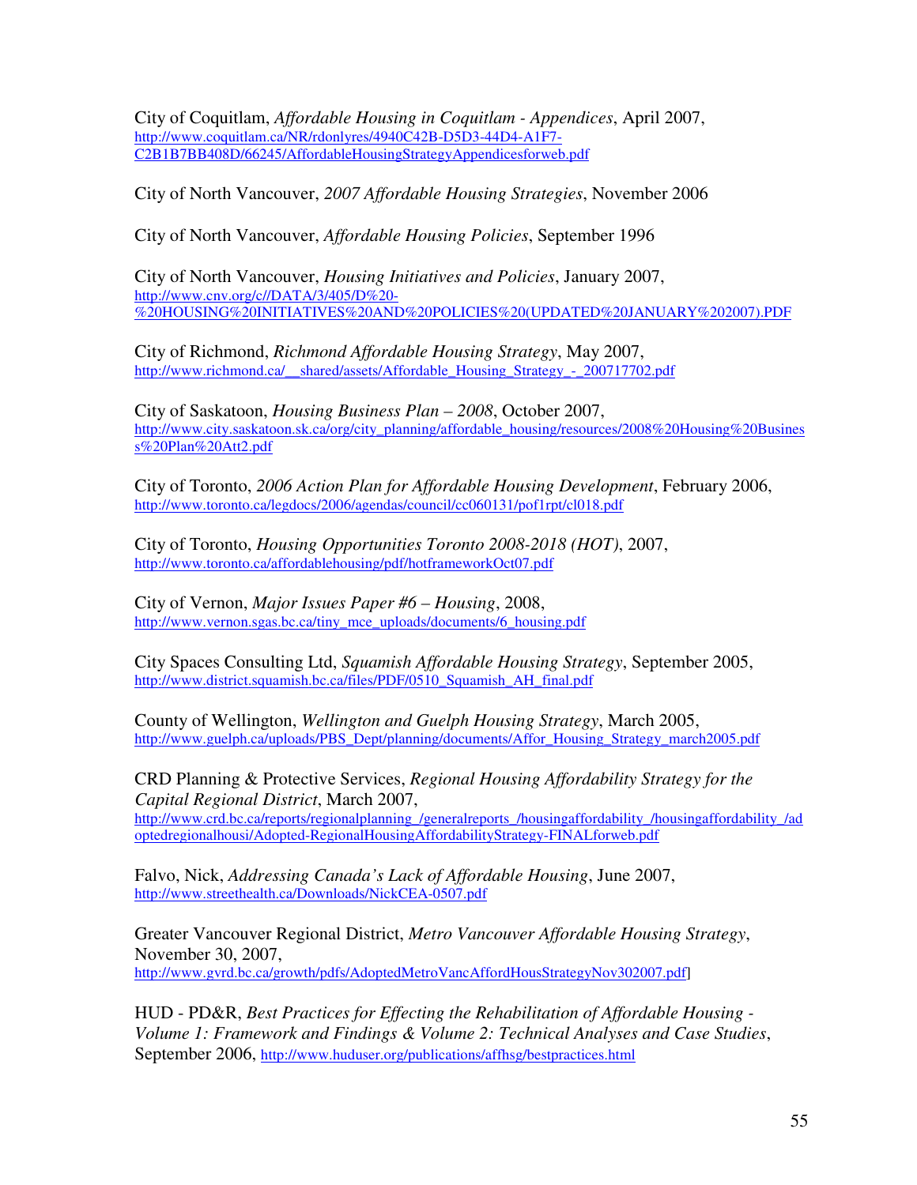City of Coquitlam, *Affordable Housing in Coquitlam - Appendices*, April 2007, http://www.coquitlam.ca/NR/rdonlyres/4940C42B-D5D3-44D4-A1F7-C2B1B7BB408D/66245/AffordableHousingStrategyAppendicesforweb.pdf

City of North Vancouver, *2007 Affordable Housing Strategies*, November 2006

City of North Vancouver, *Affordable Housing Policies*, September 1996

City of North Vancouver, *Housing Initiatives and Policies*, January 2007, http://www.cnv.org/c//DATA/3/405/D%20-%20HOUSING%20INITIATIVES%20AND%20POLICIES%20(UPDATED%20JANUARY%202007).PDF

City of Richmond, *Richmond Affordable Housing Strategy*, May 2007, http://www.richmond.ca/__shared/assets/Affordable_Housing_Strategy_-_200717702.pdf

City of Saskatoon, *Housing Business Plan – 2008*, October 2007, http://www.city.saskatoon.sk.ca/org/city_planning/affordable_housing/resources/2008%20Housing%20Business%20Plan%20Att2.pdf

City of Toronto, *2006 Action Plan for Affordable Housing Development*, February 2006, http://www.toronto.ca/legdocs/2006/agendas/council/cc060131/pof1rpt/cl018.pdf

City of Toronto, *Housing Opportunities Toronto 2008-2018 (HOT)*, 2007, http://www.toronto.ca/affordablehousing/pdf/hotframeworkOct07.pdf

City of Vernon, *Major Issues Paper #6 – Housing*, 2008, http://www.vernon.sgas.bc.ca/tiny_mce_uploads/documents/6_housing.pdf

City Spaces Consulting Ltd, *Squamish Affordable Housing Strategy*, September 2005, http://www.district.squamish.bc.ca/files/PDF/0510_Squamish_AH_final.pdf

County of Wellington, *Wellington and Guelph Housing Strategy*, March 2005, http://www.guelph.ca/uploads/PBS_Dept/planning/documents/Affor_Housing_Strategy_march2005.pdf

CRD Planning & Protective Services, *Regional Housing Affordability Strategy for the Capital Regional District*, March 2007, http://www.crd.bc.ca/reports/regionalplanning_/generalreports_/housingaffordability_/housingaffordability_/adoptedregionalhousi/Adopted-RegionalHousingAffordabilityStrategy-FINALforweb.pdf

Falvo, Nick, *Addressing Canada's Lack of Affordable Housing*, June 2007, http://www.streethealth.ca/Downloads/NickCEA-0507.pdf

Greater Vancouver Regional District, *Metro Vancouver Affordable Housing Strategy*, November 30, 2007, http://www.gvrd.bc.ca/growth/pdfs/AdoptedMetroVancAffordHousStrategyNov302007.pdf]

HUD - PD&R, *Best Practices for Effecting the Rehabilitation of Affordable Housing - Volume 1: Framework and Findings & Volume 2: Technical Analyses and Case Studies*, September 2006, http://www.huduser.org/publications/affhsg/bestpractices.html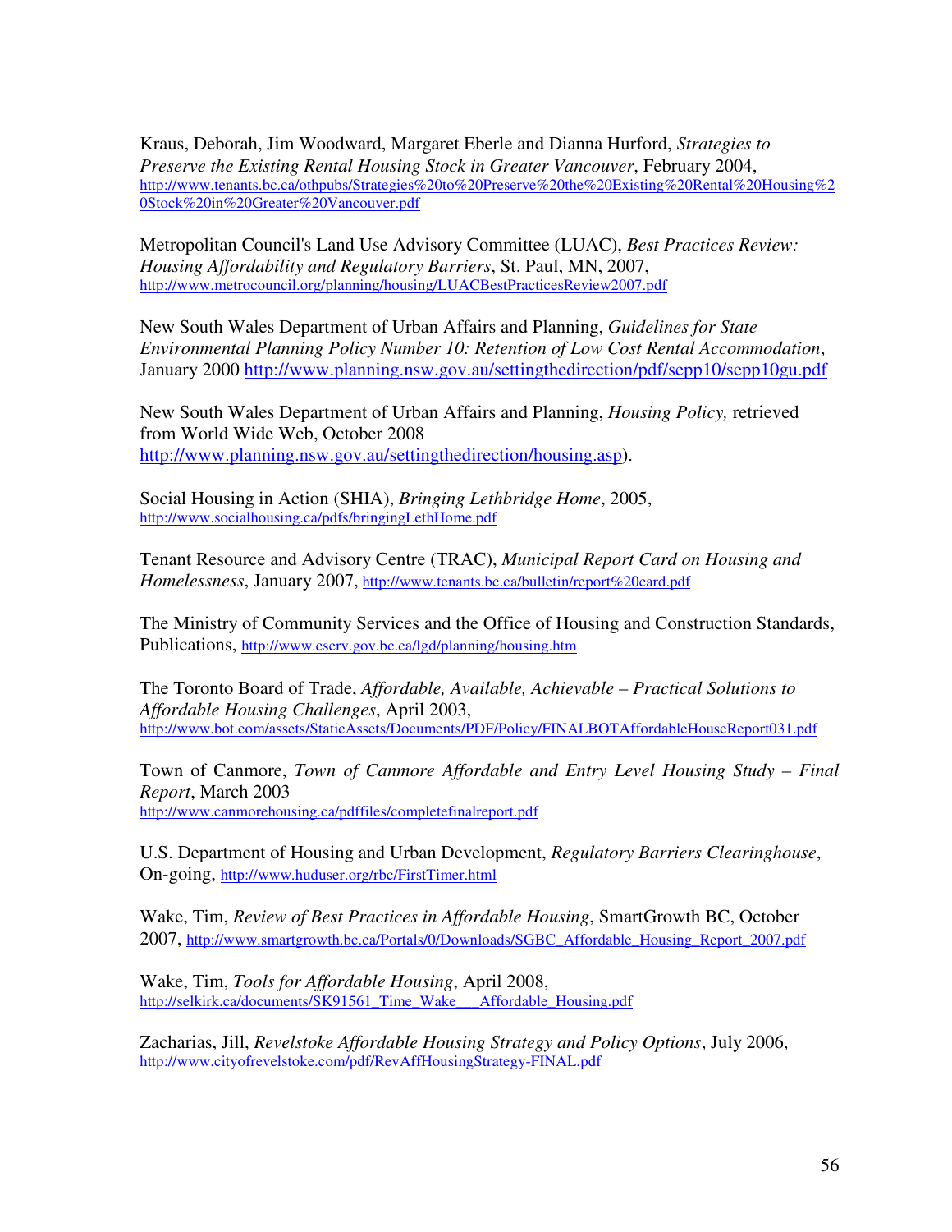Kraus, Deborah, Jim Woodward, Margaret Eberle and Dianna Hurford, *Strategies to Preserve the Existing Rental Housing Stock in Greater Vancouver*, February 2004, http://www.tenants.bc.ca/othpubs/Strategies%20to%20Preserve%20the%20Existing%20Rental%20Housing%20Stock%20in%20Greater%20Vancouver.pdf

Metropolitan Council's Land Use Advisory Committee (LUAC), *Best Practices Review: Housing Affordability and Regulatory Barriers*, St. Paul, MN, 2007, http://www.metrocouncil.org/planning/housing/LUACBestPracticesReview2007.pdf

New South Wales Department of Urban Affairs and Planning, *Guidelines for State Environmental Planning Policy Number 10: Retention of Low Cost Rental Accommodation*, January 2000 http://www.planning.nsw.gov.au/settingthedirection/pdf/sepp10/sepp10gu.pdf

New South Wales Department of Urban Affairs and Planning, *Housing Policy,* retrieved from World Wide Web, October 2008 http://www.planning.nsw.gov.au/settingthedirection/housing.asp).

Social Housing in Action (SHIA), *Bringing Lethbridge Home*, 2005, http://www.socialhousing.ca/pdfs/bringingLethHome.pdf

Tenant Resource and Advisory Centre (TRAC), *Municipal Report Card on Housing and Homelessness*, January 2007, http://www.tenants.bc.ca/bulletin/report%20card.pdf

The Ministry of Community Services and the Office of Housing and Construction Standards, Publications, http://www.cserv.gov.bc.ca/lgd/planning/housing.htm

The Toronto Board of Trade, *Affordable, Available, Achievable – Practical Solutions to Affordable Housing Challenges*, April 2003, http://www.bot.com/assets/StaticAssets/Documents/PDF/Policy/FINALBOTAffordableHouseReport031.pdf

Town of Canmore, *Town of Canmore Affordable and Entry Level Housing Study – Final Report*, March 2003 http://www.canmorehousing.ca/pdffiles/completefinalreport.pdf

U.S. Department of Housing and Urban Development, *Regulatory Barriers Clearinghouse*, On-going, http://www.huduser.org/rbc/FirstTimer.html

Wake, Tim, *Review of Best Practices in Affordable Housing*, SmartGrowth BC, October 2007, http://www.smartgrowth.bc.ca/Portals/0/Downloads/SGBC_Affordable_Housing_Report_2007.pdf

Wake, Tim, *Tools for Affordable Housing*, April 2008, http://selkirk.ca/documents/SK91561_Time_Wake___Affordable_Housing.pdf

Zacharias, Jill, *Revelstoke Affordable Housing Strategy and Policy Options*, July 2006, http://www.cityofrevelstoke.com/pdf/RevAffHousingStrategy-FINAL.pdf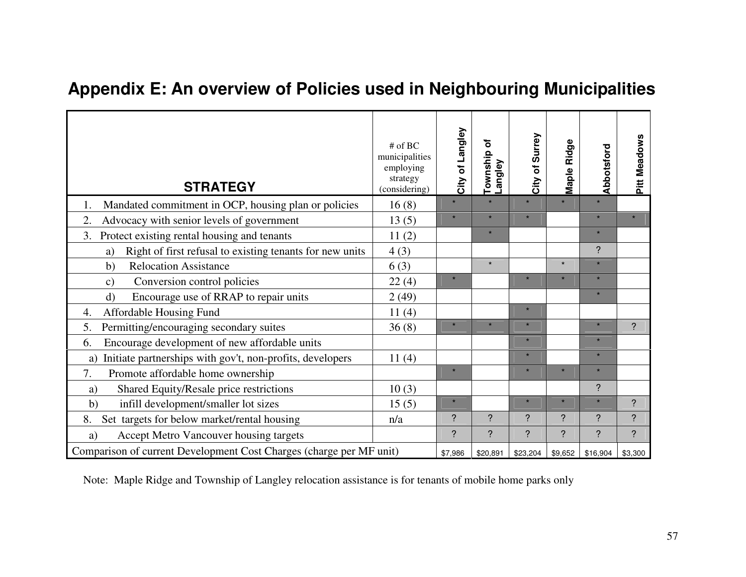# Appendix E: An overview of Policies used in Neighbouring Municipalities

| STRATEGY | # of BC municipalities employing strategy (considering) | City of Langley | Township of Langley | City of Surrey | Maple Ridge | Abbotsford | Pitt Meadows |
|---|---|---|---|---|---|---|---|
| 1. Mandated commitment in OCP, housing plan or policies | 16 (8) | * | * | * | * | * | |
| 2. Advocacy with senior levels of government | 13 (5) | * | * | * | | * | * |
| 3. Protect existing rental housing and tenants | 11 (2) | | * | | | * | |
| a) Right of first refusal to existing tenants for new units | 4 (3) | | | | | ? | |
| b) Relocation Assistance | 6 (3) | | * | | * | * | |
| c) Conversion control policies | 22 (4) | * | | * | * | * | |
| d) Encourage use of RRAP to repair units | 2 (49) | | | | | * | |
| 4. Affordable Housing Fund | 11 (4) | | | * | | | |
| 5. Permitting/encouraging secondary suites | 36 (8) | * | * | * | | * | ? |
| 6. Encourage development of new affordable units | | | | * | | * | |
| a) Initiate partnerships with gov't, non-profits, developers | 11 (4) | | | * | | * | |
| 7. Promote affordable home ownership | | * | | * | * | * | |
| a) Shared Equity/Resale price restrictions | 10 (3) | | | | | ? | |
| b) infill development/smaller lot sizes | 15 (5) | * | | * | * | * | ? |
| 8. Set targets for below market/rental housing | n/a | ? | ? | ? | ? | ? | ? |
| a) Accept Metro Vancouver housing targets | | ? | ? | ? | ? | ? | ? |
| Comparison of current Development Cost Charges (charge per MF unit) | | $7,986 | $20,891 | $23,204 | $9,652 | $16,904 | $3,300 |

Note: Maple Ridge and Township of Langley relocation assistance is for tenants of mobile home parks only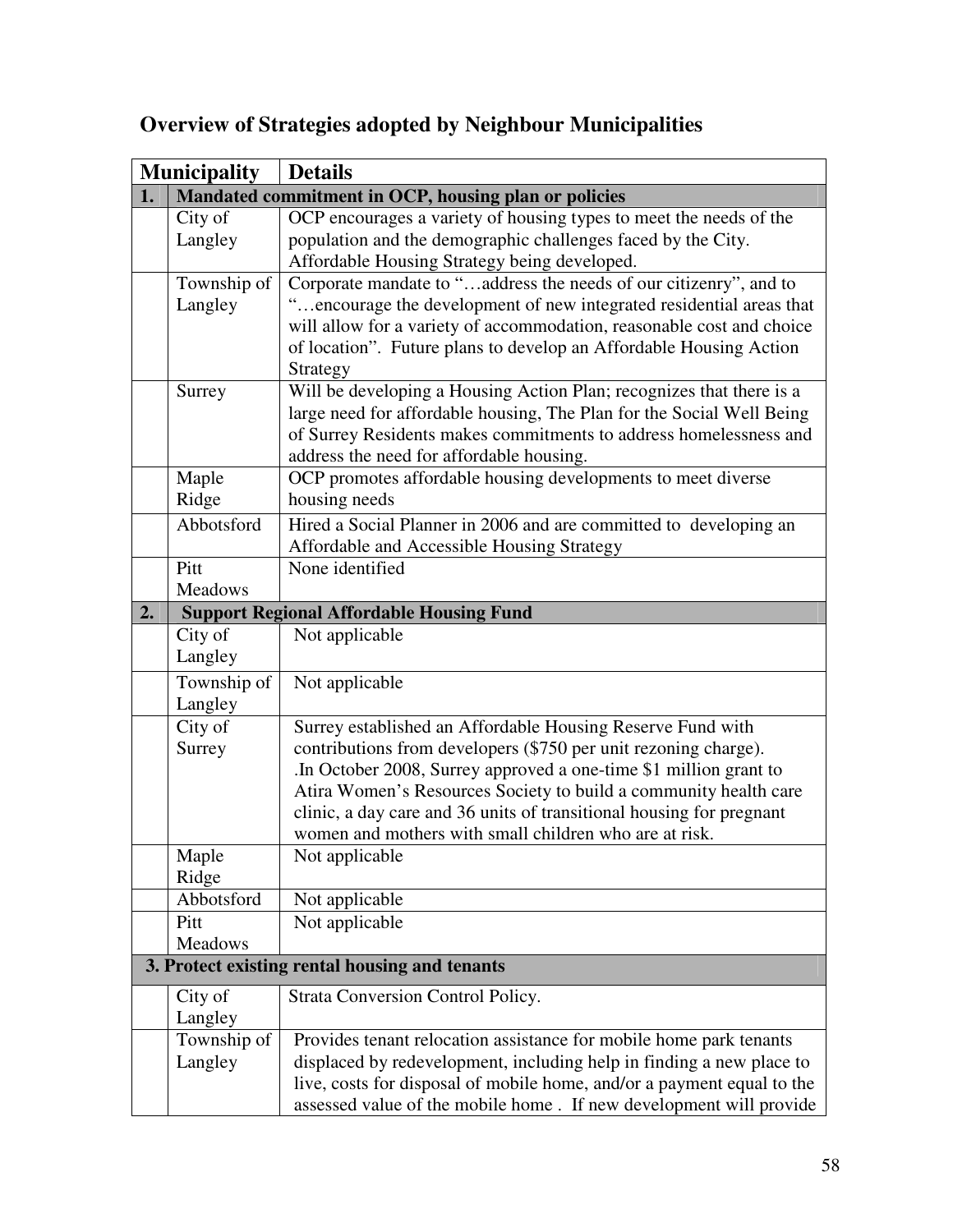## Overview of Strategies adopted by Neighbour Municipalities

| | Municipality | Details |
|---|---|---|
| **1.** | **Mandated commitment in OCP, housing plan or policies** | |
| | City of Langley | OCP encourages a variety of housing types to meet the needs of the population and the demographic challenges faced by the City. Affordable Housing Strategy being developed. |
| | Township of Langley | Corporate mandate to "…address the needs of our citizenry", and to "…encourage the development of new integrated residential areas that will allow for a variety of accommodation, reasonable cost and choice of location". Future plans to develop an Affordable Housing Action Strategy |
| | Surrey | Will be developing a Housing Action Plan; recognizes that there is a large need for affordable housing, The Plan for the Social Well Being of Surrey Residents makes commitments to address homelessness and address the need for affordable housing. |
| | Maple Ridge | OCP promotes affordable housing developments to meet diverse housing needs |
| | Abbotsford | Hired a Social Planner in 2006 and are committed to developing an Affordable and Accessible Housing Strategy |
| | Pitt Meadows | None identified |
| **2.** | **Support Regional Affordable Housing Fund** | |
| | City of Langley | Not applicable |
| | Township of Langley | Not applicable |
| | City of Surrey | Surrey established an Affordable Housing Reserve Fund with contributions from developers ($750 per unit rezoning charge). .In October 2008, Surrey approved a one-time $1 million grant to Atira Women's Resources Society to build a community health care clinic, a day care and 36 units of transitional housing for pregnant women and mothers with small children who are at risk. |
| | Maple Ridge | Not applicable |
| | Abbotsford | Not applicable |
| | Pitt Meadows | Not applicable |
| **3.** | **Protect existing rental housing and tenants** | |
| | City of Langley | Strata Conversion Control Policy. |
| | Township of Langley | Provides tenant relocation assistance for mobile home park tenants displaced by redevelopment, including help in finding a new place to live, costs for disposal of mobile home, and/or a payment equal to the assessed value of the mobile home . If new development will provide |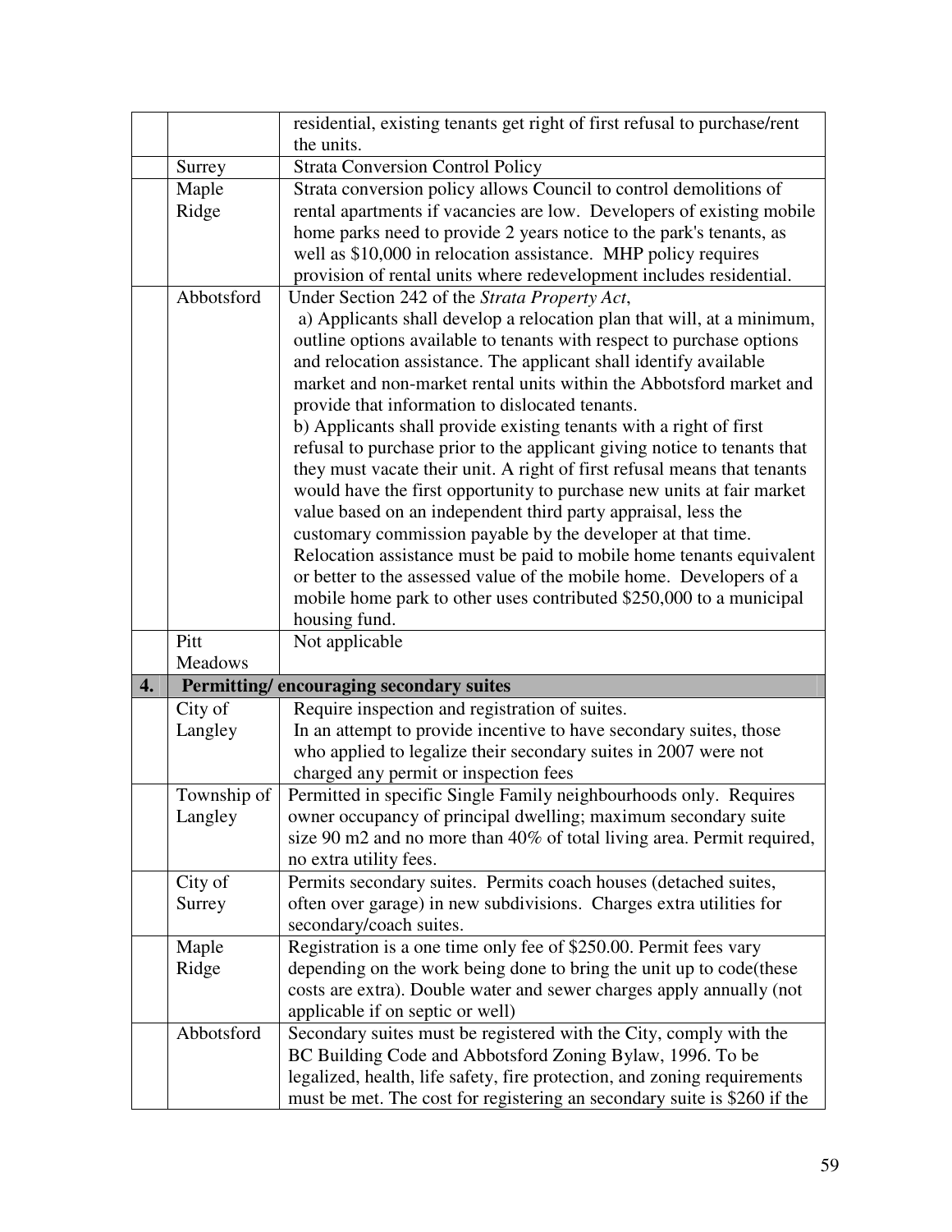| | | |
|---|---|---|
| | | residential, existing tenants get right of first refusal to purchase/rent the units. |
| | Surrey | Strata Conversion Control Policy |
| | Maple Ridge | Strata conversion policy allows Council to control demolitions of rental apartments if vacancies are low. Developers of existing mobile home parks need to provide 2 years notice to the park's tenants, as well as $10,000 in relocation assistance. MHP policy requires provision of rental units where redevelopment includes residential. |
| | Abbotsford | Under Section 242 of the *Strata Property Act*,<br>a) Applicants shall develop a relocation plan that will, at a minimum, outline options available to tenants with respect to purchase options and relocation assistance. The applicant shall identify available market and non-market rental units within the Abbotsford market and provide that information to dislocated tenants.<br>b) Applicants shall provide existing tenants with a right of first refusal to purchase prior to the applicant giving notice to tenants that they must vacate their unit. A right of first refusal means that tenants would have the first opportunity to purchase new units at fair market value based on an independent third party appraisal, less the customary commission payable by the developer at that time.<br>Relocation assistance must be paid to mobile home tenants equivalent or better to the assessed value of the mobile home. Developers of a mobile home park to other uses contributed $250,000 to a municipal housing fund. |
| | Pitt Meadows | Not applicable |
| **4.** | **Permitting/ encouraging secondary suites** | |
| | City of Langley | Require inspection and registration of suites.<br>In an attempt to provide incentive to have secondary suites, those who applied to legalize their secondary suites in 2007 were not charged any permit or inspection fees |
| | Township of Langley | Permitted in specific Single Family neighbourhoods only. Requires owner occupancy of principal dwelling; maximum secondary suite size 90 m2 and no more than 40% of total living area. Permit required, no extra utility fees. |
| | City of Surrey | Permits secondary suites. Permits coach houses (detached suites, often over garage) in new subdivisions. Charges extra utilities for secondary/coach suites. |
| | Maple Ridge | Registration is a one time only fee of $250.00. Permit fees vary depending on the work being done to bring the unit up to code(these costs are extra). Double water and sewer charges apply annually (not applicable if on septic or well) |
| | Abbotsford | Secondary suites must be registered with the City, comply with the BC Building Code and Abbotsford Zoning Bylaw, 1996. To be legalized, health, life safety, fire protection, and zoning requirements must be met. The cost for registering an secondary suite is $260 if the |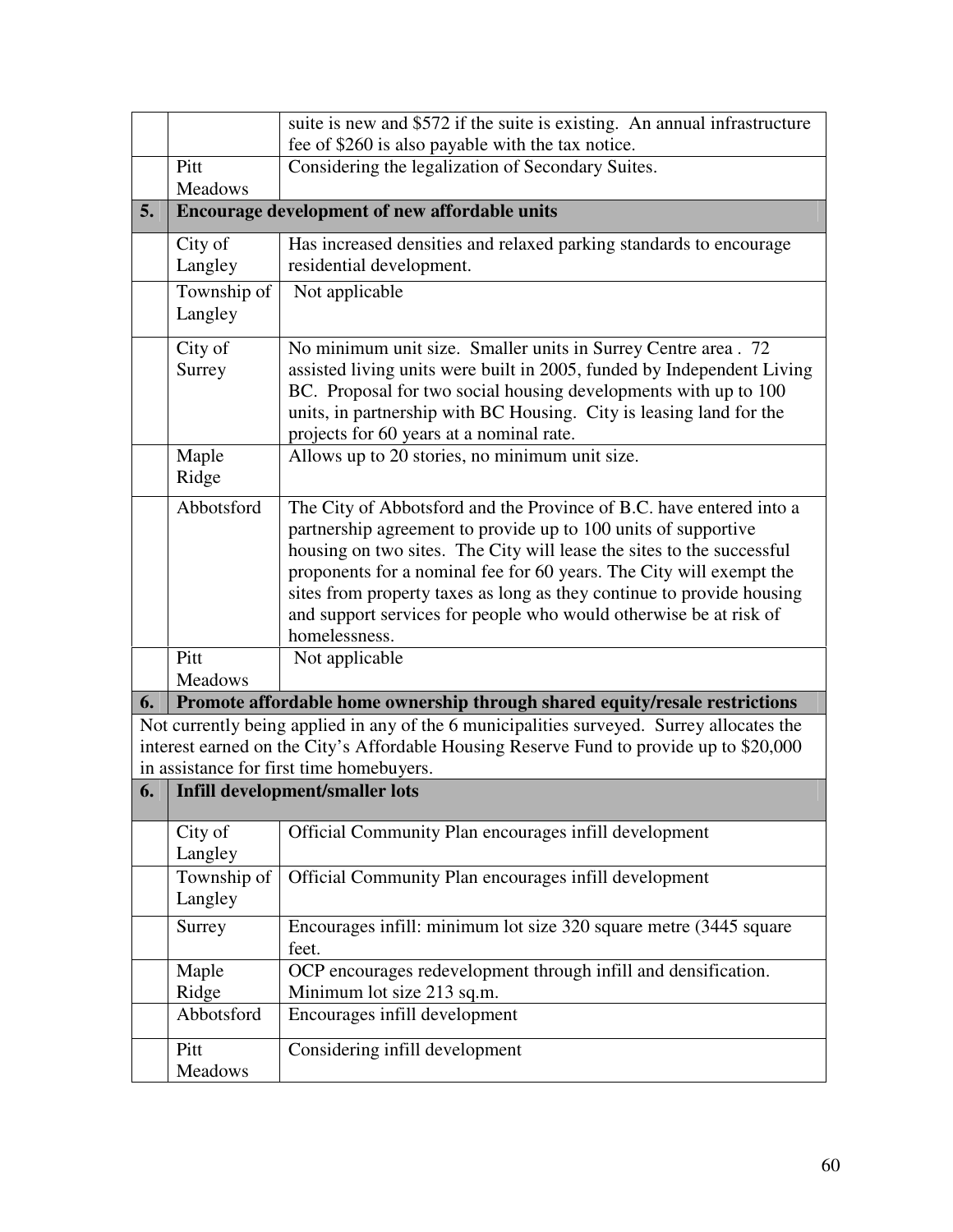| | | |
|---|---|---|
| | | suite is new and $572 if the suite is existing. An annual infrastructure fee of $260 is also payable with the tax notice. |
| | Pitt Meadows | Considering the legalization of Secondary Suites. |
| **5.** | **Encourage development of new affordable units** | |
| | City of Langley | Has increased densities and relaxed parking standards to encourage residential development. |
| | Township of Langley | Not applicable |
| | City of Surrey | No minimum unit size. Smaller units in Surrey Centre area . 72 assisted living units were built in 2005, funded by Independent Living BC. Proposal for two social housing developments with up to 100 units, in partnership with BC Housing. City is leasing land for the projects for 60 years at a nominal rate. |
| | Maple Ridge | Allows up to 20 stories, no minimum unit size. |
| | Abbotsford | The City of Abbotsford and the Province of B.C. have entered into a partnership agreement to provide up to 100 units of supportive housing on two sites. The City will lease the sites to the successful proponents for a nominal fee for 60 years. The City will exempt the sites from property taxes as long as they continue to provide housing and support services for people who would otherwise be at risk of homelessness. |
| | Pitt Meadows | Not applicable |
| **6.** | **Promote affordable home ownership through shared equity/resale restrictions** | |
| Not currently being applied in any of the 6 municipalities surveyed. Surrey allocates the interest earned on the City's Affordable Housing Reserve Fund to provide up to $20,000 in assistance for first time homebuyers. | | |
| **6.** | **Infill development/smaller lots** | |
| | City of Langley | Official Community Plan encourages infill development |
| | Township of Langley | Official Community Plan encourages infill development |
| | Surrey | Encourages infill: minimum lot size 320 square metre (3445 square feet. |
| | Maple Ridge | OCP encourages redevelopment through infill and densification. Minimum lot size 213 sq.m. |
| | Abbotsford | Encourages infill development |
| | Pitt Meadows | Considering infill development |